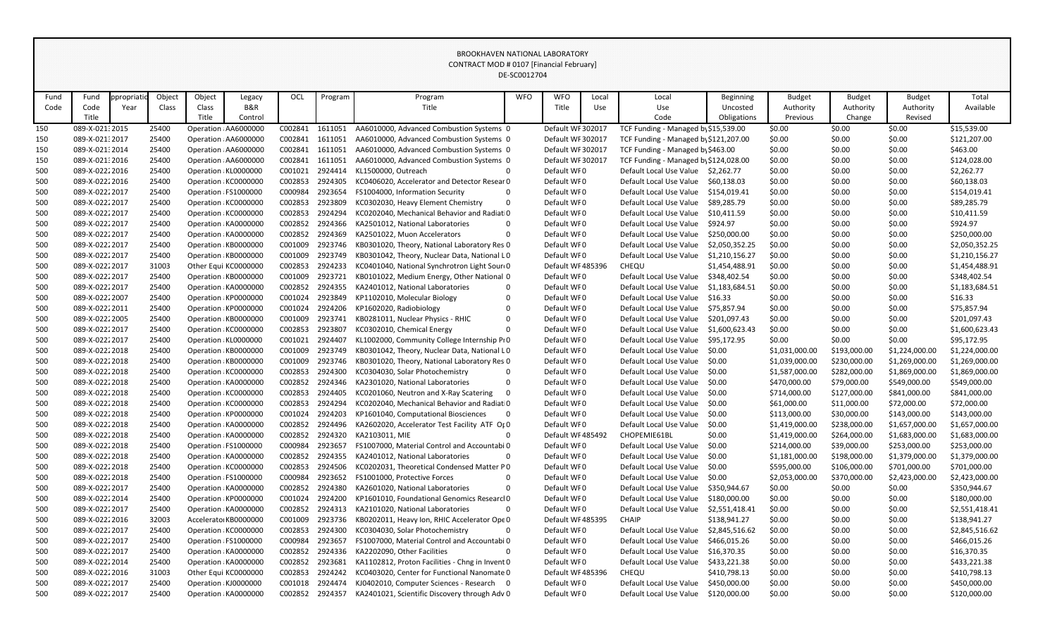# BROOKHAVEN NATIONAL LABORATORY

CONTRACT MOD # 0107 [Financial February]

DE-SC0012704

| Fund Code | Fund Code Title | ppropriatio Year | Object Class | Object Class Title | Legacy B&R Control | OCL | Program | Program Title | WFO | WFO Title | Local Use | Local Use Code | Beginning Uncosted Obligations | Budget Authority Previous | Budget Authority Change | Budget Authority Revised | Total Available |
|---|---|---|---|---|---|---|---|---|---|---|---|---|---|---|---|---|---|
| 150 | 089-X-021:2015 | | 25400 | Operation : | AA6000000 | C002841 | 1611051 | AA6010000, Advanced Combustion Systems | 0 | Default WF | 302017 | TCF Funding - Managed by | $15,539.00 | $0.00 | $0.00 | $0.00 | $15,539.00 |
| 150 | 089-X-021:2017 | | 25400 | Operation : | AA6000000 | C002841 | 1611051 | AA6010000, Advanced Combustion Systems | 0 | Default WF | 302017 | TCF Funding - Managed by | $121,207.00 | $0.00 | $0.00 | $0.00 | $121,207.00 |
| 150 | 089-X-021:2014 | | 25400 | Operation : | AA6000000 | C002841 | 1611051 | AA6010000, Advanced Combustion Systems | 0 | Default WF | 302017 | TCF Funding - Managed by | $463.00 | $0.00 | $0.00 | $0.00 | $463.00 |
| 150 | 089-X-021:2016 | | 25400 | Operation : | AA6000000 | C002841 | 1611051 | AA6010000, Advanced Combustion Systems | 0 | Default WF | 302017 | TCF Funding - Managed by | $124,028.00 | $0.00 | $0.00 | $0.00 | $124,028.00 |
| 500 | 089-X-022:2016 | | 25400 | Operation : | KL0000000 | C001021 | 2924414 | KL1500000, Outreach | 0 | Default WF | 0 | Default Local Use Value | $2,262.77 | $0.00 | $0.00 | $0.00 | $2,262.77 |
| 500 | 089-X-022:2016 | | 25400 | Operation : | KC0000000 | C002853 | 2924305 | KC0406020, Accelerator and Detector Resear | 0 | Default WF | 0 | Default Local Use Value | $60,138.03 | $0.00 | $0.00 | $0.00 | $60,138.03 |
| 500 | 089-X-022:2017 | | 25400 | Operation : | FS1000000 | C000984 | 2923654 | FS1004000, Information Security | 0 | Default WF | 0 | Default Local Use Value | $154,019.41 | $0.00 | $0.00 | $0.00 | $154,019.41 |
| 500 | 089-X-022:2017 | | 25400 | Operation : | KC0000000 | C002853 | 2923809 | KC0302030, Heavy Element Chemistry | 0 | Default WF | 0 | Default Local Use Value | $89,285.79 | $0.00 | $0.00 | $0.00 | $89,285.79 |
| 500 | 089-X-022:2017 | | 25400 | Operation : | KC0000000 | C002853 | 2924294 | KC0202040, Mechanical Behavior and Radiat | 0 | Default WF | 0 | Default Local Use Value | $10,411.59 | $0.00 | $0.00 | $0.00 | $10,411.59 |
| 500 | 089-X-022:2017 | | 25400 | Operation : | KA0000000 | C002852 | 2924366 | KA2501012, National Laboratories | 0 | Default WF | 0 | Default Local Use Value | $924.97 | $0.00 | $0.00 | $0.00 | $924.97 |
| 500 | 089-X-022:2017 | | 25400 | Operation : | KA0000000 | C002852 | 2924369 | KA2501022, Muon Accelerators | 0 | Default WF | 0 | Default Local Use Value | $250,000.00 | $0.00 | $0.00 | $0.00 | $250,000.00 |
| 500 | 089-X-022:2017 | | 25400 | Operation : | KB0000000 | C001009 | 2923746 | KB0301020, Theory, National Laboratory Res | 0 | Default WF | 0 | Default Local Use Value | $2,050,352.25 | $0.00 | $0.00 | $0.00 | $2,050,352.25 |
| 500 | 089-X-022:2017 | | 25400 | Operation : | KB0000000 | C001009 | 2923749 | KB0301042, Theory, Nuclear Data, National L | 0 | Default WF | 0 | Default Local Use Value | $1,210,156.27 | $0.00 | $0.00 | $0.00 | $1,210,156.27 |
| 500 | 089-X-022:2017 | | 31003 | Other Equi | KC0000000 | C002853 | 2924233 | KC0401040, National Synchrotron Light Sour | 0 | Default WF | 485396 | CHEQU | $1,454,488.91 | $0.00 | $0.00 | $0.00 | $1,454,488.91 |
| 500 | 089-X-022:2017 | | 25400 | Operation : | KB0000000 | C001009 | 2923721 | KB0101022, Medium Energy, Other National | 0 | Default WF | 0 | Default Local Use Value | $348,402.54 | $0.00 | $0.00 | $0.00 | $348,402.54 |
| 500 | 089-X-022:2017 | | 25400 | Operation : | KA0000000 | C002852 | 2924355 | KA2401012, National Laboratories | 0 | Default WF | 0 | Default Local Use Value | $1,183,684.51 | $0.00 | $0.00 | $0.00 | $1,183,684.51 |
| 500 | 089-X-022:2007 | | 25400 | Operation : | KP0000000 | C001024 | 2923849 | KP1102010, Molecular Biology | 0 | Default WF | 0 | Default Local Use Value | $16.33 | $0.00 | $0.00 | $0.00 | $16.33 |
| 500 | 089-X-022:2011 | | 25400 | Operation : | KP0000000 | C001024 | 2924206 | KP1602020, Radiobiology | 0 | Default WF | 0 | Default Local Use Value | $75,857.94 | $0.00 | $0.00 | $0.00 | $75,857.94 |
| 500 | 089-X-022:2005 | | 25400 | Operation : | KB0000000 | C001009 | 2923741 | KB0281011, Nuclear Physics - RHIC | 0 | Default WF | 0 | Default Local Use Value | $201,097.43 | $0.00 | $0.00 | $0.00 | $201,097.43 |
| 500 | 089-X-022:2017 | | 25400 | Operation : | KC0000000 | C002853 | 2923807 | KC0302010, Chemical Energy | 0 | Default WF | 0 | Default Local Use Value | $1,600,623.43 | $0.00 | $0.00 | $0.00 | $1,600,623.43 |
| 500 | 089-X-022:2017 | | 25400 | Operation : | KL0000000 | C001021 | 2924407 | KL1002000, Community College Internship P | 0 | Default WF | 0 | Default Local Use Value | $95,172.95 | $0.00 | $0.00 | $0.00 | $95,172.95 |
| 500 | 089-X-022:2018 | | 25400 | Operation : | KB0000000 | C001009 | 2923749 | KB0301042, Theory, Nuclear Data, National L | 0 | Default WF | 0 | Default Local Use Value | $0.00 | $1,031,000.00 | $193,000.00 | $1,224,000.00 | $1,224,000.00 |
| 500 | 089-X-022:2018 | | 25400 | Operation : | KB0000000 | C001009 | 2923746 | KB0301020, Theory, National Laboratory Res | 0 | Default WF | 0 | Default Local Use Value | $0.00 | $1,039,000.00 | $230,000.00 | $1,269,000.00 | $1,269,000.00 |
| 500 | 089-X-022:2018 | | 25400 | Operation : | KC0000000 | C002853 | 2924300 | KC0304030, Solar Photochemistry | 0 | Default WF | 0 | Default Local Use Value | $0.00 | $1,587,000.00 | $282,000.00 | $1,869,000.00 | $1,869,000.00 |
| 500 | 089-X-022:2018 | | 25400 | Operation : | KA0000000 | C002852 | 2924346 | KA2301020, National Laboratories | 0 | Default WF | 0 | Default Local Use Value | $0.00 | $470,000.00 | $79,000.00 | $549,000.00 | $549,000.00 |
| 500 | 089-X-022:2018 | | 25400 | Operation : | KC0000000 | C002853 | 2924405 | KC0201060, Neutron and X-Ray Scattering | 0 | Default WF | 0 | Default Local Use Value | $0.00 | $714,000.00 | $127,000.00 | $841,000.00 | $841,000.00 |
| 500 | 089-X-022:2018 | | 25400 | Operation : | KC0000000 | C002853 | 2924294 | KC0202040, Mechanical Behavior and Radiat | 0 | Default WF | 0 | Default Local Use Value | $0.00 | $61,000.00 | $11,000.00 | $72,000.00 | $72,000.00 |
| 500 | 089-X-022:2018 | | 25400 | Operation : | KP0000000 | C001024 | 2924203 | KP1601040, Computational Biosciences | 0 | Default WF | 0 | Default Local Use Value | $0.00 | $113,000.00 | $30,000.00 | $143,000.00 | $143,000.00 |
| 500 | 089-X-022:2018 | | 25400 | Operation : | KA0000000 | C002852 | 2924496 | KA2602020, Accelerator Test Facility ATF Op | 0 | Default WF | 0 | Default Local Use Value | $0.00 | $1,419,000.00 | $238,000.00 | $1,657,000.00 | $1,657,000.00 |
| 500 | 089-X-022:2018 | | 25400 | Operation : | KA0000000 | C002852 | 2924320 | KA2103011, MIE | 0 | Default WF | 485492 | CHOPEMIE61BL | $0.00 | $1,419,000.00 | $264,000.00 | $1,683,000.00 | $1,683,000.00 |
| 500 | 089-X-022:2018 | | 25400 | Operation : | FS1000000 | C000984 | 2923657 | FS1007000, Material Control and Accountabi | 0 | Default WF | 0 | Default Local Use Value | $0.00 | $214,000.00 | $39,000.00 | $253,000.00 | $253,000.00 |
| 500 | 089-X-022:2018 | | 25400 | Operation : | KA0000000 | C002852 | 2924355 | KA2401012, National Laboratories | 0 | Default WF | 0 | Default Local Use Value | $0.00 | $1,181,000.00 | $198,000.00 | $1,379,000.00 | $1,379,000.00 |
| 500 | 089-X-022:2018 | | 25400 | Operation : | KC0000000 | C002853 | 2924506 | KC0202031, Theoretical Condensed Matter P | 0 | Default WF | 0 | Default Local Use Value | $0.00 | $595,000.00 | $106,000.00 | $701,000.00 | $701,000.00 |
| 500 | 089-X-022:2018 | | 25400 | Operation : | FS1000000 | C000984 | 2923652 | FS1001000, Protective Forces | 0 | Default WF | 0 | Default Local Use Value | $0.00 | $2,053,000.00 | $370,000.00 | $2,423,000.00 | $2,423,000.00 |
| 500 | 089-X-022:2017 | | 25400 | Operation : | KA0000000 | C002852 | 2924380 | KA2601020, National Laboratories | 0 | Default WF | 0 | Default Local Use Value | $350,944.67 | $0.00 | $0.00 | $0.00 | $350,944.67 |
| 500 | 089-X-022:2014 | | 25400 | Operation : | KP0000000 | C001024 | 2924200 | KP1601010, Foundational Genomics Researc | 0 | Default WF | 0 | Default Local Use Value | $180,000.00 | $0.00 | $0.00 | $0.00 | $180,000.00 |
| 500 | 089-X-022:2017 | | 25400 | Operation : | KA0000000 | C002852 | 2924313 | KA2101020, National Laboratories | 0 | Default WF | 0 | Default Local Use Value | $2,551,418.41 | $0.00 | $0.00 | $0.00 | $2,551,418.41 |
| 500 | 089-X-022:2016 | | 32003 | Accelerato | KB0000000 | C001009 | 2923736 | KB0202011, Heavy Ion, RHIC Accelerator Ope | 0 | Default WF | 485395 | CHAIP | $138,941.27 | $0.00 | $0.00 | $0.00 | $138,941.27 |
| 500 | 089-X-022:2017 | | 25400 | Operation : | KC0000000 | C002853 | 2924300 | KC0304030, Solar Photochemistry | 0 | Default WF | 0 | Default Local Use Value | $2,845,516.62 | $0.00 | $0.00 | $0.00 | $2,845,516.62 |
| 500 | 089-X-022:2017 | | 25400 | Operation : | FS1000000 | C000984 | 2923657 | FS1007000, Material Control and Accountabi | 0 | Default WF | 0 | Default Local Use Value | $466,015.26 | $0.00 | $0.00 | $0.00 | $466,015.26 |
| 500 | 089-X-022:2017 | | 25400 | Operation : | KA0000000 | C002852 | 2924336 | KA2202090, Other Facilities | 0 | Default WF | 0 | Default Local Use Value | $16,370.35 | $0.00 | $0.00 | $0.00 | $16,370.35 |
| 500 | 089-X-022:2014 | | 25400 | Operation : | KA0000000 | C002852 | 2923681 | KA1102812, Proton Facilities - Chng in Invent | 0 | Default WF | 0 | Default Local Use Value | $433,221.38 | $0.00 | $0.00 | $0.00 | $433,221.38 |
| 500 | 089-X-022:2016 | | 31003 | Other Equi | KC0000000 | C002853 | 2924242 | KC0403020, Center for Functional Nanomate | 0 | Default WF | 485396 | CHEQU | $410,798.13 | $0.00 | $0.00 | $0.00 | $410,798.13 |
| 500 | 089-X-022:2017 | | 25400 | Operation : | KJ0000000 | C001018 | 2924474 | KJ0402010, Computer Sciences - Research | 0 | Default WF | 0 | Default Local Use Value | $450,000.00 | $0.00 | $0.00 | $0.00 | $450,000.00 |
| 500 | 089-X-022:2017 | | 25400 | Operation : | KA0000000 | C002852 | 2924357 | KA2401021, Scientific Discovery through Adv | 0 | Default WF | 0 | Default Local Use Value | $120,000.00 | $0.00 | $0.00 | $0.00 | $120,000.00 |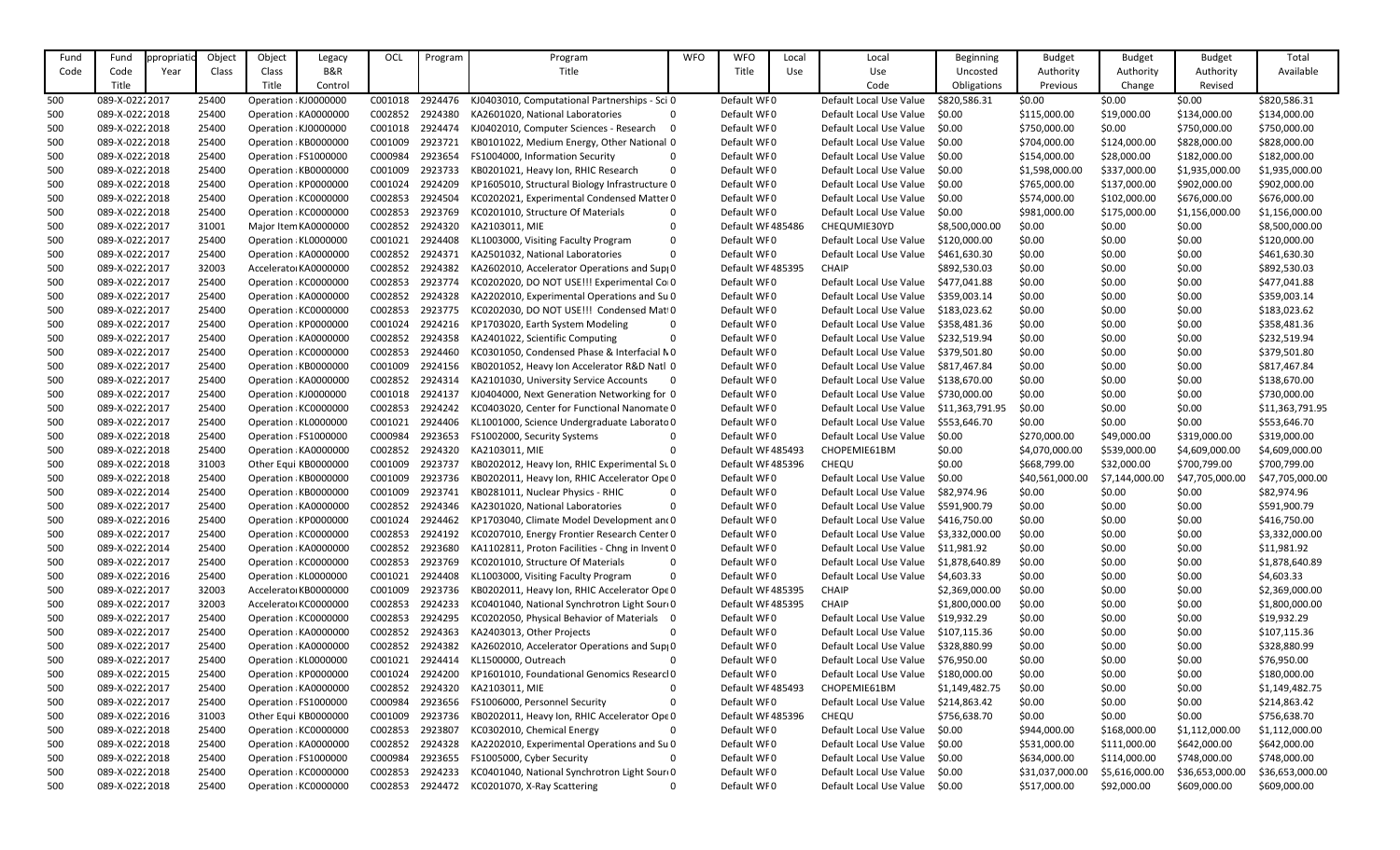| Fund Code | Fund Code Title | Appropriation Year | Object Class | Object Class Title | Legacy B&R Control | OCL | Program | Program Title | WFO | WFO Title | Local Use | Local Use Code | Beginning Uncosted Obligations | Budget Authority Previous | Budget Authority Change | Budget Authority Revised | Total Available |
|---|---|---|---|---|---|---|---|---|---|---|---|---|---|---|---|---|---|
| 500 | 089-X-0222 | 2017 | 25400 | Operation | KJ0000000 | C001018 | 2924476 | KJ0403010, Computational Partnerships - Sci | 0 | Default WFO | 0 | Default Local Use Value | $820,586.31 | $0.00 | $0.00 | $0.00 | $820,586.31 |
| 500 | 089-X-0222 | 2018 | 25400 | Operation | KA0000000 | C002852 | 2924380 | KA2601020, National Laboratories | 0 | Default WFO | 0 | Default Local Use Value | $0.00 | $115,000.00 | $19,000.00 | $134,000.00 | $134,000.00 |
| 500 | 089-X-0222 | 2018 | 25400 | Operation | KJ0000000 | C001018 | 2924474 | KJ0402010, Computer Sciences - Research | 0 | Default WFO | 0 | Default Local Use Value | $0.00 | $750,000.00 | $0.00 | $750,000.00 | $750,000.00 |
| 500 | 089-X-0222 | 2018 | 25400 | Operation | KB0000000 | C001009 | 2923721 | KB0101022, Medium Energy, Other National | 0 | Default WFO | 0 | Default Local Use Value | $0.00 | $704,000.00 | $124,000.00 | $828,000.00 | $828,000.00 |
| 500 | 089-X-0222 | 2018 | 25400 | Operation | FS1000000 | C000984 | 2923654 | FS1004000, Information Security | 0 | Default WFO | 0 | Default Local Use Value | $0.00 | $154,000.00 | $28,000.00 | $182,000.00 | $182,000.00 |
| 500 | 089-X-0222 | 2018 | 25400 | Operation | KB0000000 | C001009 | 2923733 | KB0201021, Heavy Ion, RHIC Research | 0 | Default WFO | 0 | Default Local Use Value | $0.00 | $1,598,000.00 | $337,000.00 | $1,935,000.00 | $1,935,000.00 |
| 500 | 089-X-0222 | 2018 | 25400 | Operation | KP0000000 | C001024 | 2924209 | KP1605010, Structural Biology Infrastructure | 0 | Default WFO | 0 | Default Local Use Value | $0.00 | $765,000.00 | $137,000.00 | $902,000.00 | $902,000.00 |
| 500 | 089-X-0222 | 2018 | 25400 | Operation | KC0000000 | C002853 | 2924504 | KC0202021, Experimental Condensed Matter | 0 | Default WFO | 0 | Default Local Use Value | $0.00 | $574,000.00 | $102,000.00 | $676,000.00 | $676,000.00 |
| 500 | 089-X-0222 | 2018 | 25400 | Operation | KC0000000 | C002853 | 2923769 | KC0201010, Structure Of Materials | 0 | Default WFO | 0 | Default Local Use Value | $0.00 | $981,000.00 | $175,000.00 | $1,156,000.00 | $1,156,000.00 |
| 500 | 089-X-0222 | 2017 | 31001 | Major Item | KA0000000 | C002852 | 2924320 | KA2103011, MIE | 0 | Default WFO | 485486 | CHEQUMIE30YD | $8,500,000.00 | $0.00 | $0.00 | $0.00 | $8,500,000.00 |
| 500 | 089-X-0222 | 2017 | 25400 | Operation | KL0000000 | C001021 | 2924408 | KL1003000, Visiting Faculty Program | 0 | Default WFO | 0 | Default Local Use Value | $120,000.00 | $0.00 | $0.00 | $0.00 | $120,000.00 |
| 500 | 089-X-0222 | 2017 | 25400 | Operation | KA0000000 | C002852 | 2924371 | KA2501032, National Laboratories | 0 | Default WFO | 0 | Default Local Use Value | $461,630.30 | $0.00 | $0.00 | $0.00 | $461,630.30 |
| 500 | 089-X-0222 | 2017 | 32003 | Accelerator | KA0000000 | C002852 | 2924382 | KA2602010, Accelerator Operations and Supp | 0 | Default WFO | 485395 | CHAIP | $892,530.03 | $0.00 | $0.00 | $0.00 | $892,530.03 |
| 500 | 089-X-0222 | 2017 | 25400 | Operation | KC0000000 | C002853 | 2923774 | KC0202020, DO NOT USE!!! Experimental Co | 0 | Default WFO | 0 | Default Local Use Value | $477,041.88 | $0.00 | $0.00 | $0.00 | $477,041.88 |
| 500 | 089-X-0222 | 2017 | 25400 | Operation | KA0000000 | C002852 | 2924328 | KA2202010, Experimental Operations and Su | 0 | Default WFO | 0 | Default Local Use Value | $359,003.14 | $0.00 | $0.00 | $0.00 | $359,003.14 |
| 500 | 089-X-0222 | 2017 | 25400 | Operation | KC0000000 | C002853 | 2923775 | KC0202030, DO NOT USE!!! Condensed Mat | 0 | Default WFO | 0 | Default Local Use Value | $183,023.62 | $0.00 | $0.00 | $0.00 | $183,023.62 |
| 500 | 089-X-0222 | 2017 | 25400 | Operation | KP0000000 | C001024 | 2924216 | KP1703020, Earth System Modeling | 0 | Default WFO | 0 | Default Local Use Value | $358,481.36 | $0.00 | $0.00 | $0.00 | $358,481.36 |
| 500 | 089-X-0222 | 2017 | 25400 | Operation | KA0000000 | C002852 | 2924358 | KA2401022, Scientific Computing | 0 | Default WFO | 0 | Default Local Use Value | $232,519.94 | $0.00 | $0.00 | $0.00 | $232,519.94 |
| 500 | 089-X-0222 | 2017 | 25400 | Operation | KC0000000 | C002853 | 2924460 | KC0301050, Condensed Phase & Interfacial M | 0 | Default WFO | 0 | Default Local Use Value | $379,501.80 | $0.00 | $0.00 | $0.00 | $379,501.80 |
| 500 | 089-X-0222 | 2017 | 25400 | Operation | KB0000000 | C001009 | 2924156 | KB0201052, Heavy Ion Accelerator R&D Natl | 0 | Default WFO | 0 | Default Local Use Value | $817,467.84 | $0.00 | $0.00 | $0.00 | $817,467.84 |
| 500 | 089-X-0222 | 2017 | 25400 | Operation | KA0000000 | C002852 | 2924314 | KA2101030, University Service Accounts | 0 | Default WFO | 0 | Default Local Use Value | $138,670.00 | $0.00 | $0.00 | $0.00 | $138,670.00 |
| 500 | 089-X-0222 | 2017 | 25400 | Operation | KJ0000000 | C001018 | 2924137 | KJ0404000, Next Generation Networking for | 0 | Default WFO | 0 | Default Local Use Value | $730,000.00 | $0.00 | $0.00 | $0.00 | $730,000.00 |
| 500 | 089-X-0222 | 2017 | 25400 | Operation | KC0000000 | C002853 | 2924242 | KC0403020, Center for Functional Nanomate | 0 | Default WFO | 0 | Default Local Use Value | $11,363,791.95 | $0.00 | $0.00 | $0.00 | $11,363,791.95 |
| 500 | 089-X-0222 | 2017 | 25400 | Operation | KL0000000 | C001021 | 2924406 | KL1001000, Science Undergraduate Laborato | 0 | Default WFO | 0 | Default Local Use Value | $553,646.70 | $0.00 | $0.00 | $0.00 | $553,646.70 |
| 500 | 089-X-0222 | 2018 | 25400 | Operation | FS1000000 | C000984 | 2923653 | FS1002000, Security Systems | 0 | Default WFO | 0 | Default Local Use Value | $0.00 | $270,000.00 | $49,000.00 | $319,000.00 | $319,000.00 |
| 500 | 089-X-0222 | 2018 | 25400 | Operation | KA0000000 | C002852 | 2924320 | KA2103011, MIE | 0 | Default WFO | 485493 | CHOPEMIE61BM | $0.00 | $4,070,000.00 | $539,000.00 | $4,609,000.00 | $4,609,000.00 |
| 500 | 089-X-0222 | 2018 | 31003 | Other Equi | KB0000000 | C001009 | 2923737 | KB0202012, Heavy Ion, RHIC Experimental Su | 0 | Default WFO | 485396 | CHEQU | $0.00 | $668,799.00 | $32,000.00 | $700,799.00 | $700,799.00 |
| 500 | 089-X-0222 | 2018 | 25400 | Operation | KB0000000 | C001009 | 2923736 | KB0202011, Heavy Ion, RHIC Accelerator Ope | 0 | Default WFO | 0 | Default Local Use Value | $0.00 | $40,561,000.00 | $7,144,000.00 | $47,705,000.00 | $47,705,000.00 |
| 500 | 089-X-0222 | 2014 | 25400 | Operation | KB0000000 | C001009 | 2923741 | KB0281011, Nuclear Physics - RHIC | 0 | Default WFO | 0 | Default Local Use Value | $82,974.96 | $0.00 | $0.00 | $0.00 | $82,974.96 |
| 500 | 089-X-0222 | 2017 | 25400 | Operation | KA0000000 | C002852 | 2924346 | KA2301020, National Laboratories | 0 | Default WFO | 0 | Default Local Use Value | $591,900.79 | $0.00 | $0.00 | $0.00 | $591,900.79 |
| 500 | 089-X-0222 | 2016 | 25400 | Operation | KP0000000 | C001024 | 2924462 | KP1703040, Climate Model Development and | 0 | Default WFO | 0 | Default Local Use Value | $416,750.00 | $0.00 | $0.00 | $0.00 | $416,750.00 |
| 500 | 089-X-0222 | 2017 | 25400 | Operation | KC0000000 | C002853 | 2924192 | KC0207010, Energy Frontier Research Center | 0 | Default WFO | 0 | Default Local Use Value | $3,332,000.00 | $0.00 | $0.00 | $0.00 | $3,332,000.00 |
| 500 | 089-X-0222 | 2014 | 25400 | Operation | KA0000000 | C002852 | 2923680 | KA1102811, Proton Facilities - Chng in Invent | 0 | Default WFO | 0 | Default Local Use Value | $11,981.92 | $0.00 | $0.00 | $0.00 | $11,981.92 |
| 500 | 089-X-0222 | 2017 | 25400 | Operation | KC0000000 | C002853 | 2923769 | KC0201010, Structure Of Materials | 0 | Default WFO | 0 | Default Local Use Value | $1,878,640.89 | $0.00 | $0.00 | $0.00 | $1,878,640.89 |
| 500 | 089-X-0222 | 2016 | 25400 | Operation | KL0000000 | C001021 | 2924408 | KL1003000, Visiting Faculty Program | 0 | Default WFO | 0 | Default Local Use Value | $4,603.33 | $0.00 | $0.00 | $0.00 | $4,603.33 |
| 500 | 089-X-0222 | 2017 | 32003 | Accelerator | KB0000000 | C001009 | 2923736 | KB0202011, Heavy Ion, RHIC Accelerator Ope | 0 | Default WFO | 485395 | CHAIP | $2,369,000.00 | $0.00 | $0.00 | $0.00 | $2,369,000.00 |
| 500 | 089-X-0222 | 2017 | 32003 | Accelerator | KC0000000 | C002853 | 2924233 | KC0401040, National Synchrotron Light Sour | 0 | Default WFO | 485395 | CHAIP | $1,800,000.00 | $0.00 | $0.00 | $0.00 | $1,800,000.00 |
| 500 | 089-X-0222 | 2017 | 25400 | Operation | KC0000000 | C002853 | 2924295 | KC0202050, Physical Behavior of Materials | 0 | Default WFO | 0 | Default Local Use Value | $19,932.29 | $0.00 | $0.00 | $0.00 | $19,932.29 |
| 500 | 089-X-0222 | 2017 | 25400 | Operation | KA0000000 | C002852 | 2924363 | KA2403013, Other Projects | 0 | Default WFO | 0 | Default Local Use Value | $107,115.36 | $0.00 | $0.00 | $0.00 | $107,115.36 |
| 500 | 089-X-0222 | 2017 | 25400 | Operation | KA0000000 | C002852 | 2924382 | KA2602010, Accelerator Operations and Supp | 0 | Default WFO | 0 | Default Local Use Value | $328,880.99 | $0.00 | $0.00 | $0.00 | $328,880.99 |
| 500 | 089-X-0222 | 2017 | 25400 | Operation | KL0000000 | C001021 | 2924414 | KL1500000, Outreach | 0 | Default WFO | 0 | Default Local Use Value | $76,950.00 | $0.00 | $0.00 | $0.00 | $76,950.00 |
| 500 | 089-X-0222 | 2015 | 25400 | Operation | KP0000000 | C001024 | 2924200 | KP1601010, Foundational Genomics Researc | 0 | Default WFO | 0 | Default Local Use Value | $180,000.00 | $0.00 | $0.00 | $0.00 | $180,000.00 |
| 500 | 089-X-0222 | 2017 | 25400 | Operation | KA0000000 | C002852 | 2924320 | KA2103011, MIE | 0 | Default WFO | 485493 | CHOPEMIE61BM | $1,149,482.75 | $0.00 | $0.00 | $0.00 | $1,149,482.75 |
| 500 | 089-X-0222 | 2017 | 25400 | Operation | FS1000000 | C000984 | 2923656 | FS1006000, Personnel Security | 0 | Default WFO | 0 | Default Local Use Value | $214,863.42 | $0.00 | $0.00 | $0.00 | $214,863.42 |
| 500 | 089-X-0222 | 2016 | 31003 | Other Equi | KB0000000 | C001009 | 2923736 | KB0202011, Heavy Ion, RHIC Accelerator Ope | 0 | Default WFO | 485396 | CHEQU | $756,638.70 | $0.00 | $0.00 | $0.00 | $756,638.70 |
| 500 | 089-X-0222 | 2018 | 25400 | Operation | KC0000000 | C002853 | 2923807 | KC0302010, Chemical Energy | 0 | Default WFO | 0 | Default Local Use Value | $0.00 | $944,000.00 | $168,000.00 | $1,112,000.00 | $1,112,000.00 |
| 500 | 089-X-0222 | 2018 | 25400 | Operation | KA0000000 | C002852 | 2924328 | KA2202010, Experimental Operations and Su | 0 | Default WFO | 0 | Default Local Use Value | $0.00 | $531,000.00 | $111,000.00 | $642,000.00 | $642,000.00 |
| 500 | 089-X-0222 | 2018 | 25400 | Operation | FS1000000 | C000984 | 2923655 | FS1005000, Cyber Security | 0 | Default WFO | 0 | Default Local Use Value | $0.00 | $634,000.00 | $114,000.00 | $748,000.00 | $748,000.00 |
| 500 | 089-X-0222 | 2018 | 25400 | Operation | KC0000000 | C002853 | 2924233 | KC0401040, National Synchrotron Light Sour | 0 | Default WFO | 0 | Default Local Use Value | $0.00 | $31,037,000.00 | $5,616,000.00 | $36,653,000.00 | $36,653,000.00 |
| 500 | 089-X-0222 | 2018 | 25400 | Operation | KC0000000 | C002853 | 2924472 | KC0201070, X-Ray Scattering | 0 | Default WFO | 0 | Default Local Use Value | $0.00 | $517,000.00 | $92,000.00 | $609,000.00 | $609,000.00 |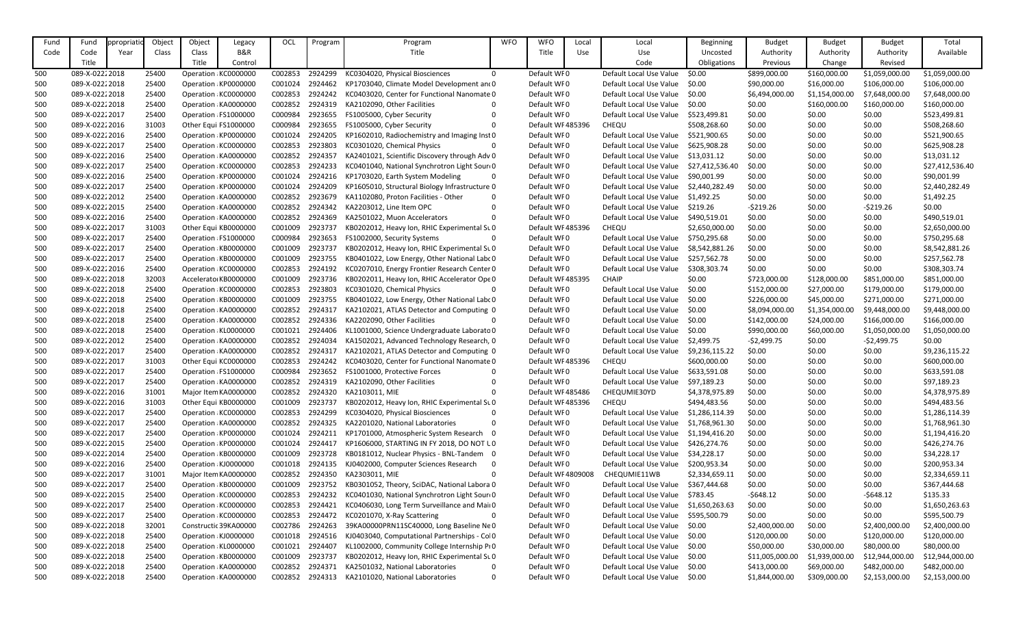| Fund Code | Fund Code Title | Appropriation Year | Object Class | Object Class Title | Legacy B&R Control | OCL | Program | Program Title | WFO | WFO Title | Local Use | Local Use Code | Beginning Uncosted Obligations | Budget Authority Previous | Budget Authority Change | Budget Authority Revised | Total Available |
|---|---|---|---|---|---|---|---|---|---|---|---|---|---|---|---|---|---|
| 500 | 089-X-0222 | 2018 | 25400 | Operation | KC0000000 | C002853 | 2924299 | KC0304020, Physical Biosciences | 0 | Default WFO | 0 | Default Local Use Value | $0.00 | $899,000.00 | $160,000.00 | $1,059,000.00 | $1,059,000.00 |
| 500 | 089-X-0222 | 2018 | 25400 | Operation | KP0000000 | C001024 | 2924462 | KP1703040, Climate Model Development and | 0 | Default WFO | 0 | Default Local Use Value | $0.00 | $90,000.00 | $16,000.00 | $106,000.00 | $106,000.00 |
| 500 | 089-X-0222 | 2018 | 25400 | Operation | KC0000000 | C002853 | 2924242 | KC0403020, Center for Functional Nanomate | 0 | Default WFO | 0 | Default Local Use Value | $0.00 | $6,494,000.00 | $1,154,000.00 | $7,648,000.00 | $7,648,000.00 |
| 500 | 089-X-0222 | 2018 | 25400 | Operation | KA0000000 | C002852 | 2924319 | KA2102090, Other Facilities | 0 | Default WFO | 0 | Default Local Use Value | $0.00 | $0.00 | $160,000.00 | $160,000.00 | $160,000.00 |
| 500 | 089-X-0222 | 2017 | 25400 | Operation | FS1000000 | C000984 | 2923655 | FS1005000, Cyber Security | 0 | Default WFO | 0 | Default Local Use Value | $523,499.81 | $0.00 | $0.00 | $0.00 | $523,499.81 |
| 500 | 089-X-0222 | 2016 | 31003 | Other Equi | FS1000000 | C000984 | 2923655 | FS1005000, Cyber Security | 0 | Default WF | 485396 | CHEQU | $508,268.60 | $0.00 | $0.00 | $0.00 | $508,268.60 |
| 500 | 089-X-0222 | 2016 | 25400 | Operation | KP0000000 | C001024 | 2924205 | KP1602010, Radiochemistry and Imaging Inst | 0 | Default WFO | 0 | Default Local Use Value | $521,900.65 | $0.00 | $0.00 | $0.00 | $521,900.65 |
| 500 | 089-X-0222 | 2017 | 25400 | Operation | KC0000000 | C002853 | 2923803 | KC0301020, Chemical Physics | 0 | Default WFO | 0 | Default Local Use Value | $625,908.28 | $0.00 | $0.00 | $0.00 | $625,908.28 |
| 500 | 089-X-0222 | 2016 | 25400 | Operation | KA0000000 | C002852 | 2924357 | KA2401021, Scientific Discovery through Adv | 0 | Default WFO | 0 | Default Local Use Value | $13,031.12 | $0.00 | $0.00 | $0.00 | $13,031.12 |
| 500 | 089-X-0222 | 2017 | 25400 | Operation | KC0000000 | C002853 | 2924233 | KC0401040, National Synchrotron Light Sour | 0 | Default WFO | 0 | Default Local Use Value | $27,412,536.40 | $0.00 | $0.00 | $0.00 | $27,412,536.40 |
| 500 | 089-X-0222 | 2016 | 25400 | Operation | KP0000000 | C001024 | 2924216 | KP1703020, Earth System Modeling | 0 | Default WFO | 0 | Default Local Use Value | $90,001.99 | $0.00 | $0.00 | $0.00 | $90,001.99 |
| 500 | 089-X-0222 | 2017 | 25400 | Operation | KP0000000 | C001024 | 2924209 | KP1605010, Structural Biology Infrastructure | 0 | Default WFO | 0 | Default Local Use Value | $2,440,282.49 | $0.00 | $0.00 | $0.00 | $2,440,282.49 |
| 500 | 089-X-0222 | 2012 | 25400 | Operation | KA0000000 | C002852 | 2923679 | KA1102080, Proton Facilities - Other | 0 | Default WFO | 0 | Default Local Use Value | $1,492.25 | $0.00 | $0.00 | $0.00 | $1,492.25 |
| 500 | 089-X-0222 | 2015 | 25400 | Operation | KA0000000 | C002852 | 2924342 | KA2203012, Line Item OPC | 0 | Default WFO | 0 | Default Local Use Value | $219.26 | -$219.26 | $0.00 | -$219.26 | $0.00 |
| 500 | 089-X-0222 | 2016 | 25400 | Operation | KA0000000 | C002852 | 2924369 | KA2501022, Muon Accelerators | 0 | Default WFO | 0 | Default Local Use Value | $490,519.01 | $0.00 | $0.00 | $0.00 | $490,519.01 |
| 500 | 089-X-0222 | 2017 | 31003 | Other Equi | KB0000000 | C001009 | 2923737 | KB0202012, Heavy Ion, RHIC Experimental Su | 0 | Default WF | 485396 | CHEQU | $2,650,000.00 | $0.00 | $0.00 | $0.00 | $2,650,000.00 |
| 500 | 089-X-0222 | 2017 | 25400 | Operation | FS1000000 | C000984 | 2923653 | FS1002000, Security Systems | 0 | Default WFO | 0 | Default Local Use Value | $750,295.68 | $0.00 | $0.00 | $0.00 | $750,295.68 |
| 500 | 089-X-0222 | 2017 | 25400 | Operation | KB0000000 | C001009 | 2923737 | KB0202012, Heavy Ion, RHIC Experimental Su | 0 | Default WFO | 0 | Default Local Use Value | $8,542,881.26 | $0.00 | $0.00 | $0.00 | $8,542,881.26 |
| 500 | 089-X-0222 | 2017 | 25400 | Operation | KB0000000 | C001009 | 2923755 | KB0401022, Low Energy, Other National Labo | 0 | Default WFO | 0 | Default Local Use Value | $257,562.78 | $0.00 | $0.00 | $0.00 | $257,562.78 |
| 500 | 089-X-0222 | 2016 | 25400 | Operation | KC0000000 | C002853 | 2924192 | KC0207010, Energy Frontier Research Center | 0 | Default WFO | 0 | Default Local Use Value | $308,303.74 | $0.00 | $0.00 | $0.00 | $308,303.74 |
| 500 | 089-X-0222 | 2018 | 32003 | Accelerator | KB0000000 | C001009 | 2923736 | KB0202011, Heavy Ion, RHIC Accelerator Ope | 0 | Default WF | 485395 | CHAIP | $0.00 | $723,000.00 | $128,000.00 | $851,000.00 | $851,000.00 |
| 500 | 089-X-0222 | 2018 | 25400 | Operation | KC0000000 | C002853 | 2923803 | KC0301020, Chemical Physics | 0 | Default WFO | 0 | Default Local Use Value | $0.00 | $152,000.00 | $27,000.00 | $179,000.00 | $179,000.00 |
| 500 | 089-X-0222 | 2018 | 25400 | Operation | KB0000000 | C001009 | 2923755 | KB0401022, Low Energy, Other National Labo | 0 | Default WFO | 0 | Default Local Use Value | $0.00 | $226,000.00 | $45,000.00 | $271,000.00 | $271,000.00 |
| 500 | 089-X-0222 | 2018 | 25400 | Operation | KA0000000 | C002852 | 2924317 | KA2102021, ATLAS Detector and Computing | 0 | Default WFO | 0 | Default Local Use Value | $0.00 | $8,094,000.00 | $1,354,000.00 | $9,448,000.00 | $9,448,000.00 |
| 500 | 089-X-0222 | 2018 | 25400 | Operation | KA0000000 | C002852 | 2924336 | KA2202090, Other Facilities | 0 | Default WFO | 0 | Default Local Use Value | $0.00 | $142,000.00 | $24,000.00 | $166,000.00 | $166,000.00 |
| 500 | 089-X-0222 | 2018 | 25400 | Operation | KL0000000 | C001021 | 2924406 | KL1001000, Science Undergraduate Laborato | 0 | Default WFO | 0 | Default Local Use Value | $0.00 | $990,000.00 | $60,000.00 | $1,050,000.00 | $1,050,000.00 |
| 500 | 089-X-0222 | 2012 | 25400 | Operation | KA0000000 | C002852 | 2924034 | KA1502021, Advanced Technology Research, | 0 | Default WFO | 0 | Default Local Use Value | $2,499.75 | -$2,499.75 | $0.00 | -$2,499.75 | $0.00 |
| 500 | 089-X-0222 | 2017 | 25400 | Operation | KA0000000 | C002852 | 2924317 | KA2102021, ATLAS Detector and Computing | 0 | Default WFO | 0 | Default Local Use Value | $9,236,115.22 | $0.00 | $0.00 | $0.00 | $9,236,115.22 |
| 500 | 089-X-0222 | 2017 | 31003 | Other Equi | KC0000000 | C002853 | 2924242 | KC0403020, Center for Functional Nanomate | 0 | Default WF | 485396 | CHEQU | $600,000.00 | $0.00 | $0.00 | $0.00 | $600,000.00 |
| 500 | 089-X-0222 | 2017 | 25400 | Operation | FS1000000 | C000984 | 2923652 | FS1001000, Protective Forces | 0 | Default WFO | 0 | Default Local Use Value | $633,591.08 | $0.00 | $0.00 | $0.00 | $633,591.08 |
| 500 | 089-X-0222 | 2017 | 25400 | Operation | KA0000000 | C002852 | 2924319 | KA2102090, Other Facilities | 0 | Default WFO | 0 | Default Local Use Value | $97,189.23 | $0.00 | $0.00 | $0.00 | $97,189.23 |
| 500 | 089-X-0222 | 2016 | 31001 | Major Item | KA0000000 | C002852 | 2924320 | KA2103011, MIE | 0 | Default WF | 485486 | CHEQUMIE30YD | $4,378,975.89 | $0.00 | $0.00 | $0.00 | $4,378,975.89 |
| 500 | 089-X-0222 | 2016 | 31003 | Other Equi | KB0000000 | C001009 | 2923737 | KB0202012, Heavy Ion, RHIC Experimental Su | 0 | Default WF | 485396 | CHEQU | $494,483.56 | $0.00 | $0.00 | $0.00 | $494,483.56 |
| 500 | 089-X-0222 | 2017 | 25400 | Operation | KC0000000 | C002853 | 2924299 | KC0304020, Physical Biosciences | 0 | Default WFO | 0 | Default Local Use Value | $1,286,114.39 | $0.00 | $0.00 | $0.00 | $1,286,114.39 |
| 500 | 089-X-0222 | 2017 | 25400 | Operation | KA0000000 | C002852 | 2924325 | KA2201020, National Laboratories | 0 | Default WFO | 0 | Default Local Use Value | $1,768,961.30 | $0.00 | $0.00 | $0.00 | $1,768,961.30 |
| 500 | 089-X-0222 | 2017 | 25400 | Operation | KP0000000 | C001024 | 2924211 | KP1701000, Atmospheric System Research | 0 | Default WFO | 0 | Default Local Use Value | $1,194,416.20 | $0.00 | $0.00 | $0.00 | $1,194,416.20 |
| 500 | 089-X-0222 | 2015 | 25400 | Operation | KP0000000 | C001024 | 2924417 | KP1606000, STARTING IN FY 2018, DO NOT U | 0 | Default WFO | 0 | Default Local Use Value | $426,274.76 | $0.00 | $0.00 | $0.00 | $426,274.76 |
| 500 | 089-X-0222 | 2014 | 25400 | Operation | KB0000000 | C001009 | 2923728 | KB0181012, Nuclear Physics - BNL-Tandem | 0 | Default WFO | 0 | Default Local Use Value | $34,228.17 | $0.00 | $0.00 | $0.00 | $34,228.17 |
| 500 | 089-X-0222 | 2016 | 25400 | Operation | KJ0000000 | C001018 | 2924135 | KJ0402000, Computer Sciences Research | 0 | Default WFO | 0 | Default Local Use Value | $200,953.34 | $0.00 | $0.00 | $0.00 | $200,953.34 |
| 500 | 089-X-0222 | 2017 | 31001 | Major Item | KA0000000 | C002852 | 2924350 | KA2303011, MIE | 0 | Default WF | 4809008 | CHEQUMIE11WB | $2,334,659.11 | $0.00 | $0.00 | $0.00 | $2,334,659.11 |
| 500 | 089-X-0222 | 2017 | 25400 | Operation | KB0000000 | C001009 | 2923752 | KB0301052, Theory, SciDAC, National Labora | 0 | Default WFO | 0 | Default Local Use Value | $367,444.68 | $0.00 | $0.00 | $0.00 | $367,444.68 |
| 500 | 089-X-0222 | 2015 | 25400 | Operation | KC0000000 | C002853 | 2924232 | KC0401030, National Synchrotron Light Sour | 0 | Default WFO | 0 | Default Local Use Value | $783.45 | -$648.12 | $0.00 | -$648.12 | $135.33 |
| 500 | 089-X-0222 | 2017 | 25400 | Operation | KC0000000 | C002853 | 2924421 | KC0406030, Long Term Surveillance and Mai | 0 | Default WFO | 0 | Default Local Use Value | $1,650,263.63 | $0.00 | $0.00 | $0.00 | $1,650,263.63 |
| 500 | 089-X-0222 | 2017 | 25400 | Operation | KC0000000 | C002853 | 2924472 | KC0201070, X-Ray Scattering | 0 | Default WFO | 0 | Default Local Use Value | $595,500.79 | $0.00 | $0.00 | $0.00 | $595,500.79 |
| 500 | 089-X-0222 | 2018 | 32001 | Constructic | 39KA00000 | C002786 | 2924263 | 39KA00000PRN11SC40000, Long Baseline Ne | 0 | Default WFO | 0 | Default Local Use Value | $0.00 | $2,400,000.00 | $0.00 | $2,400,000.00 | $2,400,000.00 |
| 500 | 089-X-0222 | 2018 | 25400 | Operation | KJ0000000 | C001018 | 2924516 | KJ0403040, Computational Partnerships - Col | 0 | Default WFO | 0 | Default Local Use Value | $0.00 | $120,000.00 | $0.00 | $120,000.00 | $120,000.00 |
| 500 | 089-X-0222 | 2018 | 25400 | Operation | KL0000000 | C001021 | 2924407 | KL1002000, Community College Internship Pr | 0 | Default WFO | 0 | Default Local Use Value | $0.00 | $50,000.00 | $30,000.00 | $80,000.00 | $80,000.00 |
| 500 | 089-X-0222 | 2018 | 25400 | Operation | KB0000000 | C001009 | 2923737 | KB0202012, Heavy Ion, RHIC Experimental Su | 0 | Default WFO | 0 | Default Local Use Value | $0.00 | $11,005,000.00 | $1,939,000.00 | $12,944,000.00 | $12,944,000.00 |
| 500 | 089-X-0222 | 2018 | 25400 | Operation | KA0000000 | C002852 | 2924371 | KA2501032, National Laboratories | 0 | Default WFO | 0 | Default Local Use Value | $0.00 | $413,000.00 | $69,000.00 | $482,000.00 | $482,000.00 |
| 500 | 089-X-0222 | 2018 | 25400 | Operation | KA0000000 | C002852 | 2924313 | KA2101020, National Laboratories | 0 | Default WFO | 0 | Default Local Use Value | $0.00 | $1,844,000.00 | $309,000.00 | $2,153,000.00 | $2,153,000.00 |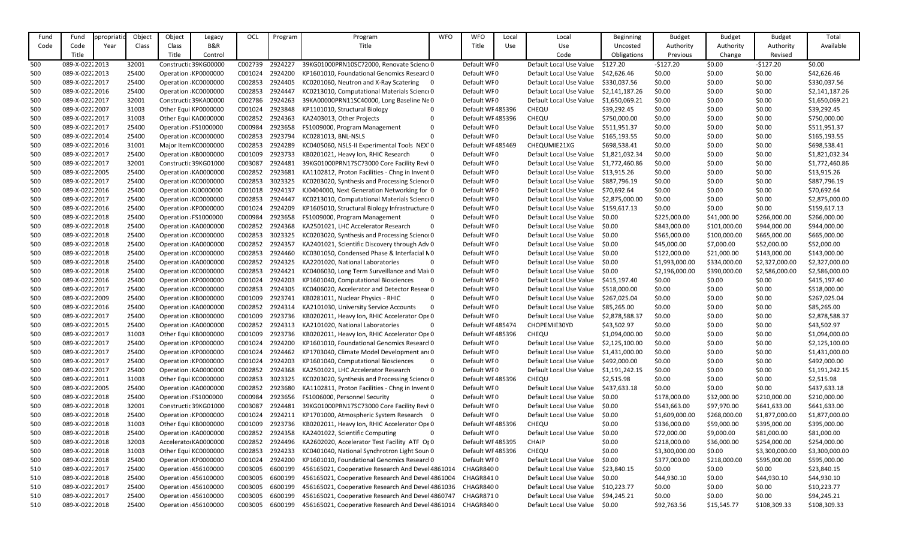| Fund Code | Fund Code Title | Appropriation Year | Object Class | Object Class Title | Legacy B&R Control | OCL | Program | Program Title | WFO | WFO Title | Local Use | Local Use Code | Beginning Uncosted Obligations | Budget Authority Previous | Budget Authority Change | Budget Authority Revised | Total Available |
|---|---|---|---|---|---|---|---|---|---|---|---|---|---|---|---|---|---|
| 500 | 089-X-0222 | 2013 | 32001 | Constructic | 39KG00000 | C002739 | 2924227 | 39KG01000PRN10SC72000, Renovate Scienc | 0 | Default WF | 0 | Default Local Use Value | $127.20 | -$127.20 | $0.00 | -$127.20 | $0.00 |
| 500 | 089-X-0222 | 2013 | 25400 | Operation : | KP0000000 | C001024 | 2924200 | KP1601010, Foundational Genomics Researc | 0 | Default WF | 0 | Default Local Use Value | $42,626.46 | $0.00 | $0.00 | $0.00 | $42,626.46 |
| 500 | 089-X-0222 | 2017 | 25400 | Operation : | KC0000000 | C002853 | 2924405 | KC0201060, Neutron and X-Ray Scattering | 0 | Default WF | 0 | Default Local Use Value | $330,037.56 | $0.00 | $0.00 | $0.00 | $330,037.56 |
| 500 | 089-X-0222 | 2016 | 25400 | Operation : | KC0000000 | C002853 | 2924447 | KC0213010, Computational Materials Scienc | 0 | Default WF | 0 | Default Local Use Value | $2,141,187.26 | $0.00 | $0.00 | $0.00 | $2,141,187.26 |
| 500 | 089-X-0222 | 2017 | 32001 | Constructic | 39KA00000 | C002786 | 2924263 | 39KA00000PRN11SC40000, Long Baseline Ne | 0 | Default WF | 0 | Default Local Use Value | $1,650,069.21 | $0.00 | $0.00 | $0.00 | $1,650,069.21 |
| 500 | 089-X-0222 | 2007 | 31003 | Other Equi | KP0000000 | C001024 | 2923848 | KP1101010, Structural Biology | 0 | Default WF | 485396 | CHEQU | $39,292.45 | $0.00 | $0.00 | $0.00 | $39,292.45 |
| 500 | 089-X-0222 | 2017 | 31003 | Other Equi | KA0000000 | C002852 | 2924363 | KA2403013, Other Projects | 0 | Default WF | 485396 | CHEQU | $750,000.00 | $0.00 | $0.00 | $0.00 | $750,000.00 |
| 500 | 089-X-0222 | 2017 | 25400 | Operation : | FS1000000 | C000984 | 2923658 | FS1009000, Program Management | 0 | Default WF | 0 | Default Local Use Value | $511,951.37 | $0.00 | $0.00 | $0.00 | $511,951.37 |
| 500 | 089-X-0222 | 2014 | 25400 | Operation : | KC0000000 | C002853 | 2923794 | KC0281013, BNL-NSLS | 0 | Default WF | 0 | Default Local Use Value | $165,193.55 | $0.00 | $0.00 | $0.00 | $165,193.55 |
| 500 | 089-X-0222 | 2016 | 31001 | Major Item | KC0000000 | C002853 | 2924289 | KC0405060, NSLS-II Experimental Tools NEX | 0 | Default WF | 485469 | CHEQUMIE21XG | $698,538.41 | $0.00 | $0.00 | $0.00 | $698,538.41 |
| 500 | 089-X-0222 | 2017 | 25400 | Operation : | KB0000000 | C001009 | 2923733 | KB0201021, Heavy Ion, RHIC Research | 0 | Default WF | 0 | Default Local Use Value | $1,821,032.34 | $0.00 | $0.00 | $0.00 | $1,821,032.34 |
| 500 | 089-X-0222 | 2017 | 32001 | Constructic | 39KG01000 | C003087 | 2924481 | 39KG01000PRN17SC73000 Core Facility Revi | 0 | Default WF | 0 | Default Local Use Value | $1,772,460.86 | $0.00 | $0.00 | $0.00 | $1,772,460.86 |
| 500 | 089-X-0222 | 2005 | 25400 | Operation : | KA0000000 | C002852 | 2923681 | KA1102812, Proton Facilities - Chng in Invent | 0 | Default WF | 0 | Default Local Use Value | $13,915.26 | $0.00 | $0.00 | $0.00 | $13,915.26 |
| 500 | 089-X-0222 | 2017 | 25400 | Operation : | KC0000000 | C002853 | 3023325 | KC0203020, Synthesis and Processing Scienc | 0 | Default WF | 0 | Default Local Use Value | $887,796.19 | $0.00 | $0.00 | $0.00 | $887,796.19 |
| 500 | 089-X-0222 | 2016 | 25400 | Operation : | KJ0000000 | C001018 | 2924137 | KJ0404000, Next Generation Networking for | 0 | Default WF | 0 | Default Local Use Value | $70,692.64 | $0.00 | $0.00 | $0.00 | $70,692.64 |
| 500 | 089-X-0222 | 2017 | 25400 | Operation : | KC0000000 | C002853 | 2924447 | KC0213010, Computational Materials Scienc | 0 | Default WF | 0 | Default Local Use Value | $2,875,000.00 | $0.00 | $0.00 | $0.00 | $2,875,000.00 |
| 500 | 089-X-0222 | 2016 | 25400 | Operation : | KP0000000 | C001024 | 2924209 | KP1605010, Structural Biology Infrastructure | 0 | Default WF | 0 | Default Local Use Value | $159,617.13 | $0.00 | $0.00 | $0.00 | $159,617.13 |
| 500 | 089-X-0222 | 2018 | 25400 | Operation : | FS1000000 | C000984 | 2923658 | FS1009000, Program Management | 0 | Default WF | 0 | Default Local Use Value | $0.00 | $225,000.00 | $41,000.00 | $266,000.00 | $266,000.00 |
| 500 | 089-X-0222 | 2018 | 25400 | Operation : | KA0000000 | C002852 | 2924368 | KA2501021, LHC Accelerator Research | 0 | Default WF | 0 | Default Local Use Value | $0.00 | $843,000.00 | $101,000.00 | $944,000.00 | $944,000.00 |
| 500 | 089-X-0222 | 2018 | 25400 | Operation : | KC0000000 | C002853 | 3023325 | KC0203020, Synthesis and Processing Scienc | 0 | Default WF | 0 | Default Local Use Value | $0.00 | $565,000.00 | $100,000.00 | $665,000.00 | $665,000.00 |
| 500 | 089-X-0222 | 2018 | 25400 | Operation : | KA0000000 | C002852 | 2924357 | KA2401021, Scientific Discovery through Adv | 0 | Default WF | 0 | Default Local Use Value | $0.00 | $45,000.00 | $7,000.00 | $52,000.00 | $52,000.00 |
| 500 | 089-X-0222 | 2018 | 25400 | Operation : | KC0000000 | C002853 | 2924460 | KC0301050, Condensed Phase & Interfacial M | 0 | Default WF | 0 | Default Local Use Value | $0.00 | $122,000.00 | $21,000.00 | $143,000.00 | $143,000.00 |
| 500 | 089-X-0222 | 2018 | 25400 | Operation : | KA0000000 | C002852 | 2924325 | KA2201020, National Laboratories | 0 | Default WF | 0 | Default Local Use Value | $0.00 | $1,993,000.00 | $334,000.00 | $2,327,000.00 | $2,327,000.00 |
| 500 | 089-X-0222 | 2018 | 25400 | Operation : | KC0000000 | C002853 | 2924421 | KC0406030, Long Term Surveillance and Mai | 0 | Default WF | 0 | Default Local Use Value | $0.00 | $2,196,000.00 | $390,000.00 | $2,586,000.00 | $2,586,000.00 |
| 500 | 089-X-0222 | 2016 | 25400 | Operation : | KP0000000 | C001024 | 2924203 | KP1601040, Computational Biosciences | 0 | Default WF | 0 | Default Local Use Value | $415,197.40 | $0.00 | $0.00 | $0.00 | $415,197.40 |
| 500 | 089-X-0222 | 2017 | 25400 | Operation : | KC0000000 | C002853 | 2924305 | KC0406020, Accelerator and Detector Resear | 0 | Default WF | 0 | Default Local Use Value | $518,000.00 | $0.00 | $0.00 | $0.00 | $518,000.00 |
| 500 | 089-X-0222 | 2009 | 25400 | Operation : | KB0000000 | C001009 | 2923741 | KB0281011, Nuclear Physics - RHIC | 0 | Default WF | 0 | Default Local Use Value | $267,025.04 | $0.00 | $0.00 | $0.00 | $267,025.04 |
| 500 | 089-X-0222 | 2016 | 25400 | Operation : | KA0000000 | C002852 | 2924314 | KA2101030, University Service Accounts | 0 | Default WF | 0 | Default Local Use Value | $85,265.00 | $0.00 | $0.00 | $0.00 | $85,265.00 |
| 500 | 089-X-0222 | 2017 | 25400 | Operation : | KB0000000 | C001009 | 2923736 | KB0202011, Heavy Ion, RHIC Accelerator Ope | 0 | Default WF | 0 | Default Local Use Value | $2,878,588.37 | $0.00 | $0.00 | $0.00 | $2,878,588.37 |
| 500 | 089-X-0222 | 2015 | 25400 | Operation : | KA0000000 | C002852 | 2924313 | KA2101020, National Laboratories | 0 | Default WF | 485474 | CHOPEMIE30YD | $43,502.97 | $0.00 | $0.00 | $0.00 | $43,502.97 |
| 500 | 089-X-0222 | 2017 | 31003 | Other Equi | KB0000000 | C001009 | 2923736 | KB0202011, Heavy Ion, RHIC Accelerator Ope | 0 | Default WF | 485396 | CHEQU | $1,094,000.00 | $0.00 | $0.00 | $0.00 | $1,094,000.00 |
| 500 | 089-X-0222 | 2017 | 25400 | Operation : | KP0000000 | C001024 | 2924200 | KP1601010, Foundational Genomics Researc | 0 | Default WF | 0 | Default Local Use Value | $2,125,100.00 | $0.00 | $0.00 | $0.00 | $2,125,100.00 |
| 500 | 089-X-0222 | 2017 | 25400 | Operation : | KP0000000 | C001024 | 2924462 | KP1703040, Climate Model Development and | 0 | Default WF | 0 | Default Local Use Value | $1,431,000.00 | $0.00 | $0.00 | $0.00 | $1,431,000.00 |
| 500 | 089-X-0222 | 2017 | 25400 | Operation : | KP0000000 | C001024 | 2924203 | KP1601040, Computational Biosciences | 0 | Default WF | 0 | Default Local Use Value | $492,000.00 | $0.00 | $0.00 | $0.00 | $492,000.00 |
| 500 | 089-X-0222 | 2017 | 25400 | Operation : | KA0000000 | C002852 | 2924368 | KA2501021, LHC Accelerator Research | 0 | Default WF | 0 | Default Local Use Value | $1,191,242.15 | $0.00 | $0.00 | $0.00 | $1,191,242.15 |
| 500 | 089-X-0222 | 2011 | 31003 | Other Equi | KC0000000 | C002853 | 3023325 | KC0203020, Synthesis and Processing Scienc | 0 | Default WF | 485396 | CHEQU | $2,515.98 | $0.00 | $0.00 | $0.00 | $2,515.98 |
| 500 | 089-X-0222 | 2005 | 25400 | Operation : | KA0000000 | C002852 | 2923680 | KA1102811, Proton Facilities - Chng in Invent | 0 | Default WF | 0 | Default Local Use Value | $437,633.18 | $0.00 | $0.00 | $0.00 | $437,633.18 |
| 500 | 089-X-0222 | 2018 | 25400 | Operation : | FS1000000 | C000984 | 2923656 | FS1006000, Personnel Security | 0 | Default WF | 0 | Default Local Use Value | $0.00 | $178,000.00 | $32,000.00 | $210,000.00 | $210,000.00 |
| 500 | 089-X-0222 | 2018 | 32001 | Constructic | 39KG01000 | C003087 | 2924481 | 39KG01000PRN17SC73000 Core Facility Revi | 0 | Default WF | 0 | Default Local Use Value | $0.00 | $543,663.00 | $97,970.00 | $641,633.00 | $641,633.00 |
| 500 | 089-X-0222 | 2018 | 25400 | Operation : | KP0000000 | C001024 | 2924211 | KP1701000, Atmospheric System Research | 0 | Default WF | 0 | Default Local Use Value | $0.00 | $1,609,000.00 | $268,000.00 | $1,877,000.00 | $1,877,000.00 |
| 500 | 089-X-0222 | 2018 | 31003 | Other Equi | KB0000000 | C001009 | 2923736 | KB0202011, Heavy Ion, RHIC Accelerator Ope | 0 | Default WF | 485396 | CHEQU | $0.00 | $336,000.00 | $59,000.00 | $395,000.00 | $395,000.00 |
| 500 | 089-X-0222 | 2018 | 25400 | Operation : | KA0000000 | C002852 | 2924358 | KA2401022, Scientific Computing | 0 | Default WF | 0 | Default Local Use Value | $0.00 | $72,000.00 | $9,000.00 | $81,000.00 | $81,000.00 |
| 500 | 089-X-0222 | 2018 | 32003 | Accelerator | KA0000000 | C002852 | 2924496 | KA2602020, Accelerator Test Facility ATF Op | 0 | Default WF | 485395 | CHAIP | $0.00 | $218,000.00 | $36,000.00 | $254,000.00 | $254,000.00 |
| 500 | 089-X-0222 | 2018 | 31003 | Other Equi | KC0000000 | C002853 | 2924233 | KC0401040, National Synchrotron Light Sour | 0 | Default WF | 485396 | CHEQU | $0.00 | $3,300,000.00 | $0.00 | $3,300,000.00 | $3,300,000.00 |
| 500 | 089-X-0222 | 2018 | 25400 | Operation : | KP0000000 | C001024 | 2924200 | KP1601010, Foundational Genomics Researc | 0 | Default WF | 0 | Default Local Use Value | $0.00 | $377,000.00 | $218,000.00 | $595,000.00 | $595,000.00 |
| 510 | 089-X-0222 | 2017 | 25400 | Operation : | 456100000 | C003005 | 6600199 | 456165021, Cooperative Research And Devel | 4861014 | CHAGR840 | 0 | Default Local Use Value | $23,840.15 | $0.00 | $0.00 | $0.00 | $23,840.15 |
| 510 | 089-X-0222 | 2018 | 25400 | Operation : | 456100000 | C003005 | 6600199 | 456165021, Cooperative Research And Devel | 4861004 | CHAGR841 | 0 | Default Local Use Value | $0.00 | $44,930.10 | $0.00 | $44,930.10 | $44,930.10 |
| 510 | 089-X-0222 | 2017 | 25400 | Operation : | 456100000 | C003005 | 6600199 | 456165021, Cooperative Research And Devel | 4861036 | CHAGR840 | 0 | Default Local Use Value | $10,223.77 | $0.00 | $0.00 | $0.00 | $10,223.77 |
| 510 | 089-X-0222 | 2017 | 25400 | Operation : | 456100000 | C003005 | 6600199 | 456165021, Cooperative Research And Devel | 4860747 | CHAGR871 | 0 | Default Local Use Value | $94,245.21 | $0.00 | $0.00 | $0.00 | $94,245.21 |
| 510 | 089-X-0222 | 2018 | 25400 | Operation : | 456100000 | C003005 | 6600199 | 456165021, Cooperative Research And Devel | 4861014 | CHAGR840 | 0 | Default Local Use Value | $0.00 | $92,763.56 | $15,545.77 | $108,309.33 | $108,309.33 |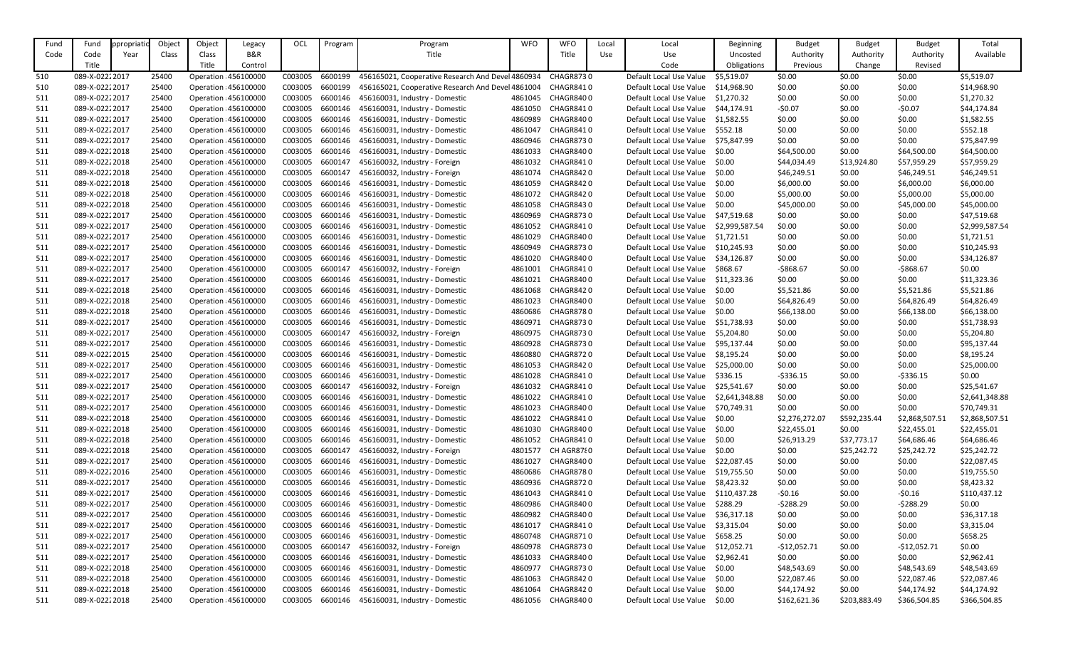| Fund Code | Fund Code Title | Appropriation Year | Object Class | Object Class Title | Legacy B&R Control | OCL | Program | Program Title | WFO | WFO Title | Local Use | Local Use Code | Beginning Uncosted Obligations | Budget Authority Previous | Budget Authority Change | Budget Authority Revised | Total Available |
|---|---|---|---|---|---|---|---|---|---|---|---|---|---|---|---|---|---|
| 510 | 089-X-0222 | 2017 | 25400 | Operation | 456100000 | C003005 | 6600199 | 456165021, Cooperative Research And Devel | 4860934 | CHAGR873 | 0 | Default Local Use Value | $5,519.07 | $0.00 | $0.00 | $0.00 | $5,519.07 |
| 510 | 089-X-0222 | 2017 | 25400 | Operation | 456100000 | C003005 | 6600199 | 456165021, Cooperative Research And Devel | 4861004 | CHAGR841 | 0 | Default Local Use Value | $14,968.90 | $0.00 | $0.00 | $0.00 | $14,968.90 |
| 511 | 089-X-0222 | 2017 | 25400 | Operation | 456100000 | C003005 | 6600146 | 456160031, Industry - Domestic | 4861045 | CHAGR840 | 0 | Default Local Use Value | $1,270.32 | $0.00 | $0.00 | $0.00 | $1,270.32 |
| 511 | 089-X-0222 | 2017 | 25400 | Operation | 456100000 | C003005 | 6600146 | 456160031, Industry - Domestic | 4861050 | CHAGR841 | 0 | Default Local Use Value | $44,174.91 | -$0.07 | $0.00 | -$0.07 | $44,174.84 |
| 511 | 089-X-0222 | 2017 | 25400 | Operation | 456100000 | C003005 | 6600146 | 456160031, Industry - Domestic | 4860989 | CHAGR840 | 0 | Default Local Use Value | $1,582.55 | $0.00 | $0.00 | $0.00 | $1,582.55 |
| 511 | 089-X-0222 | 2017 | 25400 | Operation | 456100000 | C003005 | 6600146 | 456160031, Industry - Domestic | 4861047 | CHAGR841 | 0 | Default Local Use Value | $552.18 | $0.00 | $0.00 | $0.00 | $552.18 |
| 511 | 089-X-0222 | 2017 | 25400 | Operation | 456100000 | C003005 | 6600146 | 456160031, Industry - Domestic | 4860946 | CHAGR873 | 0 | Default Local Use Value | $75,847.99 | $0.00 | $0.00 | $0.00 | $75,847.99 |
| 511 | 089-X-0222 | 2018 | 25400 | Operation | 456100000 | C003005 | 6600146 | 456160031, Industry - Domestic | 4861033 | CHAGR840 | 0 | Default Local Use Value | $0.00 | $64,500.00 | $0.00 | $64,500.00 | $64,500.00 |
| 511 | 089-X-0222 | 2018 | 25400 | Operation | 456100000 | C003005 | 6600147 | 456160032, Industry - Foreign | 4861032 | CHAGR841 | 0 | Default Local Use Value | $0.00 | $44,034.49 | $13,924.80 | $57,959.29 | $57,959.29 |
| 511 | 089-X-0222 | 2018 | 25400 | Operation | 456100000 | C003005 | 6600147 | 456160032, Industry - Foreign | 4861074 | CHAGR842 | 0 | Default Local Use Value | $0.00 | $46,249.51 | $0.00 | $46,249.51 | $46,249.51 |
| 511 | 089-X-0222 | 2018 | 25400 | Operation | 456100000 | C003005 | 6600146 | 456160031, Industry - Domestic | 4861059 | CHAGR842 | 0 | Default Local Use Value | $0.00 | $6,000.00 | $0.00 | $6,000.00 | $6,000.00 |
| 511 | 089-X-0222 | 2018 | 25400 | Operation | 456100000 | C003005 | 6600146 | 456160031, Industry - Domestic | 4861072 | CHAGR842 | 0 | Default Local Use Value | $0.00 | $5,000.00 | $0.00 | $5,000.00 | $5,000.00 |
| 511 | 089-X-0222 | 2018 | 25400 | Operation | 456100000 | C003005 | 6600146 | 456160031, Industry - Domestic | 4861058 | CHAGR843 | 0 | Default Local Use Value | $0.00 | $45,000.00 | $0.00 | $45,000.00 | $45,000.00 |
| 511 | 089-X-0222 | 2017 | 25400 | Operation | 456100000 | C003005 | 6600146 | 456160031, Industry - Domestic | 4860969 | CHAGR873 | 0 | Default Local Use Value | $47,519.68 | $0.00 | $0.00 | $0.00 | $47,519.68 |
| 511 | 089-X-0222 | 2017 | 25400 | Operation | 456100000 | C003005 | 6600146 | 456160031, Industry - Domestic | 4861052 | CHAGR841 | 0 | Default Local Use Value | $2,999,587.54 | $0.00 | $0.00 | $0.00 | $2,999,587.54 |
| 511 | 089-X-0222 | 2017 | 25400 | Operation | 456100000 | C003005 | 6600146 | 456160031, Industry - Domestic | 4861029 | CHAGR840 | 0 | Default Local Use Value | $1,721.51 | $0.00 | $0.00 | $0.00 | $1,721.51 |
| 511 | 089-X-0222 | 2017 | 25400 | Operation | 456100000 | C003005 | 6600146 | 456160031, Industry - Domestic | 4860949 | CHAGR873 | 0 | Default Local Use Value | $10,245.93 | $0.00 | $0.00 | $0.00 | $10,245.93 |
| 511 | 089-X-0222 | 2017 | 25400 | Operation | 456100000 | C003005 | 6600146 | 456160031, Industry - Domestic | 4861020 | CHAGR840 | 0 | Default Local Use Value | $34,126.87 | $0.00 | $0.00 | $0.00 | $34,126.87 |
| 511 | 089-X-0222 | 2017 | 25400 | Operation | 456100000 | C003005 | 6600147 | 456160032, Industry - Foreign | 4861001 | CHAGR841 | 0 | Default Local Use Value | $868.67 | -$868.67 | $0.00 | -$868.67 | $0.00 |
| 511 | 089-X-0222 | 2017 | 25400 | Operation | 456100000 | C003005 | 6600146 | 456160031, Industry - Domestic | 4861021 | CHAGR840 | 0 | Default Local Use Value | $11,323.36 | $0.00 | $0.00 | $0.00 | $11,323.36 |
| 511 | 089-X-0222 | 2018 | 25400 | Operation | 456100000 | C003005 | 6600146 | 456160031, Industry - Domestic | 4861068 | CHAGR842 | 0 | Default Local Use Value | $0.00 | $5,521.86 | $0.00 | $5,521.86 | $5,521.86 |
| 511 | 089-X-0222 | 2018 | 25400 | Operation | 456100000 | C003005 | 6600146 | 456160031, Industry - Domestic | 4861023 | CHAGR840 | 0 | Default Local Use Value | $0.00 | $64,826.49 | $0.00 | $64,826.49 | $64,826.49 |
| 511 | 089-X-0222 | 2018 | 25400 | Operation | 456100000 | C003005 | 6600146 | 456160031, Industry - Domestic | 4860686 | CHAGR878 | 0 | Default Local Use Value | $0.00 | $66,138.00 | $0.00 | $66,138.00 | $66,138.00 |
| 511 | 089-X-0222 | 2017 | 25400 | Operation | 456100000 | C003005 | 6600146 | 456160031, Industry - Domestic | 4860971 | CHAGR873 | 0 | Default Local Use Value | $51,738.93 | $0.00 | $0.00 | $0.00 | $51,738.93 |
| 511 | 089-X-0222 | 2017 | 25400 | Operation | 456100000 | C003005 | 6600147 | 456160032, Industry - Foreign | 4860975 | CHAGR873 | 0 | Default Local Use Value | $5,204.80 | $0.00 | $0.00 | $0.00 | $5,204.80 |
| 511 | 089-X-0222 | 2017 | 25400 | Operation | 456100000 | C003005 | 6600146 | 456160031, Industry - Domestic | 4860928 | CHAGR873 | 0 | Default Local Use Value | $95,137.44 | $0.00 | $0.00 | $0.00 | $95,137.44 |
| 511 | 089-X-0222 | 2015 | 25400 | Operation | 456100000 | C003005 | 6600146 | 456160031, Industry - Domestic | 4860880 | CHAGR872 | 0 | Default Local Use Value | $8,195.24 | $0.00 | $0.00 | $0.00 | $8,195.24 |
| 511 | 089-X-0222 | 2017 | 25400 | Operation | 456100000 | C003005 | 6600146 | 456160031, Industry - Domestic | 4861053 | CHAGR842 | 0 | Default Local Use Value | $25,000.00 | $0.00 | $0.00 | $0.00 | $25,000.00 |
| 511 | 089-X-0222 | 2017 | 25400 | Operation | 456100000 | C003005 | 6600146 | 456160031, Industry - Domestic | 4861028 | CHAGR841 | 0 | Default Local Use Value | $336.15 | -$336.15 | $0.00 | -$336.15 | $0.00 |
| 511 | 089-X-0222 | 2017 | 25400 | Operation | 456100000 | C003005 | 6600147 | 456160032, Industry - Foreign | 4861032 | CHAGR841 | 0 | Default Local Use Value | $25,541.67 | $0.00 | $0.00 | $0.00 | $25,541.67 |
| 511 | 089-X-0222 | 2017 | 25400 | Operation | 456100000 | C003005 | 6600146 | 456160031, Industry - Domestic | 4861022 | CHAGR841 | 0 | Default Local Use Value | $2,641,348.88 | $0.00 | $0.00 | $0.00 | $2,641,348.88 |
| 511 | 089-X-0222 | 2017 | 25400 | Operation | 456100000 | C003005 | 6600146 | 456160031, Industry - Domestic | 4861023 | CHAGR840 | 0 | Default Local Use Value | $70,749.31 | $0.00 | $0.00 | $0.00 | $70,749.31 |
| 511 | 089-X-0222 | 2018 | 25400 | Operation | 456100000 | C003005 | 6600146 | 456160031, Industry - Domestic | 4861022 | CHAGR841 | 0 | Default Local Use Value | $0.00 | $2,276,272.07 | $592,235.44 | $2,868,507.51 | $2,868,507.51 |
| 511 | 089-X-0222 | 2018 | 25400 | Operation | 456100000 | C003005 | 6600146 | 456160031, Industry - Domestic | 4861030 | CHAGR840 | 0 | Default Local Use Value | $0.00 | $22,455.01 | $0.00 | $22,455.01 | $22,455.01 |
| 511 | 089-X-0222 | 2018 | 25400 | Operation | 456100000 | C003005 | 6600146 | 456160031, Industry - Domestic | 4861052 | CHAGR841 | 0 | Default Local Use Value | $0.00 | $26,913.29 | $37,773.17 | $64,686.46 | $64,686.46 |
| 511 | 089-X-0222 | 2018 | 25400 | Operation | 456100000 | C003005 | 6600147 | 456160032, Industry - Foreign | 4801577 | CH AGR87 | 0 | Default Local Use Value | $0.00 | $0.00 | $25,242.72 | $25,242.72 | $25,242.72 |
| 511 | 089-X-0222 | 2017 | 25400 | Operation | 456100000 | C003005 | 6600146 | 456160031, Industry - Domestic | 4861027 | CHAGR840 | 0 | Default Local Use Value | $22,087.45 | $0.00 | $0.00 | $0.00 | $22,087.45 |
| 511 | 089-X-0222 | 2016 | 25400 | Operation | 456100000 | C003005 | 6600146 | 456160031, Industry - Domestic | 4860686 | CHAGR878 | 0 | Default Local Use Value | $19,755.50 | $0.00 | $0.00 | $0.00 | $19,755.50 |
| 511 | 089-X-0222 | 2017 | 25400 | Operation | 456100000 | C003005 | 6600146 | 456160031, Industry - Domestic | 4860936 | CHAGR872 | 0 | Default Local Use Value | $8,423.32 | $0.00 | $0.00 | $0.00 | $8,423.32 |
| 511 | 089-X-0222 | 2017 | 25400 | Operation | 456100000 | C003005 | 6600146 | 456160031, Industry - Domestic | 4861043 | CHAGR841 | 0 | Default Local Use Value | $110,437.28 | -$0.16 | $0.00 | -$0.16 | $110,437.12 |
| 511 | 089-X-0222 | 2017 | 25400 | Operation | 456100000 | C003005 | 6600146 | 456160031, Industry - Domestic | 4860986 | CHAGR840 | 0 | Default Local Use Value | $288.29 | -$288.29 | $0.00 | -$288.29 | $0.00 |
| 511 | 089-X-0222 | 2017 | 25400 | Operation | 456100000 | C003005 | 6600146 | 456160031, Industry - Domestic | 4860982 | CHAGR840 | 0 | Default Local Use Value | $36,317.18 | $0.00 | $0.00 | $0.00 | $36,317.18 |
| 511 | 089-X-0222 | 2017 | 25400 | Operation | 456100000 | C003005 | 6600146 | 456160031, Industry - Domestic | 4861017 | CHAGR841 | 0 | Default Local Use Value | $3,315.04 | $0.00 | $0.00 | $0.00 | $3,315.04 |
| 511 | 089-X-0222 | 2017 | 25400 | Operation | 456100000 | C003005 | 6600146 | 456160031, Industry - Domestic | 4860748 | CHAGR871 | 0 | Default Local Use Value | $658.25 | $0.00 | $0.00 | $0.00 | $658.25 |
| 511 | 089-X-0222 | 2017 | 25400 | Operation | 456100000 | C003005 | 6600147 | 456160032, Industry - Foreign | 4860978 | CHAGR873 | 0 | Default Local Use Value | $12,052.71 | -$12,052.71 | $0.00 | -$12,052.71 | $0.00 |
| 511 | 089-X-0222 | 2017 | 25400 | Operation | 456100000 | C003005 | 6600146 | 456160031, Industry - Domestic | 4861033 | CHAGR840 | 0 | Default Local Use Value | $2,962.41 | $0.00 | $0.00 | $0.00 | $2,962.41 |
| 511 | 089-X-0222 | 2018 | 25400 | Operation | 456100000 | C003005 | 6600146 | 456160031, Industry - Domestic | 4860977 | CHAGR873 | 0 | Default Local Use Value | $0.00 | $48,543.69 | $0.00 | $48,543.69 | $48,543.69 |
| 511 | 089-X-0222 | 2018 | 25400 | Operation | 456100000 | C003005 | 6600146 | 456160031, Industry - Domestic | 4861063 | CHAGR842 | 0 | Default Local Use Value | $0.00 | $22,087.46 | $0.00 | $22,087.46 | $22,087.46 |
| 511 | 089-X-0222 | 2018 | 25400 | Operation | 456100000 | C003005 | 6600146 | 456160031, Industry - Domestic | 4861064 | CHAGR842 | 0 | Default Local Use Value | $0.00 | $44,174.92 | $0.00 | $44,174.92 | $44,174.92 |
| 511 | 089-X-0222 | 2018 | 25400 | Operation | 456100000 | C003005 | 6600146 | 456160031, Industry - Domestic | 4861056 | CHAGR840 | 0 | Default Local Use Value | $0.00 | $162,621.36 | $203,883.49 | $366,504.85 | $366,504.85 |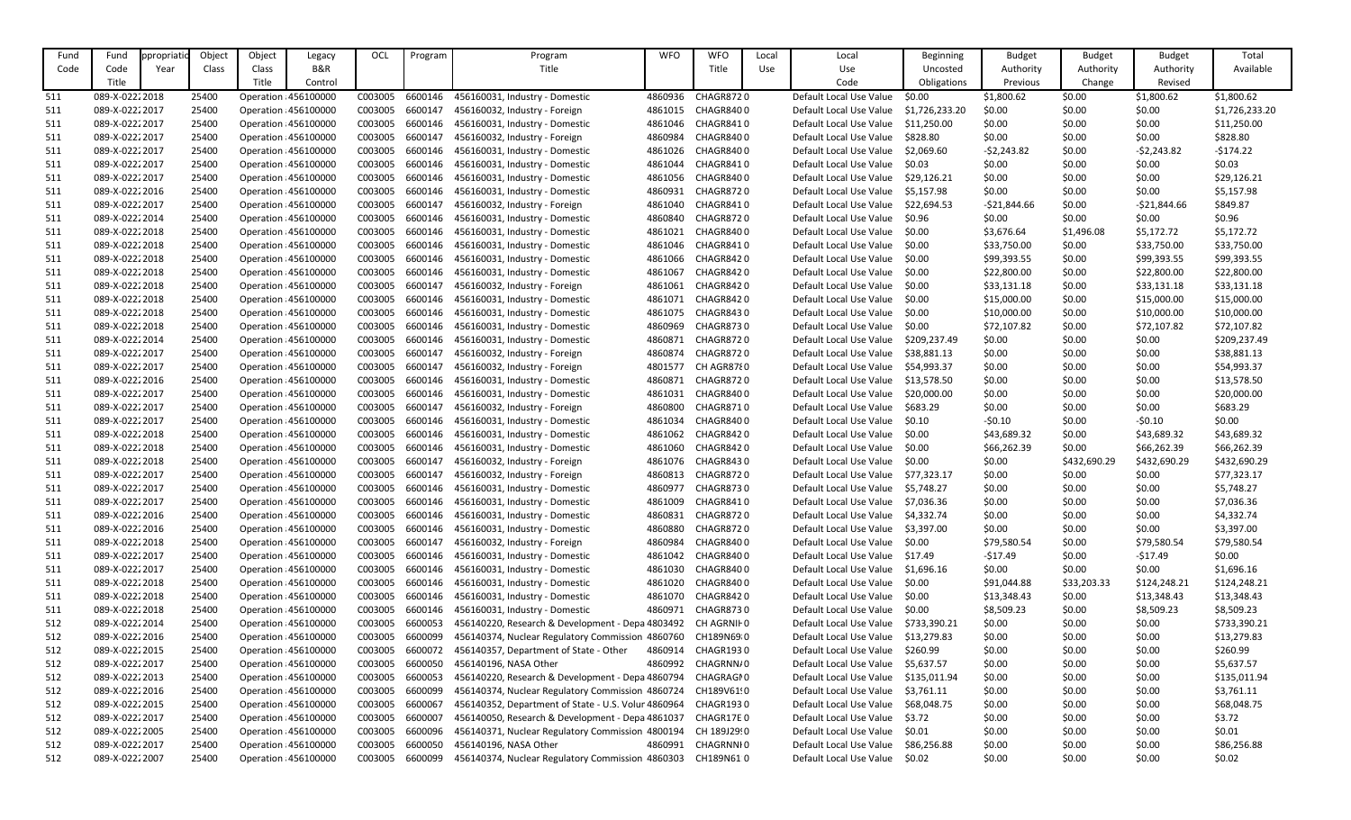| Fund Code | Fund Code Title | Appropriation Year | Object Class | Object Class Title | Legacy B&R Control | OCL | Program | Program Title | WFO | WFO Title | Local Use | Local Use Code | Beginning Uncosted Obligations | Budget Authority Previous | Budget Authority Change | Budget Authority Revised | Total Available |
|---|---|---|---|---|---|---|---|---|---|---|---|---|---|---|---|---|---|
| 511 | 089-X-022 | 2018 | 25400 | Operation | 456100000 | C003005 | 6600146 | 456160031, Industry - Domestic | 4860936 | CHAGR872 | 0 | Default Local Use Value | $0.00 | $1,800.62 | $0.00 | $1,800.62 | $1,800.62 |
| 511 | 089-X-022 | 2017 | 25400 | Operation | 456100000 | C003005 | 6600147 | 456160032, Industry - Foreign | 4861015 | CHAGR840 | 0 | Default Local Use Value | $1,726,233.20 | $0.00 | $0.00 | $0.00 | $1,726,233.20 |
| 511 | 089-X-022 | 2017 | 25400 | Operation | 456100000 | C003005 | 6600146 | 456160031, Industry - Domestic | 4861046 | CHAGR841 | 0 | Default Local Use Value | $11,250.00 | $0.00 | $0.00 | $0.00 | $11,250.00 |
| 511 | 089-X-022 | 2017 | 25400 | Operation | 456100000 | C003005 | 6600147 | 456160032, Industry - Foreign | 4860984 | CHAGR840 | 0 | Default Local Use Value | $828.80 | $0.00 | $0.00 | $0.00 | $828.80 |
| 511 | 089-X-022 | 2017 | 25400 | Operation | 456100000 | C003005 | 6600146 | 456160031, Industry - Domestic | 4861026 | CHAGR840 | 0 | Default Local Use Value | $2,069.60 | -$2,243.82 | $0.00 | -$2,243.82 | -$174.22 |
| 511 | 089-X-022 | 2017 | 25400 | Operation | 456100000 | C003005 | 6600146 | 456160031, Industry - Domestic | 4861044 | CHAGR841 | 0 | Default Local Use Value | $0.03 | $0.00 | $0.00 | $0.00 | $0.03 |
| 511 | 089-X-022 | 2017 | 25400 | Operation | 456100000 | C003005 | 6600146 | 456160031, Industry - Domestic | 4861056 | CHAGR840 | 0 | Default Local Use Value | $29,126.21 | $0.00 | $0.00 | $0.00 | $29,126.21 |
| 511 | 089-X-022 | 2016 | 25400 | Operation | 456100000 | C003005 | 6600146 | 456160031, Industry - Domestic | 4860931 | CHAGR872 | 0 | Default Local Use Value | $5,157.98 | $0.00 | $0.00 | $0.00 | $5,157.98 |
| 511 | 089-X-022 | 2017 | 25400 | Operation | 456100000 | C003005 | 6600147 | 456160032, Industry - Foreign | 4861040 | CHAGR841 | 0 | Default Local Use Value | $22,694.53 | -$21,844.66 | $0.00 | -$21,844.66 | $849.87 |
| 511 | 089-X-022 | 2014 | 25400 | Operation | 456100000 | C003005 | 6600146 | 456160031, Industry - Domestic | 4860840 | CHAGR872 | 0 | Default Local Use Value | $0.96 | $0.00 | $0.00 | $0.00 | $0.96 |
| 511 | 089-X-022 | 2018 | 25400 | Operation | 456100000 | C003005 | 6600146 | 456160031, Industry - Domestic | 4861021 | CHAGR840 | 0 | Default Local Use Value | $0.00 | $3,676.64 | $1,496.08 | $5,172.72 | $5,172.72 |
| 511 | 089-X-022 | 2018 | 25400 | Operation | 456100000 | C003005 | 6600146 | 456160031, Industry - Domestic | 4861046 | CHAGR841 | 0 | Default Local Use Value | $0.00 | $33,750.00 | $0.00 | $33,750.00 | $33,750.00 |
| 511 | 089-X-022 | 2018 | 25400 | Operation | 456100000 | C003005 | 6600146 | 456160031, Industry - Domestic | 4861066 | CHAGR842 | 0 | Default Local Use Value | $0.00 | $99,393.55 | $0.00 | $99,393.55 | $99,393.55 |
| 511 | 089-X-022 | 2018 | 25400 | Operation | 456100000 | C003005 | 6600146 | 456160031, Industry - Domestic | 4861067 | CHAGR842 | 0 | Default Local Use Value | $0.00 | $22,800.00 | $0.00 | $22,800.00 | $22,800.00 |
| 511 | 089-X-022 | 2018 | 25400 | Operation | 456100000 | C003005 | 6600147 | 456160032, Industry - Foreign | 4861061 | CHAGR842 | 0 | Default Local Use Value | $0.00 | $33,131.18 | $0.00 | $33,131.18 | $33,131.18 |
| 511 | 089-X-022 | 2018 | 25400 | Operation | 456100000 | C003005 | 6600146 | 456160031, Industry - Domestic | 4861071 | CHAGR842 | 0 | Default Local Use Value | $0.00 | $15,000.00 | $0.00 | $15,000.00 | $15,000.00 |
| 511 | 089-X-022 | 2018 | 25400 | Operation | 456100000 | C003005 | 6600146 | 456160031, Industry - Domestic | 4861075 | CHAGR843 | 0 | Default Local Use Value | $0.00 | $10,000.00 | $0.00 | $10,000.00 | $10,000.00 |
| 511 | 089-X-022 | 2018 | 25400 | Operation | 456100000 | C003005 | 6600146 | 456160031, Industry - Domestic | 4860969 | CHAGR873 | 0 | Default Local Use Value | $0.00 | $72,107.82 | $0.00 | $72,107.82 | $72,107.82 |
| 511 | 089-X-022 | 2014 | 25400 | Operation | 456100000 | C003005 | 6600146 | 456160031, Industry - Domestic | 4860871 | CHAGR872 | 0 | Default Local Use Value | $209,237.49 | $0.00 | $0.00 | $0.00 | $209,237.49 |
| 511 | 089-X-022 | 2017 | 25400 | Operation | 456100000 | C003005 | 6600147 | 456160032, Industry - Foreign | 4860874 | CHAGR872 | 0 | Default Local Use Value | $38,881.13 | $0.00 | $0.00 | $0.00 | $38,881.13 |
| 511 | 089-X-022 | 2017 | 25400 | Operation | 456100000 | C003005 | 6600147 | 456160032, Industry - Foreign | 4801577 | CH AGR87 | 0 | Default Local Use Value | $54,993.37 | $0.00 | $0.00 | $0.00 | $54,993.37 |
| 511 | 089-X-022 | 2016 | 25400 | Operation | 456100000 | C003005 | 6600146 | 456160031, Industry - Domestic | 4860871 | CHAGR872 | 0 | Default Local Use Value | $13,578.50 | $0.00 | $0.00 | $0.00 | $13,578.50 |
| 511 | 089-X-022 | 2017 | 25400 | Operation | 456100000 | C003005 | 6600146 | 456160031, Industry - Domestic | 4861031 | CHAGR840 | 0 | Default Local Use Value | $20,000.00 | $0.00 | $0.00 | $0.00 | $20,000.00 |
| 511 | 089-X-022 | 2017 | 25400 | Operation | 456100000 | C003005 | 6600147 | 456160032, Industry - Foreign | 4860800 | CHAGR871 | 0 | Default Local Use Value | $683.29 | $0.00 | $0.00 | $0.00 | $683.29 |
| 511 | 089-X-022 | 2017 | 25400 | Operation | 456100000 | C003005 | 6600146 | 456160031, Industry - Domestic | 4861034 | CHAGR840 | 0 | Default Local Use Value | $0.10 | -$0.10 | $0.00 | -$0.10 | $0.00 |
| 511 | 089-X-022 | 2018 | 25400 | Operation | 456100000 | C003005 | 6600146 | 456160031, Industry - Domestic | 4861062 | CHAGR842 | 0 | Default Local Use Value | $0.00 | $43,689.32 | $0.00 | $43,689.32 | $43,689.32 |
| 511 | 089-X-022 | 2018 | 25400 | Operation | 456100000 | C003005 | 6600146 | 456160031, Industry - Domestic | 4861060 | CHAGR842 | 0 | Default Local Use Value | $0.00 | $66,262.39 | $0.00 | $66,262.39 | $66,262.39 |
| 511 | 089-X-022 | 2018 | 25400 | Operation | 456100000 | C003005 | 6600147 | 456160032, Industry - Foreign | 4861076 | CHAGR843 | 0 | Default Local Use Value | $0.00 | $0.00 | $432,690.29 | $432,690.29 | $432,690.29 |
| 511 | 089-X-022 | 2017 | 25400 | Operation | 456100000 | C003005 | 6600147 | 456160032, Industry - Foreign | 4860813 | CHAGR872 | 0 | Default Local Use Value | $77,323.17 | $0.00 | $0.00 | $0.00 | $77,323.17 |
| 511 | 089-X-022 | 2017 | 25400 | Operation | 456100000 | C003005 | 6600146 | 456160031, Industry - Domestic | 4860977 | CHAGR873 | 0 | Default Local Use Value | $5,748.27 | $0.00 | $0.00 | $0.00 | $5,748.27 |
| 511 | 089-X-022 | 2017 | 25400 | Operation | 456100000 | C003005 | 6600146 | 456160031, Industry - Domestic | 4861009 | CHAGR841 | 0 | Default Local Use Value | $7,036.36 | $0.00 | $0.00 | $0.00 | $7,036.36 |
| 511 | 089-X-022 | 2016 | 25400 | Operation | 456100000 | C003005 | 6600146 | 456160031, Industry - Domestic | 4860831 | CHAGR872 | 0 | Default Local Use Value | $4,332.74 | $0.00 | $0.00 | $0.00 | $4,332.74 |
| 511 | 089-X-022 | 2016 | 25400 | Operation | 456100000 | C003005 | 6600146 | 456160031, Industry - Domestic | 4860880 | CHAGR872 | 0 | Default Local Use Value | $3,397.00 | $0.00 | $0.00 | $0.00 | $3,397.00 |
| 511 | 089-X-022 | 2018 | 25400 | Operation | 456100000 | C003005 | 6600147 | 456160032, Industry - Foreign | 4860984 | CHAGR840 | 0 | Default Local Use Value | $0.00 | $79,580.54 | $0.00 | $79,580.54 | $79,580.54 |
| 511 | 089-X-022 | 2017 | 25400 | Operation | 456100000 | C003005 | 6600146 | 456160031, Industry - Domestic | 4861042 | CHAGR840 | 0 | Default Local Use Value | $17.49 | -$17.49 | $0.00 | -$17.49 | $0.00 |
| 511 | 089-X-022 | 2017 | 25400 | Operation | 456100000 | C003005 | 6600146 | 456160031, Industry - Domestic | 4861030 | CHAGR840 | 0 | Default Local Use Value | $1,696.16 | $0.00 | $0.00 | $0.00 | $1,696.16 |
| 511 | 089-X-022 | 2018 | 25400 | Operation | 456100000 | C003005 | 6600146 | 456160031, Industry - Domestic | 4861020 | CHAGR840 | 0 | Default Local Use Value | $0.00 | $91,044.88 | $33,203.33 | $124,248.21 | $124,248.21 |
| 511 | 089-X-022 | 2018 | 25400 | Operation | 456100000 | C003005 | 6600146 | 456160031, Industry - Domestic | 4861070 | CHAGR842 | 0 | Default Local Use Value | $0.00 | $13,348.43 | $0.00 | $13,348.43 | $13,348.43 |
| 511 | 089-X-022 | 2018 | 25400 | Operation | 456100000 | C003005 | 6600146 | 456160031, Industry - Domestic | 4860971 | CHAGR873 | 0 | Default Local Use Value | $0.00 | $8,509.23 | $0.00 | $8,509.23 | $8,509.23 |
| 512 | 089-X-022 | 2014 | 25400 | Operation | 456100000 | C003005 | 6600053 | 456140220, Research & Development - Depa | 4803492 | CH AGRNI | 0 | Default Local Use Value | $733,390.21 | $0.00 | $0.00 | $0.00 | $733,390.21 |
| 512 | 089-X-022 | 2016 | 25400 | Operation | 456100000 | C003005 | 6600099 | 456140374, Nuclear Regulatory Commission | 4860760 | CH189N69 | 0 | Default Local Use Value | $13,279.83 | $0.00 | $0.00 | $0.00 | $13,279.83 |
| 512 | 089-X-022 | 2015 | 25400 | Operation | 456100000 | C003005 | 6600072 | 456140357, Department of State - Other | 4860914 | CHAGR193 | 0 | Default Local Use Value | $260.99 | $0.00 | $0.00 | $0.00 | $260.99 |
| 512 | 089-X-022 | 2017 | 25400 | Operation | 456100000 | C003005 | 6600050 | 456140196, NASA Other | 4860992 | CHAGRNN | 0 | Default Local Use Value | $5,637.57 | $0.00 | $0.00 | $0.00 | $5,637.57 |
| 512 | 089-X-022 | 2013 | 25400 | Operation | 456100000 | C003005 | 6600053 | 456140220, Research & Development - Depa | 4860794 | CHAGRAG | 0 | Default Local Use Value | $135,011.94 | $0.00 | $0.00 | $0.00 | $135,011.94 |
| 512 | 089-X-022 | 2016 | 25400 | Operation | 456100000 | C003005 | 6600099 | 456140374, Nuclear Regulatory Commission | 4860724 | CH189V61 | 0 | Default Local Use Value | $3,761.11 | $0.00 | $0.00 | $0.00 | $3,761.11 |
| 512 | 089-X-022 | 2015 | 25400 | Operation | 456100000 | C003005 | 6600067 | 456140352, Department of State - U.S. Volur | 4860964 | CHAGR193 | 0 | Default Local Use Value | $68,048.75 | $0.00 | $0.00 | $0.00 | $68,048.75 |
| 512 | 089-X-022 | 2017 | 25400 | Operation | 456100000 | C003005 | 6600007 | 456140050, Research & Development - Depa | 4861037 | CHAGR17E | 0 | Default Local Use Value | $3.72 | $0.00 | $0.00 | $0.00 | $3.72 |
| 512 | 089-X-022 | 2005 | 25400 | Operation | 456100000 | C003005 | 6600096 | 456140371, Nuclear Regulatory Commission | 4800194 | CH 189J29 | 0 | Default Local Use Value | $0.01 | $0.00 | $0.00 | $0.00 | $0.01 |
| 512 | 089-X-022 | 2017 | 25400 | Operation | 456100000 | C003005 | 6600050 | 456140196, NASA Other | 4860991 | CHAGRNN | 0 | Default Local Use Value | $86,256.88 | $0.00 | $0.00 | $0.00 | $86,256.88 |
| 512 | 089-X-022 | 2007 | 25400 | Operation | 456100000 | C003005 | 6600099 | 456140374, Nuclear Regulatory Commission | 4860303 | CH189N61 | 0 | Default Local Use Value | $0.02 | $0.00 | $0.00 | $0.00 | $0.02 |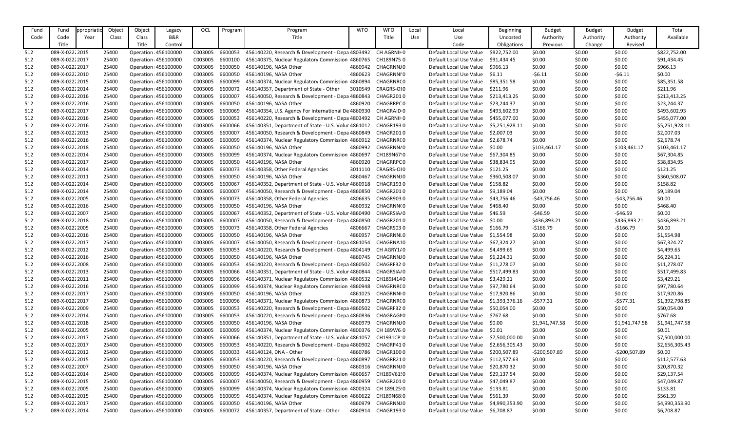| Fund Code | Fund Code Title | Appropriation Year | Object Class | Object Class Title | Legacy B&R Control | OCL | Program | Program Title | WFO | WFO Title | Local Use | Local Use Code | Beginning Uncosted Obligations | Budget Authority Previous | Budget Authority Change | Budget Authority Revised | Total Available |
|---|---|---|---|---|---|---|---|---|---|---|---|---|---|---|---|---|---|
| 512 | 089-X-0222 | 2015 | 25400 | Operation | 456100000 | C003005 | 6600053 | 456140220, Research & Development - Depa | 4803492 | CH AGRNIH | 0 | Default Local Use Value | $822,752.00 | $0.00 | $0.00 | $0.00 | $822,752.00 |
| 512 | 089-X-0222 | 2017 | 25400 | Operation | 456100000 | C003005 | 6600100 | 456140375, Nuclear Regulatory Commission | 4860765 | CH189N75 | 0 | Default Local Use Value | $91,434.45 | $0.00 | $0.00 | $0.00 | $91,434.45 |
| 512 | 089-X-0222 | 2017 | 25400 | Operation | 456100000 | C003005 | 6600050 | 456140196, NASA Other | 4860942 | CHAGRNNJ | 0 | Default Local Use Value | $966.13 | $0.00 | $0.00 | $0.00 | $966.13 |
| 512 | 089-X-0222 | 2010 | 25400 | Operation | 456100000 | C003005 | 6600050 | 456140196, NASA Other | 4860623 | CHAGRNNI | 0 | Default Local Use Value | $6.11 | -$6.11 | $0.00 | -$6.11 | $0.00 |
| 512 | 089-X-0222 | 2015 | 25400 | Operation | 456100000 | C003005 | 6600099 | 456140374, Nuclear Regulatory Commission | 4860894 | CHAGRNRC | 0 | Default Local Use Value | $85,351.58 | $0.00 | $0.00 | $0.00 | $85,351.58 |
| 512 | 089-X-0222 | 2014 | 25400 | Operation | 456100000 | C003005 | 6600072 | 456140357, Department of State - Other | 3010549 | CRAGRS-OI | 0 | Default Local Use Value | $211.96 | $0.00 | $0.00 | $0.00 | $211.96 |
| 512 | 089-X-0222 | 2016 | 25400 | Operation | 456100000 | C003005 | 6600007 | 456140050, Research & Development - Depa | 4860843 | CHAGR201 | 0 | Default Local Use Value | $213,413.25 | $0.00 | $0.00 | $0.00 | $213,413.25 |
| 512 | 089-X-0222 | 2016 | 25400 | Operation | 456100000 | C003005 | 6600050 | 456140196, NASA Other | 4860920 | CHAGRRPC | 0 | Default Local Use Value | $23,244.37 | $0.00 | $0.00 | $0.00 | $23,244.37 |
| 512 | 089-X-0222 | 2017 | 25400 | Operation | 456100000 | C003005 | 6600069 | 456140354, U.S. Agency For International De | 4860930 | CHAGRAID | 0 | Default Local Use Value | $493,602.93 | $0.00 | $0.00 | $0.00 | $493,602.93 |
| 512 | 089-X-0222 | 2016 | 25400 | Operation | 456100000 | C003005 | 6600053 | 456140220, Research & Development - Depa | 4803492 | CH AGRNIH | 0 | Default Local Use Value | $455,077.00 | $0.00 | $0.00 | $0.00 | $455,077.00 |
| 512 | 089-X-0222 | 2016 | 25400 | Operation | 456100000 | C003005 | 6600066 | 456140351, Department of State - U.S. Volur | 4861012 | CHAGR193 | 0 | Default Local Use Value | $5,251,928.11 | $0.00 | $0.00 | $0.00 | $5,251,928.11 |
| 512 | 089-X-0222 | 2013 | 25400 | Operation | 456100000 | C003005 | 6600007 | 456140050, Research & Development - Depa | 4860849 | CHAGR201 | 0 | Default Local Use Value | $2,007.03 | $0.00 | $0.00 | $0.00 | $2,007.03 |
| 512 | 089-X-0222 | 2016 | 25400 | Operation | 456100000 | C003005 | 6600099 | 456140374, Nuclear Regulatory Commission | 4860912 | CHAGRNRC | 0 | Default Local Use Value | $2,678.74 | $0.00 | $0.00 | $0.00 | $2,678.74 |
| 512 | 089-X-0222 | 2018 | 25400 | Operation | 456100000 | C003005 | 6600050 | 456140196, NASA Other | 4860992 | CHAGRNNA | 0 | Default Local Use Value | $0.00 | $103,461.17 | $0.00 | $103,461.17 | $103,461.17 |
| 512 | 089-X-0222 | 2014 | 25400 | Operation | 456100000 | C003005 | 6600099 | 456140374, Nuclear Regulatory Commission | 4860697 | CH189N67 | 0 | Default Local Use Value | $67,304.85 | $0.00 | $0.00 | $0.00 | $67,304.85 |
| 512 | 089-X-0222 | 2017 | 25400 | Operation | 456100000 | C003005 | 6600050 | 456140196, NASA Other | 4860920 | CHAGRRPC | 0 | Default Local Use Value | $38,834.95 | $0.00 | $0.00 | $0.00 | $38,834.95 |
| 512 | 089-X-0222 | 2014 | 25400 | Operation | 456100000 | C003005 | 6600073 | 456140358, Other Federal Agencies | 3011110 | CRAGRS-OI | 0 | Default Local Use Value | $121.25 | $0.00 | $0.00 | $0.00 | $121.25 |
| 512 | 089-X-0222 | 2011 | 25400 | Operation | 456100000 | C003005 | 6600050 | 456140196, NASA Other | 4860467 | CHAGRNNJ | 0 | Default Local Use Value | $360,508.07 | $0.00 | $0.00 | $0.00 | $360,508.07 |
| 512 | 089-X-0222 | 2014 | 25400 | Operation | 456100000 | C003005 | 6600067 | 456140352, Department of State - U.S. Volur | 4860918 | CHAGR193 | 0 | Default Local Use Value | $158.82 | $0.00 | $0.00 | $0.00 | $158.82 |
| 512 | 089-X-0222 | 2014 | 25400 | Operation | 456100000 | C003005 | 6600007 | 456140050, Research & Development - Depa | 4860850 | CHAGR201 | 0 | Default Local Use Value | $9,189.04 | $0.00 | $0.00 | $0.00 | $9,189.04 |
| 512 | 089-X-0222 | 2005 | 25400 | Operation | 456100000 | C003005 | 6600073 | 456140358, Other Federal Agencies | 4806635 | CHAGR903 | 0 | Default Local Use Value | $43,756.46 | -$43,756.46 | $0.00 | -$43,756.46 | $0.00 |
| 512 | 089-X-0222 | 2016 | 25400 | Operation | 456100000 | C003005 | 6600050 | 456140196, NASA Other | 4860932 | CHAGRNN | 0 | Default Local Use Value | $468.40 | $0.00 | $0.00 | $0.00 | $468.40 |
| 512 | 089-X-0222 | 2007 | 25400 | Operation | 456100000 | C003005 | 6600067 | 456140352, Department of State - U.S. Volur | 4860490 | CHAGRSIA | 0 | Default Local Use Value | $46.59 | -$46.59 | $0.00 | -$46.59 | $0.00 |
| 512 | 089-X-0222 | 2018 | 25400 | Operation | 456100000 | C003005 | 6600007 | 456140050, Research & Development - Depa | 4860850 | CHAGR201 | 0 | Default Local Use Value | $0.00 | $436,893.21 | $0.00 | $436,893.21 | $436,893.21 |
| 512 | 089-X-0222 | 2005 | 25400 | Operation | 456100000 | C003005 | 6600073 | 456140358, Other Federal Agencies | 4806667 | CHAGRS03 | 0 | Default Local Use Value | $166.79 | -$166.79 | $0.00 | -$166.79 | $0.00 |
| 512 | 089-X-0222 | 2016 | 25400 | Operation | 456100000 | C003005 | 6600050 | 456140196, NASA Other | 4860957 | CHAGRNNI | 0 | Default Local Use Value | $1,554.98 | $0.00 | $0.00 | $0.00 | $1,554.98 |
| 512 | 089-X-0222 | 2017 | 25400 | Operation | 456100000 | C003005 | 6600007 | 456140050, Research & Development - Depa | 4861054 | CHAGRNA1 | 0 | Default Local Use Value | $67,324.27 | $0.00 | $0.00 | $0.00 | $67,324.27 |
| 512 | 089-X-0222 | 2012 | 25400 | Operation | 456100000 | C003005 | 6600053 | 456140220, Research & Development - Depa | 4804149 | CH AGRY1/ | 0 | Default Local Use Value | $4,499.65 | $0.00 | $0.00 | $0.00 | $4,499.65 |
| 512 | 089-X-0222 | 2016 | 25400 | Operation | 456100000 | C003005 | 6600050 | 456140196, NASA Other | 4860745 | CHAGRNNJ | 0 | Default Local Use Value | $6,224.31 | $0.00 | $0.00 | $0.00 | $6,224.31 |
| 512 | 089-X-0222 | 2008 | 25400 | Operation | 456100000 | C003005 | 6600053 | 456140220, Research & Development - Depa | 4860502 | CHAGRF32 | 0 | Default Local Use Value | $11,278.07 | $0.00 | $0.00 | $0.00 | $11,278.07 |
| 512 | 089-X-0222 | 2013 | 25400 | Operation | 456100000 | C003005 | 6600066 | 456140351, Department of State - U.S. Volur | 4860844 | CHAGRSIA | 0 | Default Local Use Value | $517,499.83 | $0.00 | $0.00 | $0.00 | $517,499.83 |
| 512 | 089-X-0222 | 2011 | 25400 | Operation | 456100000 | C003005 | 6600096 | 456140371, Nuclear Regulatory Commission | 4860532 | CH189J414 | 0 | Default Local Use Value | $3,429.21 | $0.00 | $0.00 | $0.00 | $3,429.21 |
| 512 | 089-X-0222 | 2016 | 25400 | Operation | 456100000 | C003005 | 6600099 | 456140374, Nuclear Regulatory Commission | 4860948 | CHAGRNRC | 0 | Default Local Use Value | $97,780.64 | $0.00 | $0.00 | $0.00 | $97,780.64 |
| 512 | 089-X-0222 | 2017 | 25400 | Operation | 456100000 | C003005 | 6600050 | 456140196, NASA Other | 4861025 | CHAGRNNI | 0 | Default Local Use Value | $17,920.86 | $0.00 | $0.00 | $0.00 | $17,920.86 |
| 512 | 089-X-0222 | 2017 | 25400 | Operation | 456100000 | C003005 | 6600096 | 456140371, Nuclear Regulatory Commission | 4860873 | CHAGRNRC | 0 | Default Local Use Value | $1,393,376.16 | -$577.31 | $0.00 | -$577.31 | $1,392,798.85 |
| 512 | 089-X-0222 | 2009 | 25400 | Operation | 456100000 | C003005 | 6600053 | 456140220, Research & Development - Depa | 4860502 | CHAGRF32 | 0 | Default Local Use Value | $50,054.00 | $0.00 | $0.00 | $0.00 | $50,054.00 |
| 512 | 089-X-0222 | 2014 | 25400 | Operation | 456100000 | C003005 | 6600053 | 456140220, Research & Development - Depa | 4860836 | CHAGRAGI | 0 | Default Local Use Value | $767.68 | $0.00 | $0.00 | $0.00 | $767.68 |
| 512 | 089-X-0222 | 2018 | 25400 | Operation | 456100000 | C003005 | 6600050 | 456140196, NASA Other | 4860979 | CHAGRNNJ | 0 | Default Local Use Value | $0.00 | $1,941,747.58 | $0.00 | $1,941,747.58 | $1,941,747.58 |
| 512 | 089-X-0222 | 2005 | 25400 | Operation | 456100000 | C003005 | 6600099 | 456140374, Nuclear Regulatory Commission | 4800376 | CH 189W6 | 0 | Default Local Use Value | $0.01 | $0.00 | $0.00 | $0.00 | $0.01 |
| 512 | 089-X-0222 | 2017 | 25400 | Operation | 456100000 | C003005 | 6600066 | 456140351, Department of State - U.S. Volur | 4861057 | CH1931CP | 0 | Default Local Use Value | $7,500,000.00 | $0.00 | $0.00 | $0.00 | $7,500,000.00 |
| 512 | 089-X-0222 | 2017 | 25400 | Operation | 456100000 | C003005 | 6600053 | 456140220, Research & Development - Depa | 4860902 | CHAGRP41 | 0 | Default Local Use Value | $2,656,305.43 | $0.00 | $0.00 | $0.00 | $2,656,305.43 |
| 512 | 089-X-0222 | 2012 | 25400 | Operation | 456100000 | C003005 | 6600033 | 456140124, DNA - Other | 4860786 | CHAGR100 | 0 | Default Local Use Value | $200,507.89 | -$200,507.89 | $0.00 | -$200,507.89 | $0.00 |
| 512 | 089-X-0222 | 2015 | 25400 | Operation | 456100000 | C003005 | 6600053 | 456140220, Research & Development - Depa | 4860897 | CHAGRR21 | 0 | Default Local Use Value | $112,577.63 | $0.00 | $0.00 | $0.00 | $112,577.63 |
| 512 | 089-X-0222 | 2007 | 25400 | Operation | 456100000 | C003005 | 6600050 | 456140196, NASA Other | 4860316 | CHAGRNNJ | 0 | Default Local Use Value | $20,870.32 | $0.00 | $0.00 | $0.00 | $20,870.32 |
| 512 | 089-X-0222 | 2014 | 25400 | Operation | 456100000 | C003005 | 6600099 | 456140374, Nuclear Regulatory Commission | 4860657 | CH189V61 | 0 | Default Local Use Value | $29,137.54 | $0.00 | $0.00 | $0.00 | $29,137.54 |
| 512 | 089-X-0222 | 2015 | 25400 | Operation | 456100000 | C003005 | 6600007 | 456140050, Research & Development - Depa | 4860959 | CHAGR201 | 0 | Default Local Use Value | $47,049.87 | $0.00 | $0.00 | $0.00 | $47,049.87 |
| 512 | 089-X-0222 | 2005 | 25400 | Operation | 456100000 | C003005 | 6600099 | 456140374, Nuclear Regulatory Commission | 4800324 | CH 189L25 | 0 | Default Local Use Value | $133.81 | $0.00 | $0.00 | $0.00 | $133.81 |
| 512 | 089-X-0222 | 2015 | 25400 | Operation | 456100000 | C003005 | 6600099 | 456140374, Nuclear Regulatory Commission | 4860622 | CH189N68 | 0 | Default Local Use Value | $561.39 | $0.00 | $0.00 | $0.00 | $561.39 |
| 512 | 089-X-0222 | 2017 | 25400 | Operation | 456100000 | C003005 | 6600050 | 456140196, NASA Other | 4860979 | CHAGRNNJ | 0 | Default Local Use Value | $4,990,353.90 | $0.00 | $0.00 | $0.00 | $4,990,353.90 |
| 512 | 089-X-0222 | 2014 | 25400 | Operation | 456100000 | C003005 | 6600072 | 456140357, Department of State - Other | 4860914 | CHAGR193 | 0 | Default Local Use Value | $6,708.87 | $0.00 | $0.00 | $0.00 | $6,708.87 |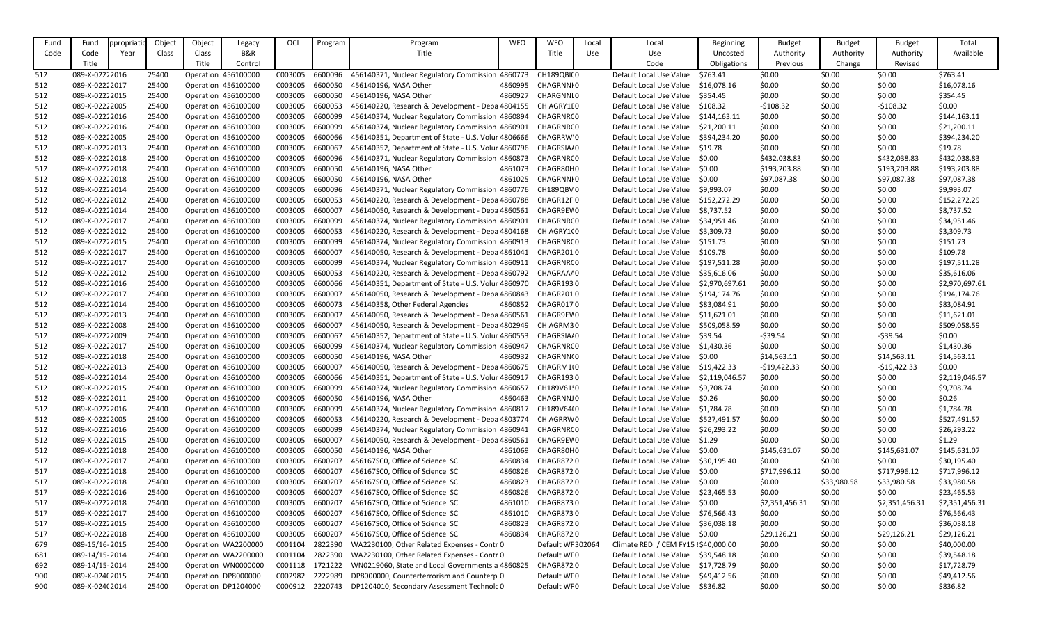| Fund Code | Fund Code Title | ppropriatio Year | Object Class | Object Class Title | Legacy B&R Control | OCL | Program | Program Title | WFO | WFO Title | Local Use | Local Use Code | Beginning Uncosted Obligations | Budget Authority Previous | Budget Authority Change | Budget Authority Revised | Total Available |
|---|---|---|---|---|---|---|---|---|---|---|---|---|---|---|---|---|---|
| 512 | 089-X-0222 | 2016 | 25400 | Operation | 456100000 | C003005 | 6600096 | 456140371, Nuclear Regulatory Commission | 4860773 | CH189QBI | 0 | Default Local Use Value | $763.41 | $0.00 | $0.00 | $0.00 | $763.41 |
| 512 | 089-X-0222 | 2017 | 25400 | Operation | 456100000 | C003005 | 6600050 | 456140196, NASA Other | 4860995 | CHAGRNNI | 0 | Default Local Use Value | $16,078.16 | $0.00 | $0.00 | $0.00 | $16,078.16 |
| 512 | 089-X-0222 | 2015 | 25400 | Operation | 456100000 | C003005 | 6600050 | 456140196, NASA Other | 4860927 | CHARGNNI | 0 | Default Local Use Value | $354.45 | $0.00 | $0.00 | $0.00 | $354.45 |
| 512 | 089-X-0222 | 2005 | 25400 | Operation | 456100000 | C003005 | 6600053 | 456140220, Research & Development - Depa | 4804155 | CH AGRY1 | 0 | Default Local Use Value | $108.32 | -$108.32 | $0.00 | -$108.32 | $0.00 |
| 512 | 089-X-0222 | 2016 | 25400 | Operation | 456100000 | C003005 | 6600099 | 456140374, Nuclear Regulatory Commission | 4860894 | CHAGRNRC | 0 | Default Local Use Value | $144,163.11 | $0.00 | $0.00 | $0.00 | $144,163.11 |
| 512 | 089-X-0222 | 2016 | 25400 | Operation | 456100000 | C003005 | 6600099 | 456140374, Nuclear Regulatory Commission | 4860901 | CHAGRNRC | 0 | Default Local Use Value | $21,200.11 | $0.00 | $0.00 | $0.00 | $21,200.11 |
| 512 | 089-X-0222 | 2005 | 25400 | Operation | 456100000 | C003005 | 6600066 | 456140351, Department of State - U.S. Volur | 4806666 | CHAGRRW | 0 | Default Local Use Value | $394,234.20 | $0.00 | $0.00 | $0.00 | $394,234.20 |
| 512 | 089-X-0222 | 2013 | 25400 | Operation | 456100000 | C003005 | 6600067 | 456140352, Department of State - U.S. Volur | 4860796 | CHAGRSIA | 0 | Default Local Use Value | $19.78 | $0.00 | $0.00 | $0.00 | $19.78 |
| 512 | 089-X-0222 | 2018 | 25400 | Operation | 456100000 | C003005 | 6600096 | 456140371, Nuclear Regulatory Commission | 4860873 | CHAGRNRC | 0 | Default Local Use Value | $0.00 | $432,038.83 | $0.00 | $432,038.83 | $432,038.83 |
| 512 | 089-X-0222 | 2018 | 25400 | Operation | 456100000 | C003005 | 6600050 | 456140196, NASA Other | 4861073 | CHAGR80H | 0 | Default Local Use Value | $0.00 | $193,203.88 | $0.00 | $193,203.88 | $193,203.88 |
| 512 | 089-X-0222 | 2018 | 25400 | Operation | 456100000 | C003005 | 6600050 | 456140196, NASA Other | 4861025 | CHAGRNNI | 0 | Default Local Use Value | $0.00 | $97,087.38 | $0.00 | $97,087.38 | $97,087.38 |
| 512 | 089-X-0222 | 2014 | 25400 | Operation | 456100000 | C003005 | 6600096 | 456140371, Nuclear Regulatory Commission | 4860776 | CH189QBV | 0 | Default Local Use Value | $9,993.07 | $0.00 | $0.00 | $0.00 | $9,993.07 |
| 512 | 089-X-0222 | 2012 | 25400 | Operation | 456100000 | C003005 | 6600053 | 456140220, Research & Development - Depa | 4860788 | CHAGR12F | 0 | Default Local Use Value | $152,272.29 | $0.00 | $0.00 | $0.00 | $152,272.29 |
| 512 | 089-X-0222 | 2014 | 25400 | Operation | 456100000 | C003005 | 6600007 | 456140050, Research & Development - Depa | 4860561 | CHAGR9EV | 0 | Default Local Use Value | $8,737.52 | $0.00 | $0.00 | $0.00 | $8,737.52 |
| 512 | 089-X-0222 | 2017 | 25400 | Operation | 456100000 | C003005 | 6600099 | 456140374, Nuclear Regulatory Commission | 4860901 | CHAGRNRC | 0 | Default Local Use Value | $34,951.46 | $0.00 | $0.00 | $0.00 | $34,951.46 |
| 512 | 089-X-0222 | 2012 | 25400 | Operation | 456100000 | C003005 | 6600053 | 456140220, Research & Development - Depa | 4804168 | CH AGRY1 | 0 | Default Local Use Value | $3,309.73 | $0.00 | $0.00 | $0.00 | $3,309.73 |
| 512 | 089-X-0222 | 2015 | 25400 | Operation | 456100000 | C003005 | 6600099 | 456140374, Nuclear Regulatory Commission | 4860913 | CHAGRNRC | 0 | Default Local Use Value | $151.73 | $0.00 | $0.00 | $0.00 | $151.73 |
| 512 | 089-X-0222 | 2017 | 25400 | Operation | 456100000 | C003005 | 6600007 | 456140050, Research & Development - Depa | 4861041 | CHAGR201 | 0 | Default Local Use Value | $109.78 | $0.00 | $0.00 | $0.00 | $109.78 |
| 512 | 089-X-0222 | 2017 | 25400 | Operation | 456100000 | C003005 | 6600099 | 456140374, Nuclear Regulatory Commission | 4860911 | CHAGRNRC | 0 | Default Local Use Value | $197,511.28 | $0.00 | $0.00 | $0.00 | $197,511.28 |
| 512 | 089-X-0222 | 2012 | 25400 | Operation | 456100000 | C003005 | 6600053 | 456140220, Research & Development - Depa | 4860792 | CHAGRAA | 0 | Default Local Use Value | $35,616.06 | $0.00 | $0.00 | $0.00 | $35,616.06 |
| 512 | 089-X-0222 | 2016 | 25400 | Operation | 456100000 | C003005 | 6600066 | 456140351, Department of State - U.S. Volur | 4860970 | CHAGR193 | 0 | Default Local Use Value | $2,970,697.61 | $0.00 | $0.00 | $0.00 | $2,970,697.61 |
| 512 | 089-X-0222 | 2017 | 25400 | Operation | 456100000 | C003005 | 6600007 | 456140050, Research & Development - Depa | 4860843 | CHAGR201 | 0 | Default Local Use Value | $194,174.76 | $0.00 | $0.00 | $0.00 | $194,174.76 |
| 512 | 089-X-0222 | 2014 | 25400 | Operation | 456100000 | C003005 | 6600073 | 456140358, Other Federal Agencies | 4860852 | CHAGR017 | 0 | Default Local Use Value | $83,084.91 | $0.00 | $0.00 | $0.00 | $83,084.91 |
| 512 | 089-X-0222 | 2013 | 25400 | Operation | 456100000 | C003005 | 6600007 | 456140050, Research & Development - Depa | 4860561 | CHAGR9EV | 0 | Default Local Use Value | $11,621.01 | $0.00 | $0.00 | $0.00 | $11,621.01 |
| 512 | 089-X-0222 | 2008 | 25400 | Operation | 456100000 | C003005 | 6600007 | 456140050, Research & Development - Depa | 4802949 | CH AGRM3 | 0 | Default Local Use Value | $509,058.59 | $0.00 | $0.00 | $0.00 | $509,058.59 |
| 512 | 089-X-0222 | 2009 | 25400 | Operation | 456100000 | C003005 | 6600067 | 456140352, Department of State - U.S. Volur | 4860553 | CHAGRSIA | 0 | Default Local Use Value | $39.54 | -$39.54 | $0.00 | -$39.54 | $0.00 |
| 512 | 089-X-0222 | 2017 | 25400 | Operation | 456100000 | C003005 | 6600099 | 456140374, Nuclear Regulatory Commission | 4860947 | CHAGRNRC | 0 | Default Local Use Value | $1,430.36 | $0.00 | $0.00 | $0.00 | $1,430.36 |
| 512 | 089-X-0222 | 2018 | 25400 | Operation | 456100000 | C003005 | 6600050 | 456140196, NASA Other | 4860932 | CHAGRNN | 0 | Default Local Use Value | $0.00 | $14,563.11 | $0.00 | $14,563.11 | $14,563.11 |
| 512 | 089-X-0222 | 2013 | 25400 | Operation | 456100000 | C003005 | 6600007 | 456140050, Research & Development - Depa | 4860675 | CHAGRM1 | 0 | Default Local Use Value | $19,422.33 | -$19,422.33 | $0.00 | -$19,422.33 | $0.00 |
| 512 | 089-X-0222 | 2014 | 25400 | Operation | 456100000 | C003005 | 6600066 | 456140351, Department of State - U.S. Volur | 4860917 | CHAGR193 | 0 | Default Local Use Value | $2,119,046.57 | $0.00 | $0.00 | $0.00 | $2,119,046.57 |
| 512 | 089-X-0222 | 2015 | 25400 | Operation | 456100000 | C003005 | 6600099 | 456140374, Nuclear Regulatory Commission | 4860657 | CH189V61 | 0 | Default Local Use Value | $9,708.74 | $0.00 | $0.00 | $0.00 | $9,708.74 |
| 512 | 089-X-0222 | 2011 | 25400 | Operation | 456100000 | C003005 | 6600050 | 456140196, NASA Other | 4860463 | CHAGRNNJ | 0 | Default Local Use Value | $0.26 | $0.00 | $0.00 | $0.00 | $0.26 |
| 512 | 089-X-0222 | 2016 | 25400 | Operation | 456100000 | C003005 | 6600099 | 456140374, Nuclear Regulatory Commission | 4860817 | CH189V64 | 0 | Default Local Use Value | $1,784.78 | $0.00 | $0.00 | $0.00 | $1,784.78 |
| 512 | 089-X-0222 | 2005 | 25400 | Operation | 456100000 | C003005 | 6600053 | 456140220, Research & Development - Depa | 4803774 | CH AGRRW | 0 | Default Local Use Value | $527,491.57 | $0.00 | $0.00 | $0.00 | $527,491.57 |
| 512 | 089-X-0222 | 2016 | 25400 | Operation | 456100000 | C003005 | 6600099 | 456140374, Nuclear Regulatory Commission | 4860941 | CHAGRNRC | 0 | Default Local Use Value | $26,293.22 | $0.00 | $0.00 | $0.00 | $26,293.22 |
| 512 | 089-X-0222 | 2015 | 25400 | Operation | 456100000 | C003005 | 6600007 | 456140050, Research & Development - Depa | 4860561 | CHAGR9EV | 0 | Default Local Use Value | $1.29 | $0.00 | $0.00 | $0.00 | $1.29 |
| 512 | 089-X-0222 | 2018 | 25400 | Operation | 456100000 | C003005 | 6600050 | 456140196, NASA Other | 4861069 | CHAGR80H | 0 | Default Local Use Value | $0.00 | $145,631.07 | $0.00 | $145,631.07 | $145,631.07 |
| 517 | 089-X-0222 | 2017 | 25400 | Operation | 456100000 | C003005 | 6600207 | 456167SC0, Office of Science SC | 4860834 | CHAGR872 | 0 | Default Local Use Value | $30,195.40 | $0.00 | $0.00 | $0.00 | $30,195.40 |
| 517 | 089-X-0222 | 2018 | 25400 | Operation | 456100000 | C003005 | 6600207 | 456167SC0, Office of Science SC | 4860826 | CHAGR872 | 0 | Default Local Use Value | $0.00 | $717,996.12 | $0.00 | $717,996.12 | $717,996.12 |
| 517 | 089-X-0222 | 2018 | 25400 | Operation | 456100000 | C003005 | 6600207 | 456167SC0, Office of Science SC | 4860823 | CHAGR872 | 0 | Default Local Use Value | $0.00 | $0.00 | $33,980.58 | $33,980.58 | $33,980.58 |
| 517 | 089-X-0222 | 2016 | 25400 | Operation | 456100000 | C003005 | 6600207 | 456167SC0, Office of Science SC | 4860826 | CHAGR872 | 0 | Default Local Use Value | $23,465.53 | $0.00 | $0.00 | $0.00 | $23,465.53 |
| 517 | 089-X-0222 | 2018 | 25400 | Operation | 456100000 | C003005 | 6600207 | 456167SC0, Office of Science SC | 4861010 | CHAGR873 | 0 | Default Local Use Value | $0.00 | $2,351,456.31 | $0.00 | $2,351,456.31 | $2,351,456.31 |
| 517 | 089-X-0222 | 2017 | 25400 | Operation | 456100000 | C003005 | 6600207 | 456167SC0, Office of Science SC | 4861010 | CHAGR873 | 0 | Default Local Use Value | $76,566.43 | $0.00 | $0.00 | $0.00 | $76,566.43 |
| 517 | 089-X-0222 | 2015 | 25400 | Operation | 456100000 | C003005 | 6600207 | 456167SC0, Office of Science SC | 4860823 | CHAGR872 | 0 | Default Local Use Value | $36,038.18 | $0.00 | $0.00 | $0.00 | $36,038.18 |
| 517 | 089-X-0222 | 2018 | 25400 | Operation | 456100000 | C003005 | 6600207 | 456167SC0, Office of Science SC | 4860834 | CHAGR872 | 0 | Default Local Use Value | $0.00 | $29,126.21 | $0.00 | $29,126.21 | $29,126.21 |
| 679 | 089-15/16- | 2015 | 25400 | Operation | WA2200000 | C001104 | 2822390 | WA2230100, Other Related Expenses - Contr | 0 | Default WF | 302064 | Climate REDI / CEM FY15 ( | $40,000.00 | $0.00 | $0.00 | $0.00 | $40,000.00 |
| 681 | 089-14/15- | 2014 | 25400 | Operation | WA2200000 | C001104 | 2822390 | WA2230100, Other Related Expenses - Contr | 0 | Default WF | 0 | Default Local Use Value | $39,548.18 | $0.00 | $0.00 | $0.00 | $39,548.18 |
| 692 | 089-14/15- | 2014 | 25400 | Operation | WN0000000 | C001118 | 1721222 | WN0219060, State and Local Governments a | 4860825 | CHAGR872 | 0 | Default Local Use Value | $17,728.79 | $0.00 | $0.00 | $0.00 | $17,728.79 |
| 900 | 089-X-024 | 2015 | 25400 | Operation | DP8000000 | C002982 | 2222989 | DP8000000, Counterterrorism and Counterp | 0 | Default WF | 0 | Default Local Use Value | $49,412.56 | $0.00 | $0.00 | $0.00 | $49,412.56 |
| 900 | 089-X-024 | 2014 | 25400 | Operation | DP1204000 | C000912 | 2220743 | DP1204010, Secondary Assessment Technolo | 0 | Default WF | 0 | Default Local Use Value | $836.82 | $0.00 | $0.00 | $0.00 | $836.82 |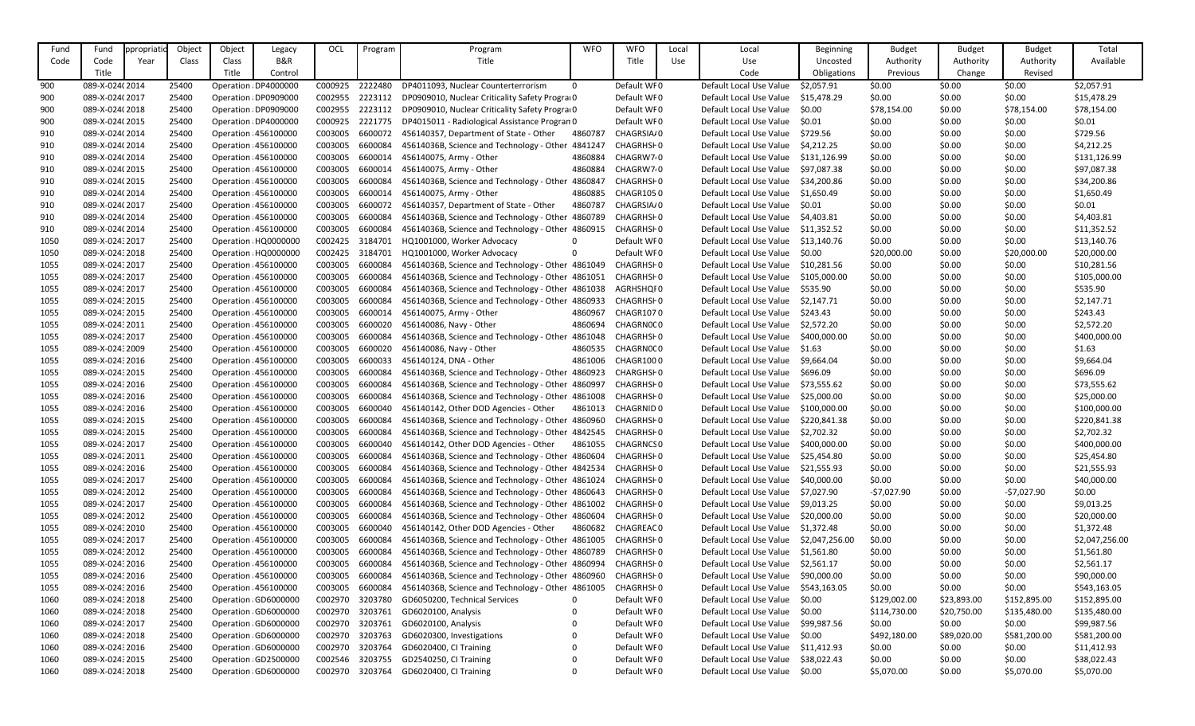| Fund Code | Fund Code Title | Appropriation Year | Object Class | Object Class Title | Legacy B&R Control | OCL | Program | Program Title | WFO | WFO Title | Local Use | Local Use Code | Beginning Uncosted Obligations | Budget Authority Previous | Budget Authority Change | Budget Authority Revised | Total Available |
|---|---|---|---|---|---|---|---|---|---|---|---|---|---|---|---|---|---|
| 900 | 089-X-024( | 2014 | 25400 | Operation | DP4000000 | C000925 | 2222480 | DP4011093, Nuclear Counterterrorism | 0 | Default WF | 0 | Default Local Use Value | $2,057.91 | $0.00 | $0.00 | $0.00 | $2,057.91 |
| 900 | 089-X-024( | 2017 | 25400 | Operation | DP0909000 | C002955 | 2223112 | DP0909010, Nuclear Criticality Safety Progra | 0 | Default WF | 0 | Default Local Use Value | $15,478.29 | $0.00 | $0.00 | $0.00 | $15,478.29 |
| 900 | 089-X-024( | 2018 | 25400 | Operation | DP0909000 | C002955 | 2223112 | DP0909010, Nuclear Criticality Safety Progra | 0 | Default WF | 0 | Default Local Use Value | $0.00 | $78,154.00 | $0.00 | $78,154.00 | $78,154.00 |
| 900 | 089-X-024( | 2015 | 25400 | Operation | DP4000000 | C000925 | 2221775 | DP4015011 - Radiological Assistance Progran | 0 | Default WF | 0 | Default Local Use Value | $0.01 | $0.00 | $0.00 | $0.00 | $0.01 |
| 910 | 089-X-024( | 2014 | 25400 | Operation | 456100000 | C003005 | 6600072 | 456140357, Department of State - Other | 4860787 | CHAGRSIA | 0 | Default Local Use Value | $729.56 | $0.00 | $0.00 | $0.00 | $729.56 |
| 910 | 089-X-024( | 2014 | 25400 | Operation | 456100000 | C003005 | 6600084 | 45614036B, Science and Technology - Other | 4841247 | CHAGRHSI | 0 | Default Local Use Value | $4,212.25 | $0.00 | $0.00 | $0.00 | $4,212.25 |
| 910 | 089-X-024( | 2014 | 25400 | Operation | 456100000 | C003005 | 6600014 | 456140075, Army - Other | 4860884 | CHAGRW7 | 0 | Default Local Use Value | $131,126.99 | $0.00 | $0.00 | $0.00 | $131,126.99 |
| 910 | 089-X-024( | 2015 | 25400 | Operation | 456100000 | C003005 | 6600014 | 456140075, Army - Other | 4860884 | CHAGRW7 | 0 | Default Local Use Value | $97,087.38 | $0.00 | $0.00 | $0.00 | $97,087.38 |
| 910 | 089-X-024( | 2015 | 25400 | Operation | 456100000 | C003005 | 6600084 | 45614036B, Science and Technology - Other | 4860847 | CHAGRHSI | 0 | Default Local Use Value | $34,200.86 | $0.00 | $0.00 | $0.00 | $34,200.86 |
| 910 | 089-X-024( | 2014 | 25400 | Operation | 456100000 | C003005 | 6600014 | 456140075, Army - Other | 4860885 | CHAGR105 | 0 | Default Local Use Value | $1,650.49 | $0.00 | $0.00 | $0.00 | $1,650.49 |
| 910 | 089-X-024( | 2017 | 25400 | Operation | 456100000 | C003005 | 6600072 | 456140357, Department of State - Other | 4860787 | CHAGRSIA | 0 | Default Local Use Value | $0.01 | $0.00 | $0.00 | $0.00 | $0.01 |
| 910 | 089-X-024( | 2014 | 25400 | Operation | 456100000 | C003005 | 6600084 | 45614036B, Science and Technology - Other | 4860789 | CHAGRHSI | 0 | Default Local Use Value | $4,403.81 | $0.00 | $0.00 | $0.00 | $4,403.81 |
| 910 | 089-X-024( | 2014 | 25400 | Operation | 456100000 | C003005 | 6600084 | 45614036B, Science and Technology - Other | 4860915 | CHAGRHSI | 0 | Default Local Use Value | $11,352.52 | $0.00 | $0.00 | $0.00 | $11,352.52 |
| 1050 | 089-X-024 | 2017 | 25400 | Operation | HQ0000000 | C002425 | 3184701 | HQ1001000, Worker Advocacy | 0 | Default WF | 0 | Default Local Use Value | $13,140.76 | $0.00 | $0.00 | $0.00 | $13,140.76 |
| 1050 | 089-X-024 | 2018 | 25400 | Operation | HQ0000000 | C002425 | 3184701 | HQ1001000, Worker Advocacy | 0 | Default WF | 0 | Default Local Use Value | $0.00 | $20,000.00 | $0.00 | $20,000.00 | $20,000.00 |
| 1055 | 089-X-024 | 2017 | 25400 | Operation | 456100000 | C003005 | 6600084 | 45614036B, Science and Technology - Other | 4861049 | CHAGRHSI | 0 | Default Local Use Value | $10,281.56 | $0.00 | $0.00 | $0.00 | $10,281.56 |
| 1055 | 089-X-024 | 2017 | 25400 | Operation | 456100000 | C003005 | 6600084 | 45614036B, Science and Technology - Other | 4861051 | CHAGRHSI | 0 | Default Local Use Value | $105,000.00 | $0.00 | $0.00 | $0.00 | $105,000.00 |
| 1055 | 089-X-024 | 2017 | 25400 | Operation | 456100000 | C003005 | 6600084 | 45614036B, Science and Technology - Other | 4861038 | AGRHSHQ | 0 | Default Local Use Value | $535.90 | $0.00 | $0.00 | $0.00 | $535.90 |
| 1055 | 089-X-024 | 2015 | 25400 | Operation | 456100000 | C003005 | 6600084 | 45614036B, Science and Technology - Other | 4860933 | CHAGRHSI | 0 | Default Local Use Value | $2,147.71 | $0.00 | $0.00 | $0.00 | $2,147.71 |
| 1055 | 089-X-024 | 2015 | 25400 | Operation | 456100000 | C003005 | 6600014 | 456140075, Army - Other | 4860967 | CHAGR107 | 0 | Default Local Use Value | $243.43 | $0.00 | $0.00 | $0.00 | $243.43 |
| 1055 | 089-X-024 | 2011 | 25400 | Operation | 456100000 | C003005 | 6600020 | 456140086, Navy - Other | 4860694 | CHAGRN0C | 0 | Default Local Use Value | $2,572.20 | $0.00 | $0.00 | $0.00 | $2,572.20 |
| 1055 | 089-X-024 | 2017 | 25400 | Operation | 456100000 | C003005 | 6600084 | 45614036B, Science and Technology - Other | 4861048 | CHAGRHSI | 0 | Default Local Use Value | $400,000.00 | $0.00 | $0.00 | $0.00 | $400,000.00 |
| 1055 | 089-X-024 | 2009 | 25400 | Operation | 456100000 | C003005 | 6600020 | 456140086, Navy - Other | 4860535 | CHAGRN0C | 0 | Default Local Use Value | $1.63 | $0.00 | $0.00 | $0.00 | $1.63 |
| 1055 | 089-X-024 | 2016 | 25400 | Operation | 456100000 | C003005 | 6600033 | 456140124, DNA - Other | 4861006 | CHAGR100 | 0 | Default Local Use Value | $9,664.04 | $0.00 | $0.00 | $0.00 | $9,664.04 |
| 1055 | 089-X-024 | 2015 | 25400 | Operation | 456100000 | C003005 | 6600084 | 45614036B, Science and Technology - Other | 4860923 | CHARGHSI | 0 | Default Local Use Value | $696.09 | $0.00 | $0.00 | $0.00 | $696.09 |
| 1055 | 089-X-024 | 2016 | 25400 | Operation | 456100000 | C003005 | 6600084 | 45614036B, Science and Technology - Other | 4860997 | CHAGRHSI | 0 | Default Local Use Value | $73,555.62 | $0.00 | $0.00 | $0.00 | $73,555.62 |
| 1055 | 089-X-024 | 2016 | 25400 | Operation | 456100000 | C003005 | 6600084 | 45614036B, Science and Technology - Other | 4861008 | CHAGRHSI | 0 | Default Local Use Value | $25,000.00 | $0.00 | $0.00 | $0.00 | $25,000.00 |
| 1055 | 089-X-024 | 2016 | 25400 | Operation | 456100000 | C003005 | 6600040 | 456140142, Other DOD Agencies - Other | 4861013 | CHAGRNID | 0 | Default Local Use Value | $100,000.00 | $0.00 | $0.00 | $0.00 | $100,000.00 |
| 1055 | 089-X-024 | 2015 | 25400 | Operation | 456100000 | C003005 | 6600084 | 45614036B, Science and Technology - Other | 4860960 | CHAGRHSI | 0 | Default Local Use Value | $220,841.38 | $0.00 | $0.00 | $0.00 | $220,841.38 |
| 1055 | 089-X-024 | 2015 | 25400 | Operation | 456100000 | C003005 | 6600084 | 45614036B, Science and Technology - Other | 4842545 | CHAGRHSI | 0 | Default Local Use Value | $2,702.32 | $0.00 | $0.00 | $0.00 | $2,702.32 |
| 1055 | 089-X-024 | 2017 | 25400 | Operation | 456100000 | C003005 | 6600040 | 456140142, Other DOD Agencies - Other | 4861055 | CHAGRNCS | 0 | Default Local Use Value | $400,000.00 | $0.00 | $0.00 | $0.00 | $400,000.00 |
| 1055 | 089-X-024 | 2011 | 25400 | Operation | 456100000 | C003005 | 6600084 | 45614036B, Science and Technology - Other | 4860604 | CHAGRHSI | 0 | Default Local Use Value | $25,454.80 | $0.00 | $0.00 | $0.00 | $25,454.80 |
| 1055 | 089-X-024 | 2016 | 25400 | Operation | 456100000 | C003005 | 6600084 | 45614036B, Science and Technology - Other | 4842534 | CHAGRHSI | 0 | Default Local Use Value | $21,555.93 | $0.00 | $0.00 | $0.00 | $21,555.93 |
| 1055 | 089-X-024 | 2017 | 25400 | Operation | 456100000 | C003005 | 6600084 | 45614036B, Science and Technology - Other | 4861024 | CHAGRHSI | 0 | Default Local Use Value | $40,000.00 | $0.00 | $0.00 | $0.00 | $40,000.00 |
| 1055 | 089-X-024 | 2012 | 25400 | Operation | 456100000 | C003005 | 6600084 | 45614036B, Science and Technology - Other | 4860643 | CHAGRHSI | 0 | Default Local Use Value | $7,027.90 | -$7,027.90 | $0.00 | -$7,027.90 | $0.00 |
| 1055 | 089-X-024 | 2017 | 25400 | Operation | 456100000 | C003005 | 6600084 | 45614036B, Science and Technology - Other | 4861002 | CHAGRHSI | 0 | Default Local Use Value | $9,013.25 | $0.00 | $0.00 | $0.00 | $9,013.25 |
| 1055 | 089-X-024 | 2012 | 25400 | Operation | 456100000 | C003005 | 6600084 | 45614036B, Science and Technology - Other | 4860604 | CHAGRHSI | 0 | Default Local Use Value | $20,000.00 | $0.00 | $0.00 | $0.00 | $20,000.00 |
| 1055 | 089-X-024 | 2010 | 25400 | Operation | 456100000 | C003005 | 6600040 | 456140142, Other DOD Agencies - Other | 4860682 | CHAGREAC | 0 | Default Local Use Value | $1,372.48 | $0.00 | $0.00 | $0.00 | $1,372.48 |
| 1055 | 089-X-024 | 2017 | 25400 | Operation | 456100000 | C003005 | 6600084 | 45614036B, Science and Technology - Other | 4861005 | CHAGRHSI | 0 | Default Local Use Value | $2,047,256.00 | $0.00 | $0.00 | $0.00 | $2,047,256.00 |
| 1055 | 089-X-024 | 2012 | 25400 | Operation | 456100000 | C003005 | 6600084 | 45614036B, Science and Technology - Other | 4860789 | CHAGRHSI | 0 | Default Local Use Value | $1,561.80 | $0.00 | $0.00 | $0.00 | $1,561.80 |
| 1055 | 089-X-024 | 2016 | 25400 | Operation | 456100000 | C003005 | 6600084 | 45614036B, Science and Technology - Other | 4860994 | CHAGRHSI | 0 | Default Local Use Value | $2,561.17 | $0.00 | $0.00 | $0.00 | $2,561.17 |
| 1055 | 089-X-024 | 2016 | 25400 | Operation | 456100000 | C003005 | 6600084 | 45614036B, Science and Technology - Other | 4860960 | CHAGRHSI | 0 | Default Local Use Value | $90,000.00 | $0.00 | $0.00 | $0.00 | $90,000.00 |
| 1055 | 089-X-024 | 2016 | 25400 | Operation | 456100000 | C003005 | 6600084 | 45614036B, Science and Technology - Other | 4861005 | CHAGRHSI | 0 | Default Local Use Value | $543,163.05 | $0.00 | $0.00 | $0.00 | $543,163.05 |
| 1060 | 089-X-024 | 2018 | 25400 | Operation | GD6000000 | C002970 | 3203780 | GD6050200, Technical Services | 0 | Default WF | 0 | Default Local Use Value | $0.00 | $129,002.00 | $23,893.00 | $152,895.00 | $152,895.00 |
| 1060 | 089-X-024 | 2018 | 25400 | Operation | GD6000000 | C002970 | 3203761 | GD6020100, Analysis | 0 | Default WF | 0 | Default Local Use Value | $0.00 | $114,730.00 | $20,750.00 | $135,480.00 | $135,480.00 |
| 1060 | 089-X-024 | 2017 | 25400 | Operation | GD6000000 | C002970 | 3203761 | GD6020100, Analysis | 0 | Default WF | 0 | Default Local Use Value | $99,987.56 | $0.00 | $0.00 | $0.00 | $99,987.56 |
| 1060 | 089-X-024 | 2018 | 25400 | Operation | GD6000000 | C002970 | 3203763 | GD6020300, Investigations | 0 | Default WF | 0 | Default Local Use Value | $0.00 | $492,180.00 | $89,020.00 | $581,200.00 | $581,200.00 |
| 1060 | 089-X-024 | 2016 | 25400 | Operation | GD6000000 | C002970 | 3203764 | GD6020400, CI Training | 0 | Default WF | 0 | Default Local Use Value | $11,412.93 | $0.00 | $0.00 | $0.00 | $11,412.93 |
| 1060 | 089-X-024 | 2015 | 25400 | Operation | GD2500000 | C002546 | 3203755 | GD2540250, CI Training | 0 | Default WF | 0 | Default Local Use Value | $38,022.43 | $0.00 | $0.00 | $0.00 | $38,022.43 |
| 1060 | 089-X-024 | 2018 | 25400 | Operation | GD6000000 | C002970 | 3203764 | GD6020400, CI Training | 0 | Default WF | 0 | Default Local Use Value | $0.00 | $5,070.00 | $0.00 | $5,070.00 | $5,070.00 |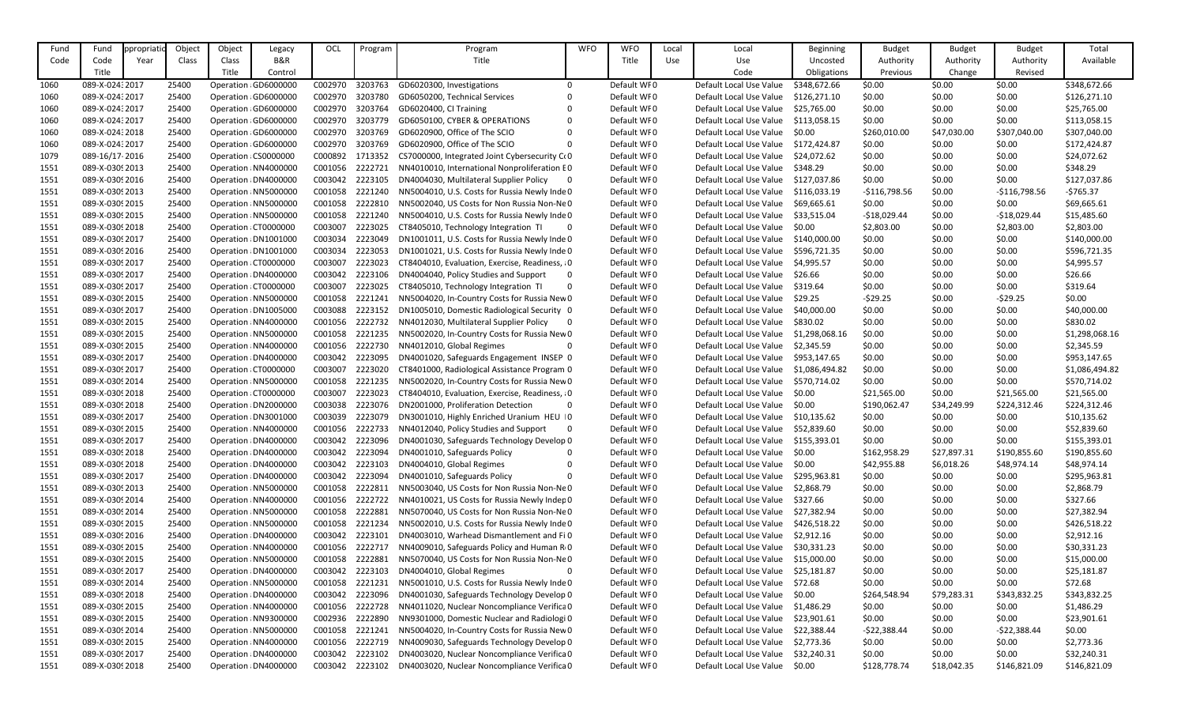| Fund Code | Fund Code Title | ppropriatio Year | Object Class | Object Class Title | Legacy B&R Control | OCL | Program | Program Title | WFO | WFO Title | Local Use | Local Use Code | Beginning Uncosted Obligations | Budget Authority Previous | Budget Authority Change | Budget Authority Revised | Total Available |
|---|---|---|---|---|---|---|---|---|---|---|---|---|---|---|---|---|---|
| 1060 | 089-X-024: | 2017 | 25400 | Operation | GD6000000 | C002970 | 3203763 | GD6020300, Investigations | 0 | Default WF | 0 | Default Local Use Value | $348,672.66 | $0.00 | $0.00 | $0.00 | $348,672.66 |
| 1060 | 089-X-024: | 2017 | 25400 | Operation | GD6000000 | C002970 | 3203780 | GD6050200, Technical Services | 0 | Default WF | 0 | Default Local Use Value | $126,271.10 | $0.00 | $0.00 | $0.00 | $126,271.10 |
| 1060 | 089-X-024: | 2017 | 25400 | Operation | GD6000000 | C002970 | 3203764 | GD6020400, CI Training | 0 | Default WF | 0 | Default Local Use Value | $25,765.00 | $0.00 | $0.00 | $0.00 | $25,765.00 |
| 1060 | 089-X-024: | 2017 | 25400 | Operation | GD6000000 | C002970 | 3203779 | GD6050100, CYBER & OPERATIONS | 0 | Default WF | 0 | Default Local Use Value | $113,058.15 | $0.00 | $0.00 | $0.00 | $113,058.15 |
| 1060 | 089-X-024: | 2018 | 25400 | Operation | GD6000000 | C002970 | 3203769 | GD6020900, Office of The SCIO | 0 | Default WF | 0 | Default Local Use Value | $0.00 | $260,010.00 | $47,030.00 | $307,040.00 | $307,040.00 |
| 1060 | 089-X-024: | 2017 | 25400 | Operation | GD6000000 | C002970 | 3203769 | GD6020900, Office of The SCIO | 0 | Default WF | 0 | Default Local Use Value | $172,424.87 | $0.00 | $0.00 | $0.00 | $172,424.87 |
| 1079 | 089-16/17- | 2016 | 25400 | Operation | CS0000000 | C000892 | 1713352 | CS7000000, Integrated Joint Cybersecurity C | 0 | Default WF | 0 | Default Local Use Value | $24,072.62 | $0.00 | $0.00 | $0.00 | $24,072.62 |
| 1551 | 089-X-030 | 2013 | 25400 | Operation | NN4000000 | C001056 | 2222721 | NN4010010, International Nonproliferation E | 0 | Default WF | 0 | Default Local Use Value | $348.29 | $0.00 | $0.00 | $0.00 | $348.29 |
| 1551 | 089-X-030 | 2016 | 25400 | Operation | DN4000000 | C003042 | 2223105 | DN4004030, Multilateral Supplier Policy | 0 | Default WF | 0 | Default Local Use Value | $127,037.86 | $0.00 | $0.00 | $0.00 | $127,037.86 |
| 1551 | 089-X-030 | 2013 | 25400 | Operation | NN5000000 | C001058 | 2221240 | NN5004010, U.S. Costs for Russia Newly Inde | 0 | Default WF | 0 | Default Local Use Value | $116,033.19 | -$116,798.56 | $0.00 | -$116,798.56 | -$765.37 |
| 1551 | 089-X-030 | 2015 | 25400 | Operation | NN5000000 | C001058 | 2222810 | NN5002040, US Costs for Non Russia Non-Ne | 0 | Default WF | 0 | Default Local Use Value | $69,665.61 | $0.00 | $0.00 | $0.00 | $69,665.61 |
| 1551 | 089-X-030 | 2015 | 25400 | Operation | NN5000000 | C001058 | 2221240 | NN5004010, U.S. Costs for Russia Newly Inde | 0 | Default WF | 0 | Default Local Use Value | $33,515.04 | -$18,029.44 | $0.00 | -$18,029.44 | $15,485.60 |
| 1551 | 089-X-030 | 2018 | 25400 | Operation | CT0000000 | C003007 | 2223025 | CT8405010, Technology Integration TI | 0 | Default WF | 0 | Default Local Use Value | $0.00 | $2,803.00 | $0.00 | $2,803.00 | $2,803.00 |
| 1551 | 089-X-030 | 2017 | 25400 | Operation | DN1001000 | C003034 | 2223049 | DN1001011, U.S. Costs for Russia Newly Inde | 0 | Default WF | 0 | Default Local Use Value | $140,000.00 | $0.00 | $0.00 | $0.00 | $140,000.00 |
| 1551 | 089-X-030 | 2016 | 25400 | Operation | DN1001000 | C003034 | 2223053 | DN1001021, U.S. Costs for Russia Newly Inde | 0 | Default WF | 0 | Default Local Use Value | $596,721.35 | $0.00 | $0.00 | $0.00 | $596,721.35 |
| 1551 | 089-X-030 | 2017 | 25400 | Operation | CT0000000 | C003007 | 2223023 | CT8404010, Evaluation, Exercise, Readiness, | 0 | Default WF | 0 | Default Local Use Value | $4,995.57 | $0.00 | $0.00 | $0.00 | $4,995.57 |
| 1551 | 089-X-030 | 2017 | 25400 | Operation | DN4000000 | C003042 | 2223106 | DN4004040, Policy Studies and Support | 0 | Default WF | 0 | Default Local Use Value | $26.66 | $0.00 | $0.00 | $0.00 | $26.66 |
| 1551 | 089-X-030 | 2017 | 25400 | Operation | CT0000000 | C003007 | 2223025 | CT8405010, Technology Integration TI | 0 | Default WF | 0 | Default Local Use Value | $319.64 | $0.00 | $0.00 | $0.00 | $319.64 |
| 1551 | 089-X-030 | 2015 | 25400 | Operation | NN5000000 | C001058 | 2221241 | NN5004020, In-Country Costs for Russia New | 0 | Default WF | 0 | Default Local Use Value | $29.25 | -$29.25 | $0.00 | -$29.25 | $0.00 |
| 1551 | 089-X-030 | 2017 | 25400 | Operation | DN1005000 | C003088 | 2223152 | DN1005010, Domestic Radiological Security | 0 | Default WF | 0 | Default Local Use Value | $40,000.00 | $0.00 | $0.00 | $0.00 | $40,000.00 |
| 1551 | 089-X-030 | 2015 | 25400 | Operation | NN4000000 | C001056 | 2222732 | NN4012030, Multilateral Supplier Policy | 0 | Default WF | 0 | Default Local Use Value | $830.02 | $0.00 | $0.00 | $0.00 | $830.02 |
| 1551 | 089-X-030 | 2015 | 25400 | Operation | NN5000000 | C001058 | 2221235 | NN5002020, In-Country Costs for Russia New | 0 | Default WF | 0 | Default Local Use Value | $1,298,068.16 | $0.00 | $0.00 | $0.00 | $1,298,068.16 |
| 1551 | 089-X-030 | 2015 | 25400 | Operation | NN4000000 | C001056 | 2222730 | NN4012010, Global Regimes | 0 | Default WF | 0 | Default Local Use Value | $2,345.59 | $0.00 | $0.00 | $0.00 | $2,345.59 |
| 1551 | 089-X-030 | 2017 | 25400 | Operation | DN4000000 | C003042 | 2223095 | DN4001020, Safeguards Engagement INSEP | 0 | Default WF | 0 | Default Local Use Value | $953,147.65 | $0.00 | $0.00 | $0.00 | $953,147.65 |
| 1551 | 089-X-030 | 2017 | 25400 | Operation | CT0000000 | C003007 | 2223020 | CT8401000, Radiological Assistance Program | 0 | Default WF | 0 | Default Local Use Value | $1,086,494.82 | $0.00 | $0.00 | $0.00 | $1,086,494.82 |
| 1551 | 089-X-030 | 2014 | 25400 | Operation | NN5000000 | C001058 | 2221235 | NN5002020, In-Country Costs for Russia New | 0 | Default WF | 0 | Default Local Use Value | $570,714.02 | $0.00 | $0.00 | $0.00 | $570,714.02 |
| 1551 | 089-X-030 | 2018 | 25400 | Operation | CT0000000 | C003007 | 2223023 | CT8404010, Evaluation, Exercise, Readiness, | 0 | Default WF | 0 | Default Local Use Value | $0.00 | $21,565.00 | $0.00 | $21,565.00 | $21,565.00 |
| 1551 | 089-X-030 | 2018 | 25400 | Operation | DN2000000 | C003038 | 2223076 | DN2001000, Proliferation Detection | 0 | Default WF | 0 | Default Local Use Value | $0.00 | $190,062.47 | $34,249.99 | $224,312.46 | $224,312.46 |
| 1551 | 089-X-030 | 2017 | 25400 | Operation | DN3001000 | C003039 | 2223079 | DN3001010, Highly Enriched Uranium HEU | 0 | Default WF | 0 | Default Local Use Value | $10,135.62 | $0.00 | $0.00 | $0.00 | $10,135.62 |
| 1551 | 089-X-030 | 2015 | 25400 | Operation | NN4000000 | C001056 | 2222733 | NN4012040, Policy Studies and Support | 0 | Default WF | 0 | Default Local Use Value | $52,839.60 | $0.00 | $0.00 | $0.00 | $52,839.60 |
| 1551 | 089-X-030 | 2017 | 25400 | Operation | DN4000000 | C003042 | 2223096 | DN4001030, Safeguards Technology Develop | 0 | Default WF | 0 | Default Local Use Value | $155,393.01 | $0.00 | $0.00 | $0.00 | $155,393.01 |
| 1551 | 089-X-030 | 2018 | 25400 | Operation | DN4000000 | C003042 | 2223094 | DN4001010, Safeguards Policy | 0 | Default WF | 0 | Default Local Use Value | $0.00 | $162,958.29 | $27,897.31 | $190,855.60 | $190,855.60 |
| 1551 | 089-X-030 | 2018 | 25400 | Operation | DN4000000 | C003042 | 2223103 | DN4004010, Global Regimes | 0 | Default WF | 0 | Default Local Use Value | $0.00 | $42,955.88 | $6,018.26 | $48,974.14 | $48,974.14 |
| 1551 | 089-X-030 | 2017 | 25400 | Operation | DN4000000 | C003042 | 2223094 | DN4001010, Safeguards Policy | 0 | Default WF | 0 | Default Local Use Value | $295,963.81 | $0.00 | $0.00 | $0.00 | $295,963.81 |
| 1551 | 089-X-030 | 2013 | 25400 | Operation | NN5000000 | C001058 | 2222811 | NN5003040, US Costs for Non Russia Non-Ne | 0 | Default WF | 0 | Default Local Use Value | $2,868.79 | $0.00 | $0.00 | $0.00 | $2,868.79 |
| 1551 | 089-X-030 | 2014 | 25400 | Operation | NN4000000 | C001056 | 2222722 | NN4010021, US Costs for Russia Newly Indep | 0 | Default WF | 0 | Default Local Use Value | $327.66 | $0.00 | $0.00 | $0.00 | $327.66 |
| 1551 | 089-X-030 | 2014 | 25400 | Operation | NN5000000 | C001058 | 2222881 | NN5070040, US Costs for Non Russia Non-Ne | 0 | Default WF | 0 | Default Local Use Value | $27,382.94 | $0.00 | $0.00 | $0.00 | $27,382.94 |
| 1551 | 089-X-030 | 2015 | 25400 | Operation | NN5000000 | C001058 | 2221234 | NN5002010, U.S. Costs for Russia Newly Inde | 0 | Default WF | 0 | Default Local Use Value | $426,518.22 | $0.00 | $0.00 | $0.00 | $426,518.22 |
| 1551 | 089-X-030 | 2016 | 25400 | Operation | DN4000000 | C003042 | 2223101 | DN4003010, Warhead Dismantlement and Fi | 0 | Default WF | 0 | Default Local Use Value | $2,912.16 | $0.00 | $0.00 | $0.00 | $2,912.16 |
| 1551 | 089-X-030 | 2015 | 25400 | Operation | NN4000000 | C001056 | 2222717 | NN4009010, Safeguards Policy and Human R | 0 | Default WF | 0 | Default Local Use Value | $30,331.23 | $0.00 | $0.00 | $0.00 | $30,331.23 |
| 1551 | 089-X-030 | 2015 | 25400 | Operation | NN5000000 | C001058 | 2222881 | NN5070040, US Costs for Non Russia Non-Ne | 0 | Default WF | 0 | Default Local Use Value | $15,000.00 | $0.00 | $0.00 | $0.00 | $15,000.00 |
| 1551 | 089-X-030 | 2017 | 25400 | Operation | DN4000000 | C003042 | 2223103 | DN4004010, Global Regimes | 0 | Default WF | 0 | Default Local Use Value | $25,181.87 | $0.00 | $0.00 | $0.00 | $25,181.87 |
| 1551 | 089-X-030 | 2014 | 25400 | Operation | NN5000000 | C001058 | 2221231 | NN5001010, U.S. Costs for Russia Newly Inde | 0 | Default WF | 0 | Default Local Use Value | $72.68 | $0.00 | $0.00 | $0.00 | $72.68 |
| 1551 | 089-X-030 | 2018 | 25400 | Operation | DN4000000 | C003042 | 2223096 | DN4001030, Safeguards Technology Develop | 0 | Default WF | 0 | Default Local Use Value | $0.00 | $264,548.94 | $79,283.31 | $343,832.25 | $343,832.25 |
| 1551 | 089-X-030 | 2015 | 25400 | Operation | NN4000000 | C001056 | 2222728 | NN4011020, Nuclear Noncompliance Verifica | 0 | Default WF | 0 | Default Local Use Value | $1,486.29 | $0.00 | $0.00 | $0.00 | $1,486.29 |
| 1551 | 089-X-030 | 2015 | 25400 | Operation | NN9300000 | C002936 | 2222890 | NN9301000, Domestic Nuclear and Radiologi | 0 | Default WF | 0 | Default Local Use Value | $23,901.61 | $0.00 | $0.00 | $0.00 | $23,901.61 |
| 1551 | 089-X-030 | 2014 | 25400 | Operation | NN5000000 | C001058 | 2221241 | NN5004020, In-Country Costs for Russia New | 0 | Default WF | 0 | Default Local Use Value | $22,388.44 | -$22,388.44 | $0.00 | -$22,388.44 | $0.00 |
| 1551 | 089-X-030 | 2015 | 25400 | Operation | NN4000000 | C001056 | 2222719 | NN4009030, Safeguards Technology Develop | 0 | Default WF | 0 | Default Local Use Value | $2,773.36 | $0.00 | $0.00 | $0.00 | $2,773.36 |
| 1551 | 089-X-030 | 2017 | 25400 | Operation | DN4000000 | C003042 | 2223102 | DN4003020, Nuclear Noncompliance Verifica | 0 | Default WF | 0 | Default Local Use Value | $32,240.31 | $0.00 | $0.00 | $0.00 | $32,240.31 |
| 1551 | 089-X-030 | 2018 | 25400 | Operation | DN4000000 | C003042 | 2223102 | DN4003020, Nuclear Noncompliance Verifica | 0 | Default WF | 0 | Default Local Use Value | $0.00 | $128,778.74 | $18,042.35 | $146,821.09 | $146,821.09 |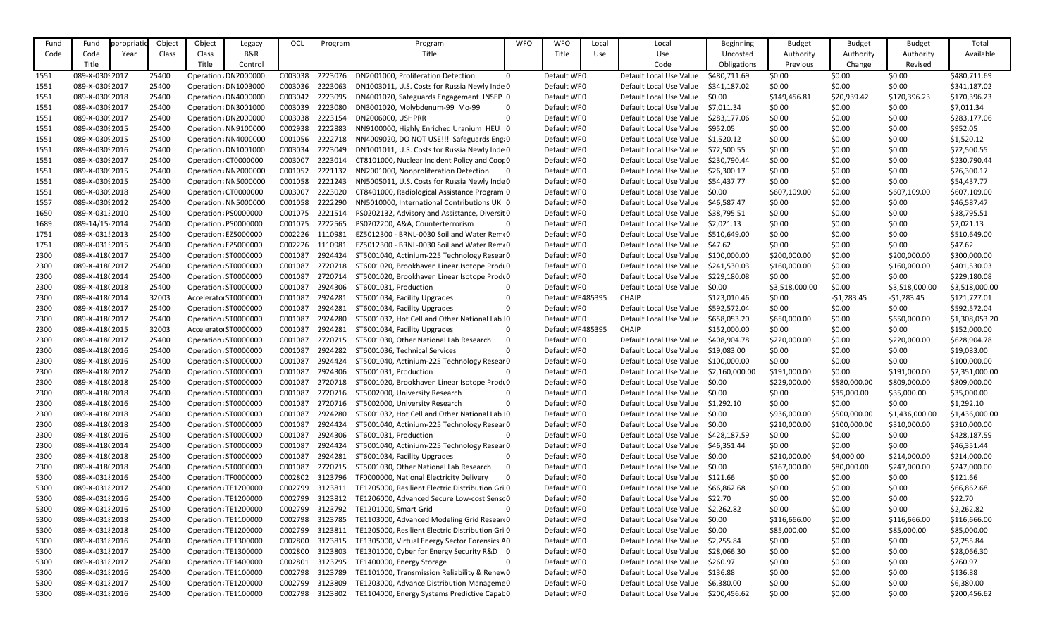| Fund Code | Fund Code Title | Appropriation Year | Object Class | Object Class Title | Legacy B&R Control | OCL | Program | Program Title | WFO | WFO Title | Local Use | Local Use Code | Beginning Uncosted Obligations | Budget Authority Previous | Budget Authority Change | Budget Authority Revised | Total Available |
|---|---|---|---|---|---|---|---|---|---|---|---|---|---|---|---|---|---|
| 1551 | 089-X-030( | 2017 | 25400 | Operation : | DN2000000 | C003038 | 2223076 | DN2001000, Proliferation Detection | 0 | Default WF0 | | Default Local Use Value | $480,711.69 | $0.00 | $0.00 | $0.00 | $480,711.69 |
| 1551 | 089-X-030( | 2017 | 25400 | Operation : | DN1003000 | C003036 | 2223063 | DN1003011, U.S. Costs for Russia Newly Inde | 0 | Default WF0 | | Default Local Use Value | $341,187.02 | $0.00 | $0.00 | $0.00 | $341,187.02 |
| 1551 | 089-X-030( | 2018 | 25400 | Operation : | DN4000000 | C003042 | 2223095 | DN4001020, Safeguards Engagement INSEP | 0 | Default WF0 | | Default Local Use Value | $0.00 | $149,456.81 | $20,939.42 | $170,396.23 | $170,396.23 |
| 1551 | 089-X-030( | 2017 | 25400 | Operation : | DN3001000 | C003039 | 2223080 | DN3001020, Molybdenum-99 Mo-99 | 0 | Default WF0 | | Default Local Use Value | $7,011.34 | $0.00 | $0.00 | $0.00 | $7,011.34 |
| 1551 | 089-X-030( | 2017 | 25400 | Operation : | DN2000000 | C003038 | 2223154 | DN2006000, USHPRR | 0 | Default WF0 | | Default Local Use Value | $283,177.06 | $0.00 | $0.00 | $0.00 | $283,177.06 |
| 1551 | 089-X-030( | 2015 | 25400 | Operation : | NN9100000 | C002938 | 2222883 | NN9100000, Highly Enriched Uranium HEU | 0 | Default WF0 | | Default Local Use Value | $952.05 | $0.00 | $0.00 | $0.00 | $952.05 |
| 1551 | 089-X-030( | 2015 | 25400 | Operation : | NN4000000 | C001056 | 2222718 | NN4009020, DO NOT USE!!! Safeguards Eng | 0 | Default WF0 | | Default Local Use Value | $1,520.12 | $0.00 | $0.00 | $0.00 | $1,520.12 |
| 1551 | 089-X-030( | 2016 | 25400 | Operation : | DN1001000 | C003034 | 2223049 | DN1001011, U.S. Costs for Russia Newly Inde | 0 | Default WF0 | | Default Local Use Value | $72,500.55 | $0.00 | $0.00 | $0.00 | $72,500.55 |
| 1551 | 089-X-030( | 2017 | 25400 | Operation : | CT0000000 | C003007 | 2223014 | CT8101000, Nuclear Incident Policy and Coop | 0 | Default WF0 | | Default Local Use Value | $230,790.44 | $0.00 | $0.00 | $0.00 | $230,790.44 |
| 1551 | 089-X-030( | 2015 | 25400 | Operation : | NN2000000 | C001052 | 2221132 | NN2001000, Nonproliferation Detection | 0 | Default WF0 | | Default Local Use Value | $26,300.17 | $0.00 | $0.00 | $0.00 | $26,300.17 |
| 1551 | 089-X-030( | 2015 | 25400 | Operation : | NN5000000 | C001058 | 2221243 | NN5005011, U.S. Costs for Russia Newly Inde | 0 | Default WF0 | | Default Local Use Value | $54,437.77 | $0.00 | $0.00 | $0.00 | $54,437.77 |
| 1551 | 089-X-030( | 2018 | 25400 | Operation : | CT0000000 | C003007 | 2223020 | CT8401000, Radiological Assistance Program | 0 | Default WF0 | | Default Local Use Value | $0.00 | $607,109.00 | $0.00 | $607,109.00 | $607,109.00 |
| 1557 | 089-X-030( | 2012 | 25400 | Operation : | NN5000000 | C001058 | 2222290 | NN5010000, International Contributions UK | 0 | Default WF0 | | Default Local Use Value | $46,587.47 | $0.00 | $0.00 | $0.00 | $46,587.47 |
| 1650 | 089-X-031 | 2010 | 25400 | Operation : | PS0000000 | C001075 | 2221514 | PS0202132, Advisory and Assistance, Diversit | 0 | Default WF0 | | Default Local Use Value | $38,795.51 | $0.00 | $0.00 | $0.00 | $38,795.51 |
| 1689 | 089-14/15- | 2014 | 25400 | Operation : | PS0000000 | C001075 | 2222565 | PS0202200, A&A, Counterterrorism | 0 | Default WF0 | | Default Local Use Value | $2,021.13 | $0.00 | $0.00 | $0.00 | $2,021.13 |
| 1751 | 089-X-031 | 2013 | 25400 | Operation : | EZ5000000 | C002226 | 1110981 | EZ5012300 - BRNL-0030 Soil and Water Rem | 0 | Default WF0 | | Default Local Use Value | $510,649.00 | $0.00 | $0.00 | $0.00 | $510,649.00 |
| 1751 | 089-X-031 | 2015 | 25400 | Operation : | EZ5000000 | C002226 | 1110981 | EZ5012300 - BRNL-0030 Soil and Water Rem | 0 | Default WF0 | | Default Local Use Value | $47.62 | $0.00 | $0.00 | $0.00 | $47.62 |
| 2300 | 089-X-418( | 2017 | 25400 | Operation : | ST0000000 | C001087 | 2924424 | ST5001040, Actinium-225 Technology Resear | 0 | Default WF0 | | Default Local Use Value | $100,000.00 | $200,000.00 | $0.00 | $200,000.00 | $300,000.00 |
| 2300 | 089-X-418( | 2017 | 25400 | Operation : | ST0000000 | C001087 | 2720718 | ST6001020, Brookhaven Linear Isotope Prod | 0 | Default WF0 | | Default Local Use Value | $241,530.03 | $160,000.00 | $0.00 | $160,000.00 | $401,530.03 |
| 2300 | 089-X-418( | 2014 | 25400 | Operation : | ST0000000 | C001087 | 2720714 | ST5001020, Brookhaven Linear Isotope Prod | 0 | Default WF0 | | Default Local Use Value | $229,180.08 | $0.00 | $0.00 | $0.00 | $229,180.08 |
| 2300 | 089-X-418( | 2018 | 25400 | Operation : | ST0000000 | C001087 | 2924306 | ST6001031, Production | 0 | Default WF0 | | Default Local Use Value | $0.00 | $3,518,000.00 | $0.00 | $3,518,000.00 | $3,518,000.00 |
| 2300 | 089-X-418( | 2014 | 32003 | Accelerato | ST0000000 | C001087 | 2924281 | ST6001034, Facility Upgrades | 0 | Default WF | 485395 | CHAIP | $123,010.46 | $0.00 | -$1,283.45 | -$1,283.45 | $121,727.01 |
| 2300 | 089-X-418( | 2017 | 25400 | Operation : | ST0000000 | C001087 | 2924281 | ST6001034, Facility Upgrades | 0 | Default WF0 | | Default Local Use Value | $592,572.04 | $0.00 | $0.00 | $0.00 | $592,572.04 |
| 2300 | 089-X-418( | 2017 | 25400 | Operation : | ST0000000 | C001087 | 2924280 | ST6001032, Hot Cell and Other National Lab | 0 | Default WF0 | | Default Local Use Value | $658,053.20 | $650,000.00 | $0.00 | $650,000.00 | $1,308,053.20 |
| 2300 | 089-X-418( | 2015 | 32003 | Accelerato | ST0000000 | C001087 | 2924281 | ST6001034, Facility Upgrades | 0 | Default WF | 485395 | CHAIP | $152,000.00 | $0.00 | $0.00 | $0.00 | $152,000.00 |
| 2300 | 089-X-418( | 2017 | 25400 | Operation : | ST0000000 | C001087 | 2720715 | ST5001030, Other National Lab Research | 0 | Default WF0 | | Default Local Use Value | $408,904.78 | $220,000.00 | $0.00 | $220,000.00 | $628,904.78 |
| 2300 | 089-X-418( | 2016 | 25400 | Operation : | ST0000000 | C001087 | 2924282 | ST6001036, Technical Services | 0 | Default WF0 | | Default Local Use Value | $19,083.00 | $0.00 | $0.00 | $0.00 | $19,083.00 |
| 2300 | 089-X-418( | 2016 | 25400 | Operation : | ST0000000 | C001087 | 2924424 | ST5001040, Actinium-225 Technology Resear | 0 | Default WF0 | | Default Local Use Value | $100,000.00 | $0.00 | $0.00 | $0.00 | $100,000.00 |
| 2300 | 089-X-418( | 2017 | 25400 | Operation : | ST0000000 | C001087 | 2924306 | ST6001031, Production | 0 | Default WF0 | | Default Local Use Value | $2,160,000.00 | $191,000.00 | $0.00 | $191,000.00 | $2,351,000.00 |
| 2300 | 089-X-418( | 2018 | 25400 | Operation : | ST0000000 | C001087 | 2720718 | ST6001020, Brookhaven Linear Isotope Prod | 0 | Default WF0 | | Default Local Use Value | $0.00 | $229,000.00 | $580,000.00 | $809,000.00 | $809,000.00 |
| 2300 | 089-X-418( | 2018 | 25400 | Operation : | ST0000000 | C001087 | 2720716 | ST5002000, University Research | 0 | Default WF0 | | Default Local Use Value | $0.00 | $0.00 | $35,000.00 | $35,000.00 | $35,000.00 |
| 2300 | 089-X-418( | 2016 | 25400 | Operation : | ST0000000 | C001087 | 2720716 | ST5002000, University Research | 0 | Default WF0 | | Default Local Use Value | $1,292.10 | $0.00 | $0.00 | $0.00 | $1,292.10 |
| 2300 | 089-X-418( | 2018 | 25400 | Operation : | ST0000000 | C001087 | 2924280 | ST6001032, Hot Cell and Other National Lab | 0 | Default WF0 | | Default Local Use Value | $0.00 | $936,000.00 | $500,000.00 | $1,436,000.00 | $1,436,000.00 |
| 2300 | 089-X-418( | 2018 | 25400 | Operation : | ST0000000 | C001087 | 2924424 | ST5001040, Actinium-225 Technology Resear | 0 | Default WF0 | | Default Local Use Value | $0.00 | $210,000.00 | $100,000.00 | $310,000.00 | $310,000.00 |
| 2300 | 089-X-418( | 2016 | 25400 | Operation : | ST0000000 | C001087 | 2924306 | ST6001031, Production | 0 | Default WF0 | | Default Local Use Value | $428,187.59 | $0.00 | $0.00 | $0.00 | $428,187.59 |
| 2300 | 089-X-418( | 2014 | 25400 | Operation : | ST0000000 | C001087 | 2924424 | ST5001040, Actinium-225 Technology Resear | 0 | Default WF0 | | Default Local Use Value | $46,351.44 | $0.00 | $0.00 | $0.00 | $46,351.44 |
| 2300 | 089-X-418( | 2018 | 25400 | Operation : | ST0000000 | C001087 | 2924281 | ST6001034, Facility Upgrades | 0 | Default WF0 | | Default Local Use Value | $0.00 | $210,000.00 | $4,000.00 | $214,000.00 | $214,000.00 |
| 2300 | 089-X-418( | 2018 | 25400 | Operation : | ST0000000 | C001087 | 2720715 | ST5001030, Other National Lab Research | 0 | Default WF0 | | Default Local Use Value | $0.00 | $167,000.00 | $80,000.00 | $247,000.00 | $247,000.00 |
| 5300 | 089-X-031 | 2016 | 25400 | Operation : | TF0000000 | C002802 | 3123796 | TF0000000, National Electricity Delivery | 0 | Default WF0 | | Default Local Use Value | $121.66 | $0.00 | $0.00 | $0.00 | $121.66 |
| 5300 | 089-X-031 | 2017 | 25400 | Operation : | TE1200000 | C002799 | 3123811 | TE1205000, Resilient Electric Distribution Gri | 0 | Default WF0 | | Default Local Use Value | $66,862.68 | $0.00 | $0.00 | $0.00 | $66,862.68 |
| 5300 | 089-X-031 | 2016 | 25400 | Operation : | TE1200000 | C002799 | 3123812 | TE1206000, Advanced Secure Low-cost Sens | 0 | Default WF0 | | Default Local Use Value | $22.70 | $0.00 | $0.00 | $0.00 | $22.70 |
| 5300 | 089-X-031 | 2016 | 25400 | Operation : | TE1200000 | C002799 | 3123792 | TE1201000, Smart Grid | 0 | Default WF0 | | Default Local Use Value | $2,262.82 | $0.00 | $0.00 | $0.00 | $2,262.82 |
| 5300 | 089-X-031 | 2018 | 25400 | Operation : | TE1100000 | C002798 | 3123785 | TE1103000, Advanced Modeling Grid Resear | 0 | Default WF0 | | Default Local Use Value | $0.00 | $116,666.00 | $0.00 | $116,666.00 | $116,666.00 |
| 5300 | 089-X-031 | 2018 | 25400 | Operation : | TE1200000 | C002799 | 3123811 | TE1205000, Resilient Electric Distribution Gri | 0 | Default WF0 | | Default Local Use Value | $0.00 | $85,000.00 | $0.00 | $85,000.00 | $85,000.00 |
| 5300 | 089-X-031 | 2016 | 25400 | Operation : | TE1300000 | C002800 | 3123815 | TE1305000, Virtual Energy Sector Forensics A | 0 | Default WF0 | | Default Local Use Value | $2,255.84 | $0.00 | $0.00 | $0.00 | $2,255.84 |
| 5300 | 089-X-031 | 2017 | 25400 | Operation : | TE1300000 | C002800 | 3123803 | TE1301000, Cyber for Energy Security R&D | 0 | Default WF0 | | Default Local Use Value | $28,066.30 | $0.00 | $0.00 | $0.00 | $28,066.30 |
| 5300 | 089-X-031 | 2017 | 25400 | Operation : | TE1400000 | C002801 | 3123795 | TE1400000, Energy Storage | 0 | Default WF0 | | Default Local Use Value | $260.97 | $0.00 | $0.00 | $0.00 | $260.97 |
| 5300 | 089-X-031 | 2016 | 25400 | Operation : | TE1100000 | C002798 | 3123789 | TE1101000, Transmission Reliability & Renew | 0 | Default WF0 | | Default Local Use Value | $136.88 | $0.00 | $0.00 | $0.00 | $136.88 |
| 5300 | 089-X-031 | 2017 | 25400 | Operation : | TE1200000 | C002799 | 3123809 | TE1203000, Advance Distribution Manageme | 0 | Default WF0 | | Default Local Use Value | $6,380.00 | $0.00 | $0.00 | $0.00 | $6,380.00 |
| 5300 | 089-X-031 | 2016 | 25400 | Operation : | TE1100000 | C002798 | 3123802 | TE1104000, Energy Systems Predictive Capat | 0 | Default WF0 | | Default Local Use Value | $200,456.62 | $0.00 | $0.00 | $0.00 | $200,456.62 |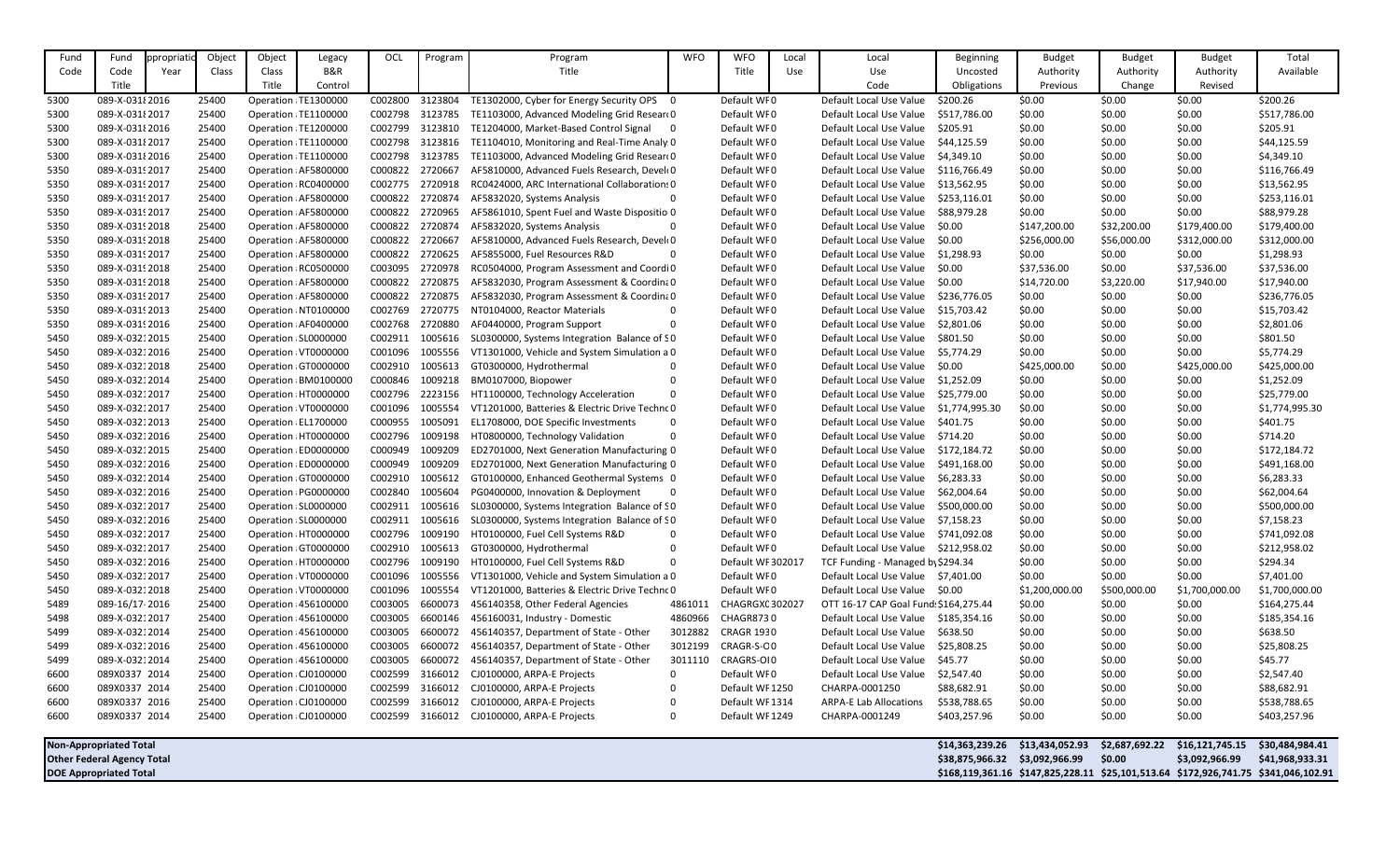| Fund Code | Fund Code Title | Appropriation Year | Object Class | Object Class Title | Legacy B&R Control | OCL | Program | Program Title | WFO | WFO Title | Local Use | Local Use Code | Beginning Uncosted Obligations | Budget Authority Previous | Budget Authority Change | Budget Authority Revised | Total Available |
|---|---|---|---|---|---|---|---|---|---|---|---|---|---|---|---|---|---|
| 5300 | 089-X-031 | 2016 | 25400 | Operation | TE1300000 | C002800 | 3123804 | TE1302000, Cyber for Energy Security OPS | 0 | Default WF | 0 | Default Local Use Value | $200.26 | $0.00 | $0.00 | $0.00 | $200.26 |
| 5300 | 089-X-031 | 2017 | 25400 | Operation | TE1100000 | C002798 | 3123785 | TE1103000, Advanced Modeling Grid Resear | 0 | Default WF | 0 | Default Local Use Value | $517,786.00 | $0.00 | $0.00 | $0.00 | $517,786.00 |
| 5300 | 089-X-031 | 2016 | 25400 | Operation | TE1200000 | C002799 | 3123810 | TE1204000, Market-Based Control Signal | 0 | Default WF | 0 | Default Local Use Value | $205.91 | $0.00 | $0.00 | $0.00 | $205.91 |
| 5300 | 089-X-031 | 2017 | 25400 | Operation | TE1100000 | C002798 | 3123816 | TE1104010, Monitoring and Real-Time Analy | 0 | Default WF | 0 | Default Local Use Value | $44,125.59 | $0.00 | $0.00 | $0.00 | $44,125.59 |
| 5300 | 089-X-031 | 2016 | 25400 | Operation | TE1100000 | C002798 | 3123785 | TE1103000, Advanced Modeling Grid Resear | 0 | Default WF | 0 | Default Local Use Value | $4,349.10 | $0.00 | $0.00 | $0.00 | $4,349.10 |
| 5350 | 089-X-031 | 2017 | 25400 | Operation | AF5800000 | C000822 | 2720667 | AF5810000, Advanced Fuels Research, Devel | 0 | Default WF | 0 | Default Local Use Value | $116,766.49 | $0.00 | $0.00 | $0.00 | $116,766.49 |
| 5350 | 089-X-031 | 2017 | 25400 | Operation | RC0400000 | C002775 | 2720918 | RC0424000, ARC International Collaboration | 0 | Default WF | 0 | Default Local Use Value | $13,562.95 | $0.00 | $0.00 | $0.00 | $13,562.95 |
| 5350 | 089-X-031 | 2017 | 25400 | Operation | AF5800000 | C000822 | 2720874 | AF5832020, Systems Analysis | 0 | Default WF | 0 | Default Local Use Value | $253,116.01 | $0.00 | $0.00 | $0.00 | $253,116.01 |
| 5350 | 089-X-031 | 2017 | 25400 | Operation | AF5800000 | C000822 | 2720965 | AF5861010, Spent Fuel and Waste Dispositio | 0 | Default WF | 0 | Default Local Use Value | $88,979.28 | $0.00 | $0.00 | $0.00 | $88,979.28 |
| 5350 | 089-X-031 | 2018 | 25400 | Operation | AF5800000 | C000822 | 2720874 | AF5832020, Systems Analysis | 0 | Default WF | 0 | Default Local Use Value | $0.00 | $147,200.00 | $32,200.00 | $179,400.00 | $179,400.00 |
| 5350 | 089-X-031 | 2018 | 25400 | Operation | AF5800000 | C000822 | 2720667 | AF5810000, Advanced Fuels Research, Devel | 0 | Default WF | 0 | Default Local Use Value | $0.00 | $256,000.00 | $56,000.00 | $312,000.00 | $312,000.00 |
| 5350 | 089-X-031 | 2017 | 25400 | Operation | AF5800000 | C000822 | 2720625 | AF5855000, Fuel Resources R&D | 0 | Default WF | 0 | Default Local Use Value | $1,298.93 | $0.00 | $0.00 | $0.00 | $1,298.93 |
| 5350 | 089-X-031 | 2018 | 25400 | Operation | RC0500000 | C003095 | 2720978 | RC0504000, Program Assessment and Coordi | 0 | Default WF | 0 | Default Local Use Value | $0.00 | $37,536.00 | $0.00 | $37,536.00 | $37,536.00 |
| 5350 | 089-X-031 | 2018 | 25400 | Operation | AF5800000 | C000822 | 2720875 | AF5832030, Program Assessment & Coordina | 0 | Default WF | 0 | Default Local Use Value | $0.00 | $14,720.00 | $3,220.00 | $17,940.00 | $17,940.00 |
| 5350 | 089-X-031 | 2017 | 25400 | Operation | AF5800000 | C000822 | 2720875 | AF5832030, Program Assessment & Coordina | 0 | Default WF | 0 | Default Local Use Value | $236,776.05 | $0.00 | $0.00 | $0.00 | $236,776.05 |
| 5350 | 089-X-031 | 2013 | 25400 | Operation | NT0100000 | C002769 | 2720775 | NT0104000, Reactor Materials | 0 | Default WF | 0 | Default Local Use Value | $15,703.42 | $0.00 | $0.00 | $0.00 | $15,703.42 |
| 5350 | 089-X-031 | 2016 | 25400 | Operation | AF0400000 | C002768 | 2720880 | AF0440000, Program Support | 0 | Default WF | 0 | Default Local Use Value | $2,801.06 | $0.00 | $0.00 | $0.00 | $2,801.06 |
| 5450 | 089-X-032 | 2015 | 25400 | Operation | SL0000000 | C002911 | 1005616 | SL0300000, Systems Integration Balance of S | 0 | Default WF | 0 | Default Local Use Value | $801.50 | $0.00 | $0.00 | $0.00 | $801.50 |
| 5450 | 089-X-032 | 2016 | 25400 | Operation | VT0000000 | C001096 | 1005556 | VT1301000, Vehicle and System Simulation a | 0 | Default WF | 0 | Default Local Use Value | $5,774.29 | $0.00 | $0.00 | $0.00 | $5,774.29 |
| 5450 | 089-X-032 | 2018 | 25400 | Operation | GT0000000 | C002910 | 1005613 | GT0300000, Hydrothermal | 0 | Default WF | 0 | Default Local Use Value | $0.00 | $425,000.00 | $0.00 | $425,000.00 | $425,000.00 |
| 5450 | 089-X-032 | 2014 | 25400 | Operation | BM0100000 | C000846 | 1009218 | BM0107000, Biopower | 0 | Default WF | 0 | Default Local Use Value | $1,252.09 | $0.00 | $0.00 | $0.00 | $1,252.09 |
| 5450 | 089-X-032 | 2017 | 25400 | Operation | HT0000000 | C002796 | 2223156 | HT1100000, Technology Acceleration | 0 | Default WF | 0 | Default Local Use Value | $25,779.00 | $0.00 | $0.00 | $0.00 | $25,779.00 |
| 5450 | 089-X-032 | 2017 | 25400 | Operation | VT0000000 | C001096 | 1005554 | VT1201000, Batteries & Electric Drive Techno | 0 | Default WF | 0 | Default Local Use Value | $1,774,995.30 | $0.00 | $0.00 | $0.00 | $1,774,995.30 |
| 5450 | 089-X-032 | 2013 | 25400 | Operation | EL1700000 | C000955 | 1005091 | EL1708000, DOE Specific Investments | 0 | Default WF | 0 | Default Local Use Value | $401.75 | $0.00 | $0.00 | $0.00 | $401.75 |
| 5450 | 089-X-032 | 2016 | 25400 | Operation | HT0000000 | C002796 | 1009198 | HT0800000, Technology Validation | 0 | Default WF | 0 | Default Local Use Value | $714.20 | $0.00 | $0.00 | $0.00 | $714.20 |
| 5450 | 089-X-032 | 2015 | 25400 | Operation | ED0000000 | C000949 | 1009209 | ED2701000, Next Generation Manufacturing | 0 | Default WF | 0 | Default Local Use Value | $172,184.72 | $0.00 | $0.00 | $0.00 | $172,184.72 |
| 5450 | 089-X-032 | 2016 | 25400 | Operation | ED0000000 | C000949 | 1009209 | ED2701000, Next Generation Manufacturing | 0 | Default WF | 0 | Default Local Use Value | $491,168.00 | $0.00 | $0.00 | $0.00 | $491,168.00 |
| 5450 | 089-X-032 | 2014 | 25400 | Operation | GT0000000 | C002910 | 1005612 | GT0100000, Enhanced Geothermal Systems | 0 | Default WF | 0 | Default Local Use Value | $6,283.33 | $0.00 | $0.00 | $0.00 | $6,283.33 |
| 5450 | 089-X-032 | 2016 | 25400 | Operation | PG0000000 | C002840 | 1005604 | PG0400000, Innovation & Deployment | 0 | Default WF | 0 | Default Local Use Value | $62,004.64 | $0.00 | $0.00 | $0.00 | $62,004.64 |
| 5450 | 089-X-032 | 2017 | 25400 | Operation | SL0000000 | C002911 | 1005616 | SL0300000, Systems Integration Balance of S | 0 | Default WF | 0 | Default Local Use Value | $500,000.00 | $0.00 | $0.00 | $0.00 | $500,000.00 |
| 5450 | 089-X-032 | 2016 | 25400 | Operation | SL0000000 | C002911 | 1005616 | SL0300000, Systems Integration Balance of S | 0 | Default WF | 0 | Default Local Use Value | $7,158.23 | $0.00 | $0.00 | $0.00 | $7,158.23 |
| 5450 | 089-X-032 | 2017 | 25400 | Operation | HT0000000 | C002796 | 1009190 | HT0100000, Fuel Cell Systems R&D | 0 | Default WF | 0 | Default Local Use Value | $741,092.08 | $0.00 | $0.00 | $0.00 | $741,092.08 |
| 5450 | 089-X-032 | 2017 | 25400 | Operation | GT0000000 | C002910 | 1005613 | GT0300000, Hydrothermal | 0 | Default WF | 0 | Default Local Use Value | $212,958.02 | $0.00 | $0.00 | $0.00 | $212,958.02 |
| 5450 | 089-X-032 | 2016 | 25400 | Operation | HT0000000 | C002796 | 1009190 | HT0100000, Fuel Cell Systems R&D | 0 | Default WF | 302017 | TCF Funding - Managed by | $294.34 | $0.00 | $0.00 | $0.00 | $294.34 |
| 5450 | 089-X-032 | 2017 | 25400 | Operation | VT0000000 | C001096 | 1005556 | VT1301000, Vehicle and System Simulation a | 0 | Default WF | 0 | Default Local Use Value | $7,401.00 | $0.00 | $0.00 | $0.00 | $7,401.00 |
| 5450 | 089-X-032 | 2018 | 25400 | Operation | VT0000000 | C001096 | 1005554 | VT1201000, Batteries & Electric Drive Techno | 0 | Default WF | 0 | Default Local Use Value | $0.00 | $1,200,000.00 | $500,000.00 | $1,700,000.00 | $1,700,000.00 |
| 5489 | 089-16/17- | 2016 | 25400 | Operation | 456100000 | C003005 | 6600073 | 456140358, Other Federal Agencies | 4861011 | CHAGRGX | 302027 | OTT 16-17 CAP Goal Fund | $164,275.44 | $0.00 | $0.00 | $0.00 | $164,275.44 |
| 5498 | 089-X-032 | 2017 | 25400 | Operation | 456100000 | C003005 | 6600146 | 456160031, Industry - Domestic | 4860966 | CHAGR873 | 0 | Default Local Use Value | $185,354.16 | $0.00 | $0.00 | $0.00 | $185,354.16 |
| 5499 | 089-X-032 | 2014 | 25400 | Operation | 456100000 | C003005 | 6600072 | 456140357, Department of State - Other | 3012882 | CRAGR 193 | 0 | Default Local Use Value | $638.50 | $0.00 | $0.00 | $0.00 | $638.50 |
| 5499 | 089-X-032 | 2016 | 25400 | Operation | 456100000 | C003005 | 6600072 | 456140357, Department of State - Other | 3012199 | CRAGR-S-C | 0 | Default Local Use Value | $25,808.25 | $0.00 | $0.00 | $0.00 | $25,808.25 |
| 5499 | 089-X-032 | 2014 | 25400 | Operation | 456100000 | C003005 | 6600072 | 456140357, Department of State - Other | 3011110 | CRAGRS-OI | 0 | Default Local Use Value | $45.77 | $0.00 | $0.00 | $0.00 | $45.77 |
| 6600 | 089X0337 | 2014 | 25400 | Operation | CJ0100000 | C002599 | 3166012 | CJ0100000, ARPA-E Projects | 0 | Default WF | 0 | Default Local Use Value | $2,547.40 | $0.00 | $0.00 | $0.00 | $2,547.40 |
| 6600 | 089X0337 | 2014 | 25400 | Operation | CJ0100000 | C002599 | 3166012 | CJ0100000, ARPA-E Projects | 0 | Default WF | 1250 | CHARPA-0001250 | $88,682.91 | $0.00 | $0.00 | $0.00 | $88,682.91 |
| 6600 | 089X0337 | 2016 | 25400 | Operation | CJ0100000 | C002599 | 3166012 | CJ0100000, ARPA-E Projects | 0 | Default WF | 1314 | ARPA-E Lab Allocations | $538,788.65 | $0.00 | $0.00 | $0.00 | $538,788.65 |
| 6600 | 089X0337 | 2014 | 25400 | Operation | CJ0100000 | C002599 | 3166012 | CJ0100000, ARPA-E Projects | 0 | Default WF | 1249 | CHARPA-0001249 | $403,257.96 | $0.00 | $0.00 | $0.00 | $403,257.96 |
| **Non-Appropriated Total** | | | | | | | | | | | | | **$14,363,239.26** | **$13,434,052.93** | **$2,687,692.22** | **$16,121,745.15** | **$30,484,984.41** |
| **Other Federal Agency Total** | | | | | | | | | | | | | **$38,875,966.32** | **$3,092,966.99** | **$0.00** | **$3,092,966.99** | **$41,968,933.31** |
| **DOE Appropriated Total** | | | | | | | | | | | | | **$168,119,361.16** | **$147,825,228.11** | **$25,101,513.64** | **$172,926,741.75** | **$341,046,102.91** |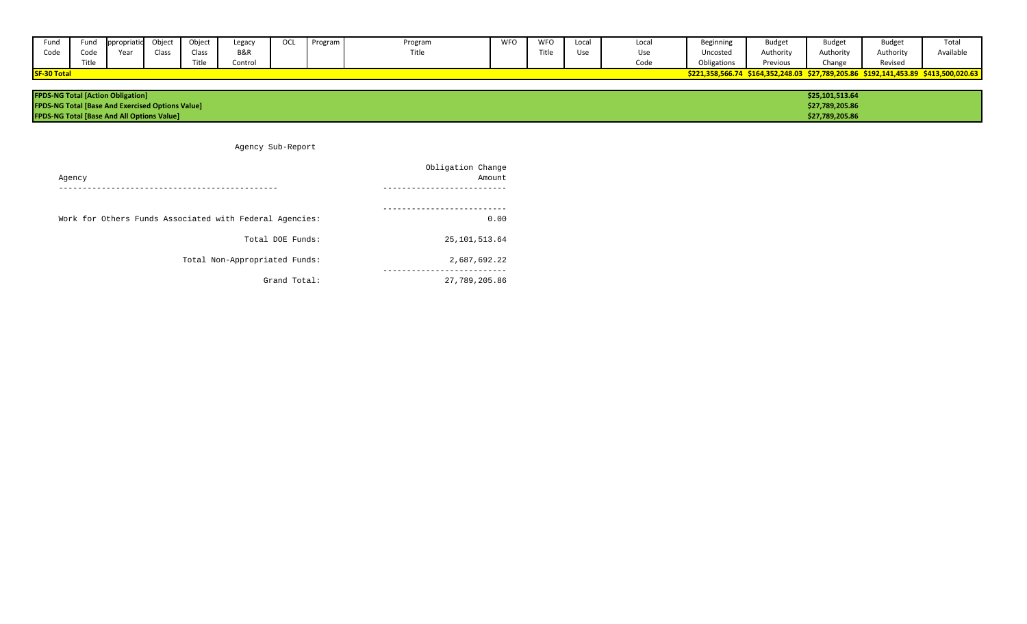| Fund Code | Fund Code Title | Appropriation Year | Object Class | Object Class Title | Legacy B&R Control | OCL | Program | Program Title | WFO | WFO Title | Local Use | Local Use Code | Beginning Uncosted Obligations | Budget Authority Previous | Budget Authority Change | Budget Authority Revised | Total Available |
|---|---|---|---|---|---|---|---|---|---|---|---|---|---|---|---|---|---|
| **SF-30 Total** | | | | | | | | | | | | | **$221,358,566.74** | **$164,352,248.03** | **$27,789,205.86** | **$192,141,453.89** | **$413,500,020.63** |

| | |
|---|---|
| **FPDS-NG Total [Action Obligation]** | **$25,101,513.64** |
| **FPDS-NG Total [Base And Exercised Options Value]** | **$27,789,205.86** |
| **FPDS-NG Total [Base And All Options Value]** | **$27,789,205.86** |

Agency Sub-Report

| Agency | Obligation Change Amount |
|---|---|
| Work for Others Funds Associated with Federal Agencies: | 0.00 |
| Total DOE Funds: | 25,101,513.64 |
| Total Non-Appropriated Funds: | 2,687,692.22 |
| Grand Total: | 27,789,205.86 |